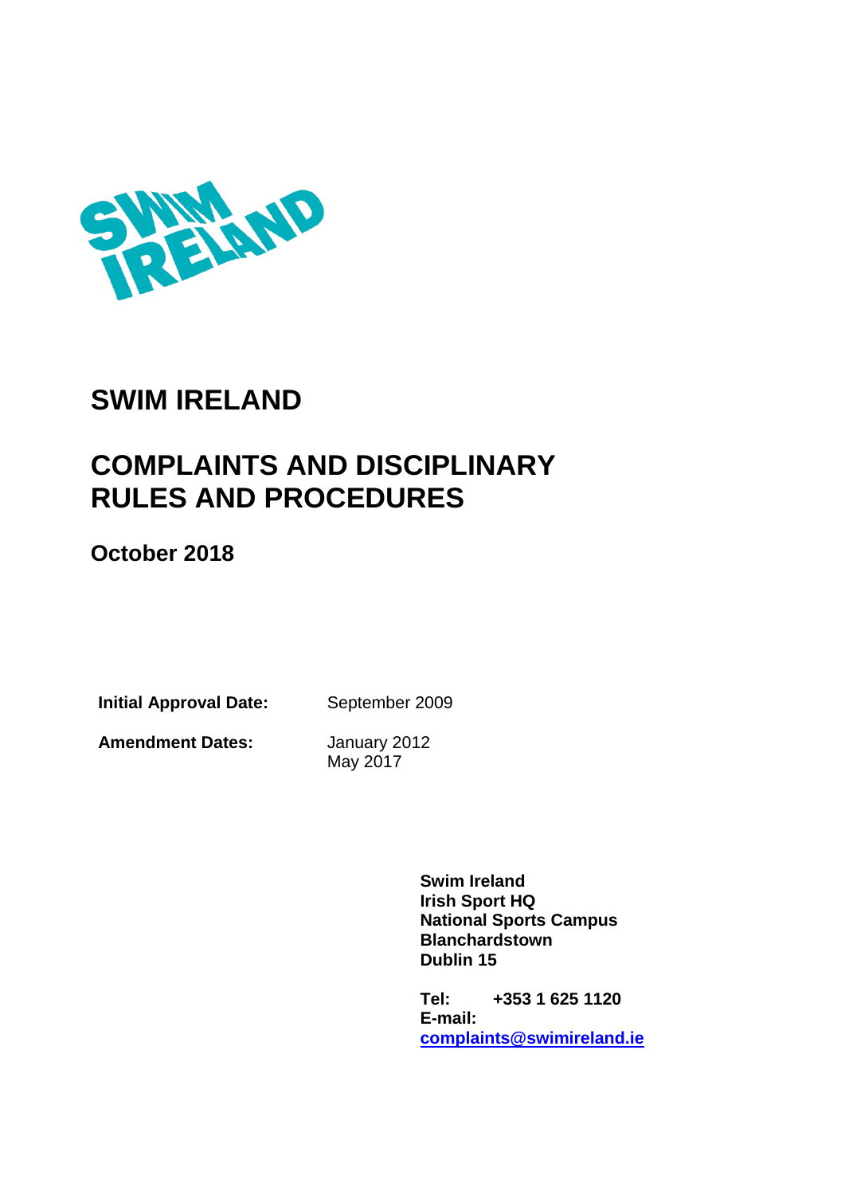# SWIM IRELAND

# COMPLAINTS AND DISCIPLINARY RULES AND PROCEDURES

**October 2018**

| | |
|---|---|
| **Initial Approval Date:** | September 2009 |
| **Amendment Dates:** | January 2012<br>May 2017 |

**Swim Ireland**
**Irish Sport HQ**
**National Sports Campus**
**Blanchardstown**
**Dublin 15**

**Tel:** **+353 1 625 1120**
**E-mail:** **complaints@swimireland.ie**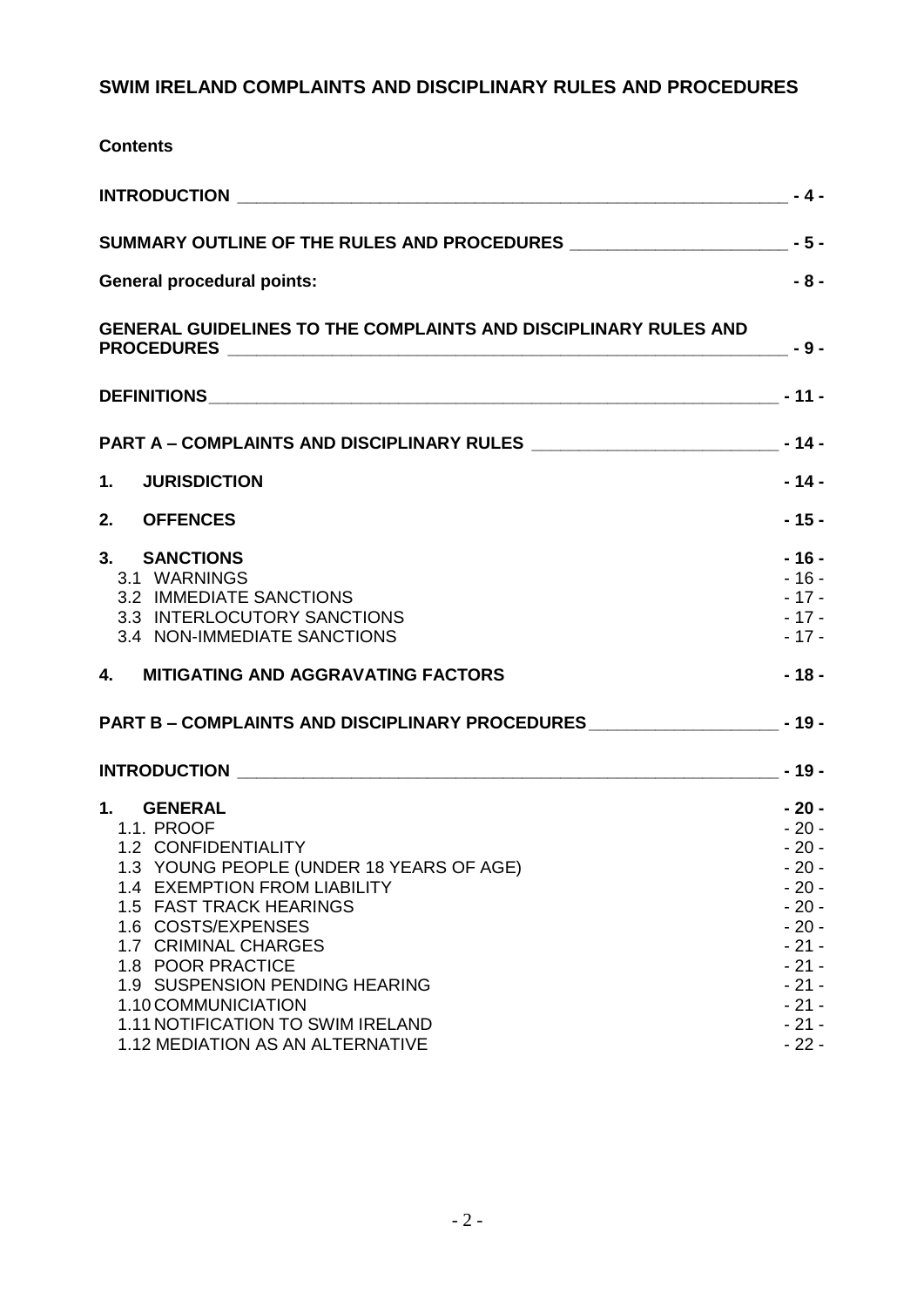# SWIM IRELAND COMPLAINTS AND DISCIPLINARY RULES AND PROCEDURES

**Contents**

| | |
|---|---|
| **INTRODUCTION** | - 4 - |
| **SUMMARY OUTLINE OF THE RULES AND PROCEDURES** | - 5 - |
| **General procedural points:** | - 8 - |
| **GENERAL GUIDELINES TO THE COMPLAINTS AND DISCIPLINARY RULES AND PROCEDURES** | - 9 - |
| **DEFINITIONS** | - 11 - |
| **PART A – COMPLAINTS AND DISCIPLINARY RULES** | - 14 - |
| **1. JURISDICTION** | - 14 - |
| **2. OFFENCES** | - 15 - |
| **3. SANCTIONS** | - 16 - |
| 3.1 WARNINGS | - 16 - |
| 3.2 IMMEDIATE SANCTIONS | - 17 - |
| 3.3 INTERLOCUTORY SANCTIONS | - 17 - |
| 3.4 NON-IMMEDIATE SANCTIONS | - 17 - |
| **4. MITIGATING AND AGGRAVATING FACTORS** | - 18 - |
| **PART B – COMPLAINTS AND DISCIPLINARY PROCEDURES** | - 19 - |
| **INTRODUCTION** | - 19 - |
| **1. GENERAL** | - 20 - |
| 1.1. PROOF | - 20 - |
| 1.2 CONFIDENTIALITY | - 20 - |
| 1.3 YOUNG PEOPLE (UNDER 18 YEARS OF AGE) | - 20 - |
| 1.4 EXEMPTION FROM LIABILITY | - 20 - |
| 1.5 FAST TRACK HEARINGS | - 20 - |
| 1.6 COSTS/EXPENSES | - 20 - |
| 1.7 CRIMINAL CHARGES | - 21 - |
| 1.8 POOR PRACTICE | - 21 - |
| 1.9 SUSPENSION PENDING HEARING | - 21 - |
| 1.10 COMMUNICIATION | - 21 - |
| 1.11 NOTIFICATION TO SWIM IRELAND | - 21 - |
| 1.12 MEDIATION AS AN ALTERNATIVE | - 22 - |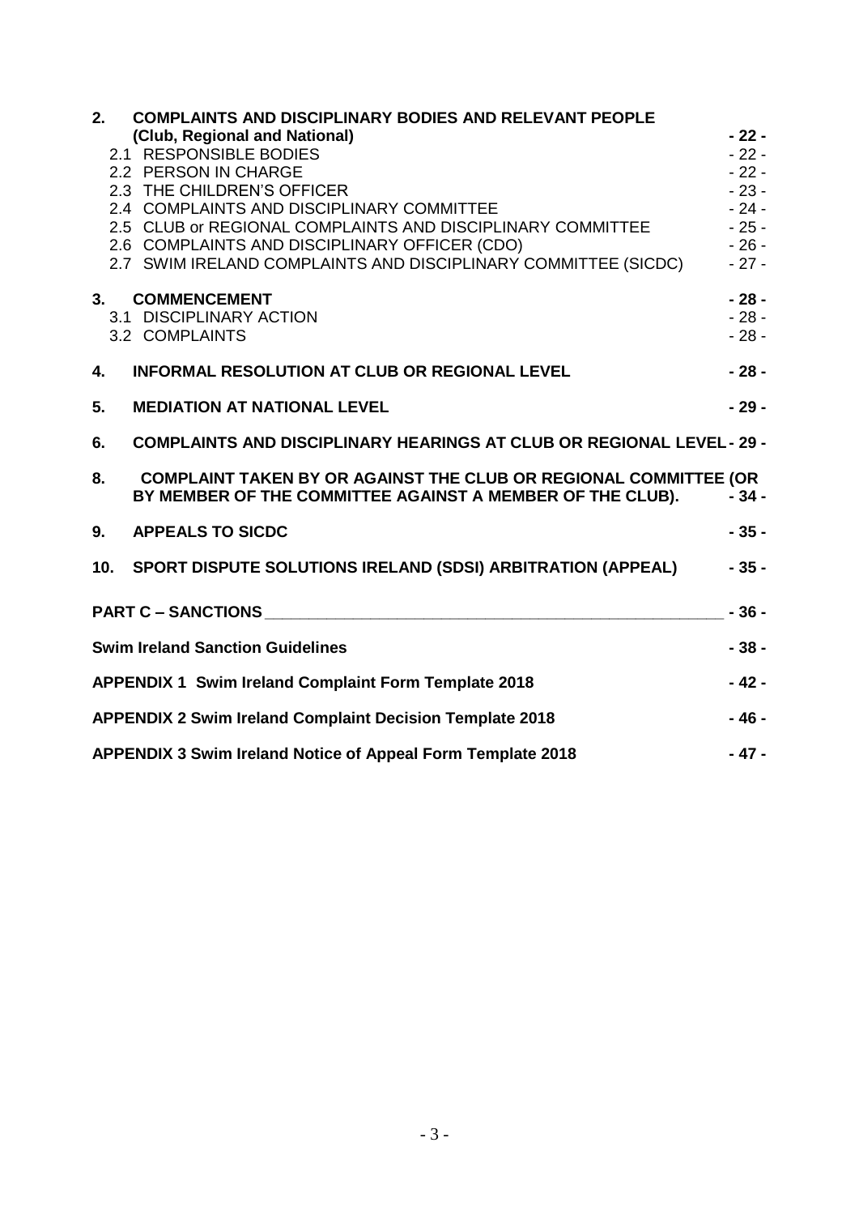| | | |
|---|---|---|
| **2.** | **COMPLAINTS AND DISCIPLINARY BODIES AND RELEVANT PEOPLE (Club, Regional and National)** | **- 22 -** |
| | 2.1 RESPONSIBLE BODIES | - 22 - |
| | 2.2 PERSON IN CHARGE | - 22 - |
| | 2.3 THE CHILDREN'S OFFICER | - 23 - |
| | 2.4 COMPLAINTS AND DISCIPLINARY COMMITTEE | - 24 - |
| | 2.5 CLUB or REGIONAL COMPLAINTS AND DISCIPLINARY COMMITTEE | - 25 - |
| | 2.6 COMPLAINTS AND DISCIPLINARY OFFICER (CDO) | - 26 - |
| | 2.7 SWIM IRELAND COMPLAINTS AND DISCIPLINARY COMMITTEE (SICDC) | - 27 - |
| **3.** | **COMMENCEMENT** | **- 28 -** |
| | 3.1 DISCIPLINARY ACTION | - 28 - |
| | 3.2 COMPLAINTS | - 28 - |
| **4.** | **INFORMAL RESOLUTION AT CLUB OR REGIONAL LEVEL** | **- 28 -** |
| **5.** | **MEDIATION AT NATIONAL LEVEL** | **- 29 -** |
| **6.** | **COMPLAINTS AND DISCIPLINARY HEARINGS AT CLUB OR REGIONAL LEVEL** | **- 29 -** |
| **8.** | **COMPLAINT TAKEN BY OR AGAINST THE CLUB OR REGIONAL COMMITTEE (OR BY MEMBER OF THE COMMITTEE AGAINST A MEMBER OF THE CLUB).** | **- 34 -** |
| **9.** | **APPEALS TO SICDC** | **- 35 -** |
| **10.** | **SPORT DISPUTE SOLUTIONS IRELAND (SDSI) ARBITRATION (APPEAL)** | **- 35 -** |
| | **PART C – SANCTIONS** | **- 36 -** |
| | **Swim Ireland Sanction Guidelines** | **- 38 -** |
| | **APPENDIX 1 Swim Ireland Complaint Form Template 2018** | **- 42 -** |
| | **APPENDIX 2 Swim Ireland Complaint Decision Template 2018** | **- 46 -** |
| | **APPENDIX 3 Swim Ireland Notice of Appeal Form Template 2018** | **- 47 -** |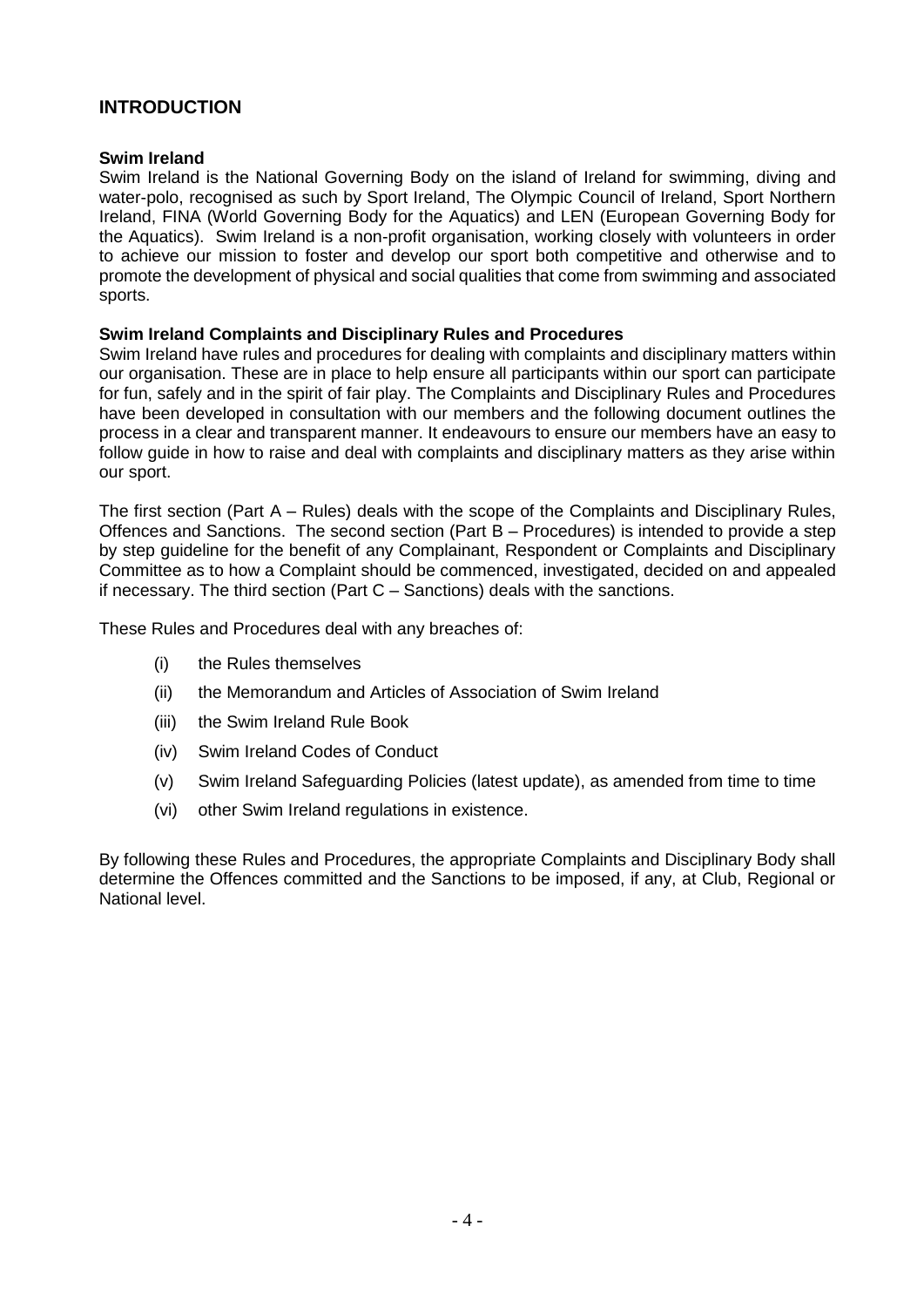## INTRODUCTION

**Swim Ireland**

Swim Ireland is the National Governing Body on the island of Ireland for swimming, diving and water-polo, recognised as such by Sport Ireland, The Olympic Council of Ireland, Sport Northern Ireland, FINA (World Governing Body for the Aquatics) and LEN (European Governing Body for the Aquatics). Swim Ireland is a non-profit organisation, working closely with volunteers in order to achieve our mission to foster and develop our sport both competitive and otherwise and to promote the development of physical and social qualities that come from swimming and associated sports.

**Swim Ireland Complaints and Disciplinary Rules and Procedures**

Swim Ireland have rules and procedures for dealing with complaints and disciplinary matters within our organisation. These are in place to help ensure all participants within our sport can participate for fun, safely and in the spirit of fair play. The Complaints and Disciplinary Rules and Procedures have been developed in consultation with our members and the following document outlines the process in a clear and transparent manner. It endeavours to ensure our members have an easy to follow guide in how to raise and deal with complaints and disciplinary matters as they arise within our sport.

The first section (Part A – Rules) deals with the scope of the Complaints and Disciplinary Rules, Offences and Sanctions. The second section (Part B – Procedures) is intended to provide a step by step guideline for the benefit of any Complainant, Respondent or Complaints and Disciplinary Committee as to how a Complaint should be commenced, investigated, decided on and appealed if necessary. The third section (Part C – Sanctions) deals with the sanctions.

These Rules and Procedures deal with any breaches of:

(i) the Rules themselves

(ii) the Memorandum and Articles of Association of Swim Ireland

(iii) the Swim Ireland Rule Book

(iv) Swim Ireland Codes of Conduct

(v) Swim Ireland Safeguarding Policies (latest update), as amended from time to time

(vi) other Swim Ireland regulations in existence.

By following these Rules and Procedures, the appropriate Complaints and Disciplinary Body shall determine the Offences committed and the Sanctions to be imposed, if any, at Club, Regional or National level.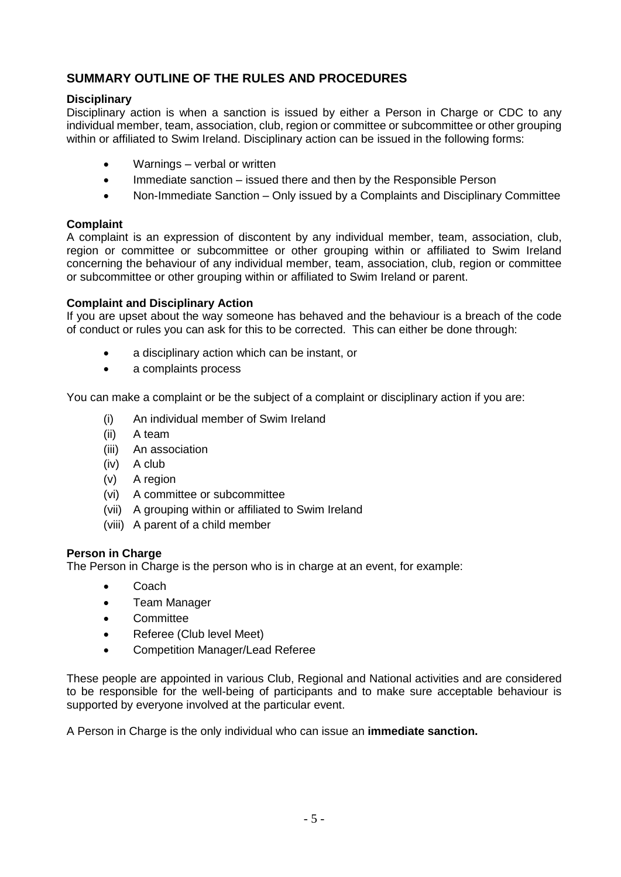## SUMMARY OUTLINE OF THE RULES AND PROCEDURES

### Disciplinary

Disciplinary action is when a sanction is issued by either a Person in Charge or CDC to any individual member, team, association, club, region or committee or subcommittee or other grouping within or affiliated to Swim Ireland. Disciplinary action can be issued in the following forms:

- Warnings – verbal or written
- Immediate sanction – issued there and then by the Responsible Person
- Non-Immediate Sanction – Only issued by a Complaints and Disciplinary Committee

### Complaint

A complaint is an expression of discontent by any individual member, team, association, club, region or committee or subcommittee or other grouping within or affiliated to Swim Ireland concerning the behaviour of any individual member, team, association, club, region or committee or subcommittee or other grouping within or affiliated to Swim Ireland or parent.

### Complaint and Disciplinary Action

If you are upset about the way someone has behaved and the behaviour is a breach of the code of conduct or rules you can ask for this to be corrected. This can either be done through:

- a disciplinary action which can be instant, or
- a complaints process

You can make a complaint or be the subject of a complaint or disciplinary action if you are:

(i) An individual member of Swim Ireland
(ii) A team
(iii) An association
(iv) A club
(v) A region
(vi) A committee or subcommittee
(vii) A grouping within or affiliated to Swim Ireland
(viii) A parent of a child member

### Person in Charge

The Person in Charge is the person who is in charge at an event, for example:

- Coach
- Team Manager
- Committee
- Referee (Club level Meet)
- Competition Manager/Lead Referee

These people are appointed in various Club, Regional and National activities and are considered to be responsible for the well-being of participants and to make sure acceptable behaviour is supported by everyone involved at the particular event.

A Person in Charge is the only individual who can issue an **immediate sanction.**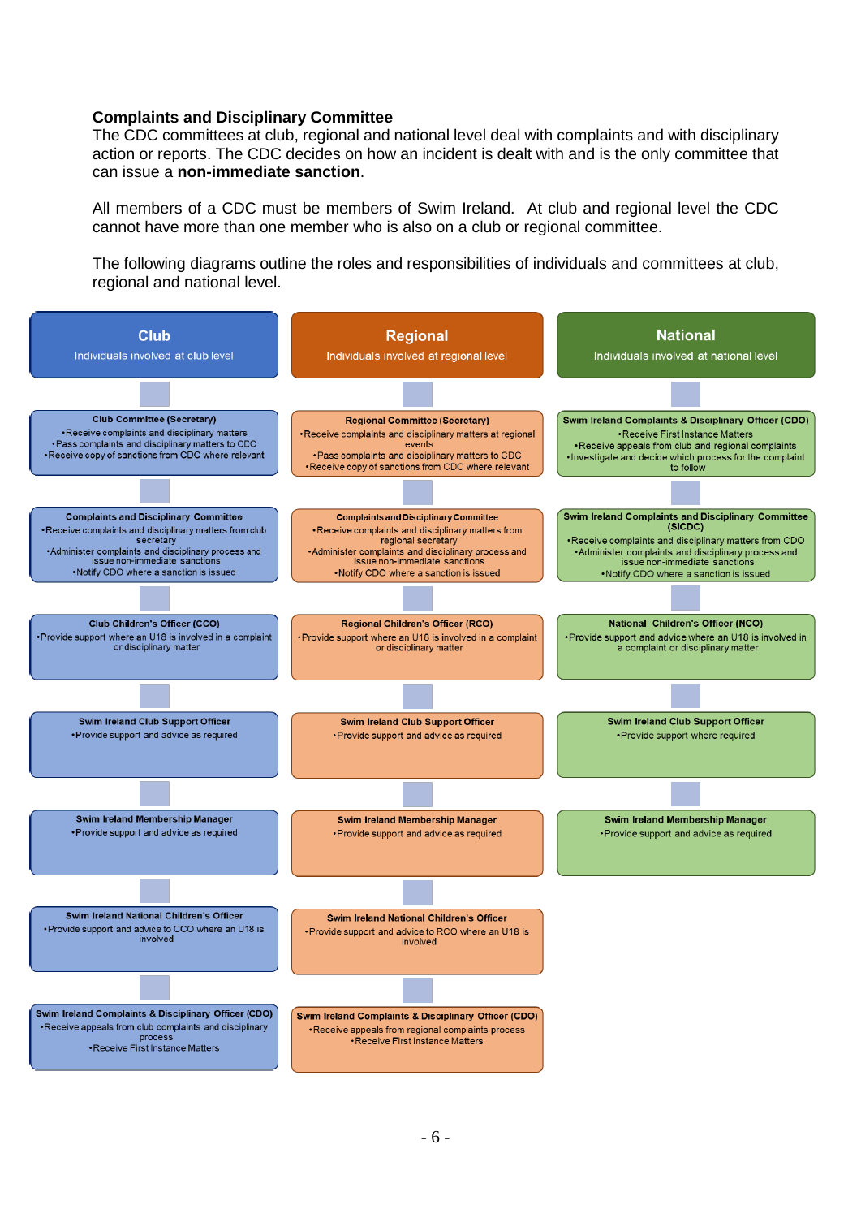**Complaints and Disciplinary Committee**

The CDC committees at club, regional and national level deal with complaints and with disciplinary action or reports. The CDC decides on how an incident is dealt with and is the only committee that can issue a **non-immediate sanction**.

All members of a CDC must be members of Swim Ireland. At club and regional level the CDC cannot have more than one member who is also on a club or regional committee.

The following diagrams outline the roles and responsibilities of individuals and committees at club, regional and national level.

## Club

Individuals involved at club level

**Club Committee (Secretary)**
- Receive complaints and disciplinary matters
- Pass complaints and disciplinary matters to CDC
- Receive copy of sanctions from CDC where relevant

**Complaints and Disciplinary Committee**
- Receive complaints and disciplinary matters from club secretary
- Administer complaints and disciplinary process and issue non-immediate sanctions
- Notify CDO where a sanction is issued

**Club Children's Officer (CCO)**
- Provide support where an U18 is involved in a complaint or disciplinary matter

**Swim Ireland Club Support Officer**
- Provide support and advice as required

**Swim Ireland Membership Manager**
- Provide support and advice as required

**Swim Ireland National Children's Officer**
- Provide support and advice to CCO where an U18 is involved

**Swim Ireland Complaints & Disciplinary Officer (CDO)**
- Receive appeals from club complaints and disciplinary process
- Receive First Instance Matters

## Regional

Individuals involved at regional level

**Regional Committee (Secretary)**
- Receive complaints and disciplinary matters at regional events
- Pass complaints and disciplinary matters to CDC
- Receive copy of sanctions from CDC where relevant

**Complaints and Disciplinary Committee**
- Receive complaints and disciplinary matters from regional secretary
- Administer complaints and disciplinary process and issue non-immediate sanctions
- Notify CDO where a sanction is issued

**Regional Children's Officer (RCO)**
- Provide support where an U18 is involved in a complaint or disciplinary matter

**Swim Ireland Club Support Officer**
- Provide support and advice as required

**Swim Ireland Membership Manager**
- Provide support and advice as required

**Swim Ireland National Children's Officer**
- Provide support and advice to RCO where an U18 is involved

**Swim Ireland Complaints & Disciplinary Officer (CDO)**
- Receive appeals from regional complaints process
- Receive First Instance Matters

## National

Individuals involved at national level

**Swim Ireland Complaints & Disciplinary Officer (CDO)**
- Receive First Instance Matters
- Receive appeals from club and regional complaints
- Investigate and decide which process for the complaint to follow

**Swim Ireland Complaints and Disciplinary Committee (SICDC)**
- Receive complaints and disciplinary matters from CDO
- Administer complaints and disciplinary process and issue non-immediate sanctions
- Notify CDO where a sanction is issued

**National Children's Officer (NCO)**
- Provide support and advice where an U18 is involved in a complaint or disciplinary matter

**Swim Ireland Club Support Officer**
- Provide support where required

**Swim Ireland Membership Manager**
- Provide support and advice as required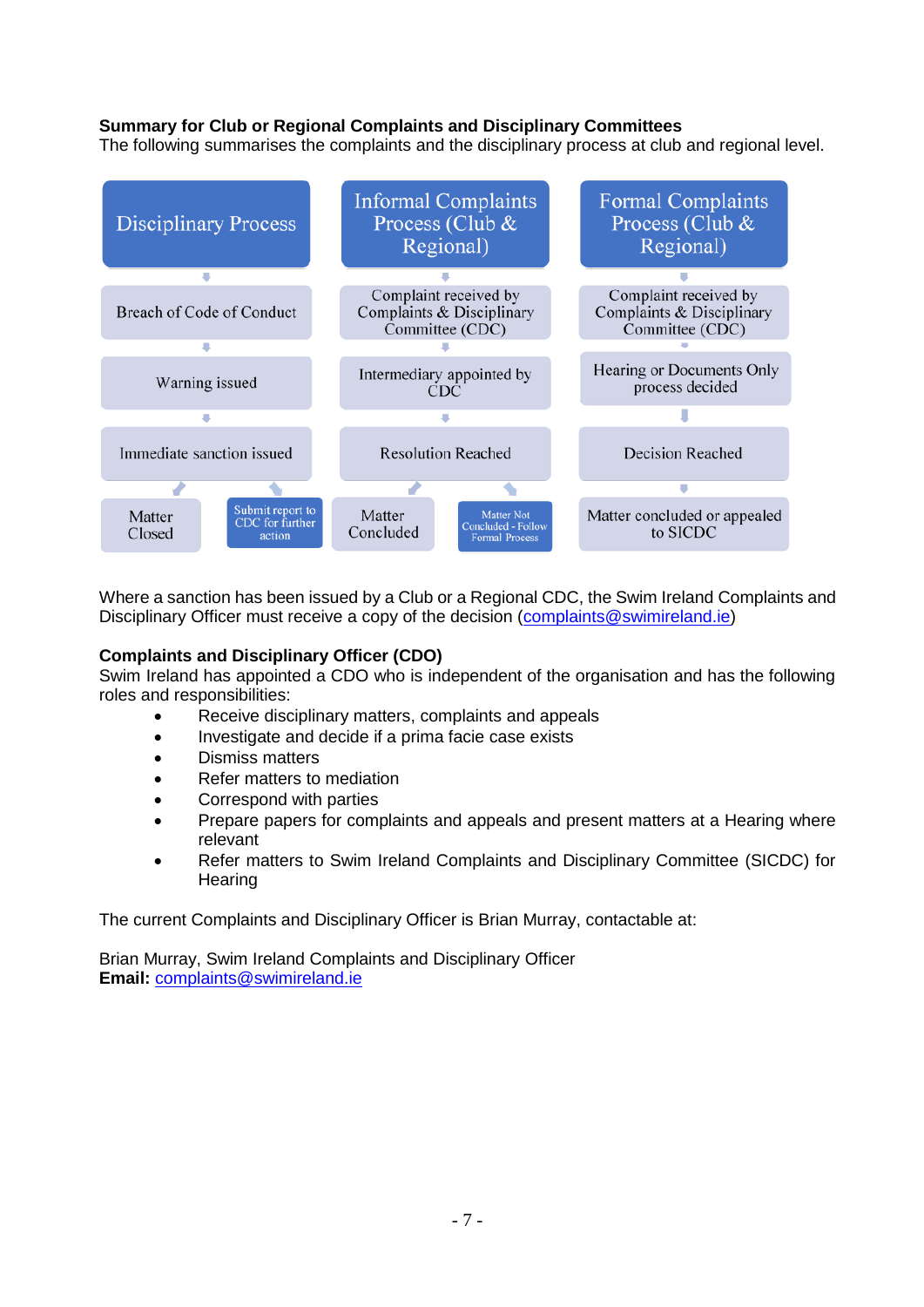**Summary for Club or Regional Complaints and Disciplinary Committees**

The following summarises the complaints and the disciplinary process at club and regional level.

| Disciplinary Process | Informal Complaints Process (Club & Regional) | Formal Complaints Process (Club & Regional) |
|---|---|---|
| Breach of Code of Conduct | Complaint received by Complaints & Disciplinary Committee (CDC) | Complaint received by Complaints & Disciplinary Committee (CDC) |
| Warning issued | Intermediary appointed by CDC | Hearing or Documents Only process decided |
| Immediate sanction issued | Resolution Reached | Decision Reached |
| Matter Closed / Submit report to CDC for further action | Matter Concluded / Matter Not Concluded - Follow Formal Process | Matter concluded or appealed to SICDC |

Where a sanction has been issued by a Club or a Regional CDC, the Swim Ireland Complaints and Disciplinary Officer must receive a copy of the decision (complaints@swimireland.ie)

**Complaints and Disciplinary Officer (CDO)**

Swim Ireland has appointed a CDO who is independent of the organisation and has the following roles and responsibilities:

- Receive disciplinary matters, complaints and appeals
- Investigate and decide if a prima facie case exists
- Dismiss matters
- Refer matters to mediation
- Correspond with parties
- Prepare papers for complaints and appeals and present matters at a Hearing where relevant
- Refer matters to Swim Ireland Complaints and Disciplinary Committee (SICDC) for Hearing

The current Complaints and Disciplinary Officer is Brian Murray, contactable at:

Brian Murray, Swim Ireland Complaints and Disciplinary Officer
**Email:** complaints@swimireland.ie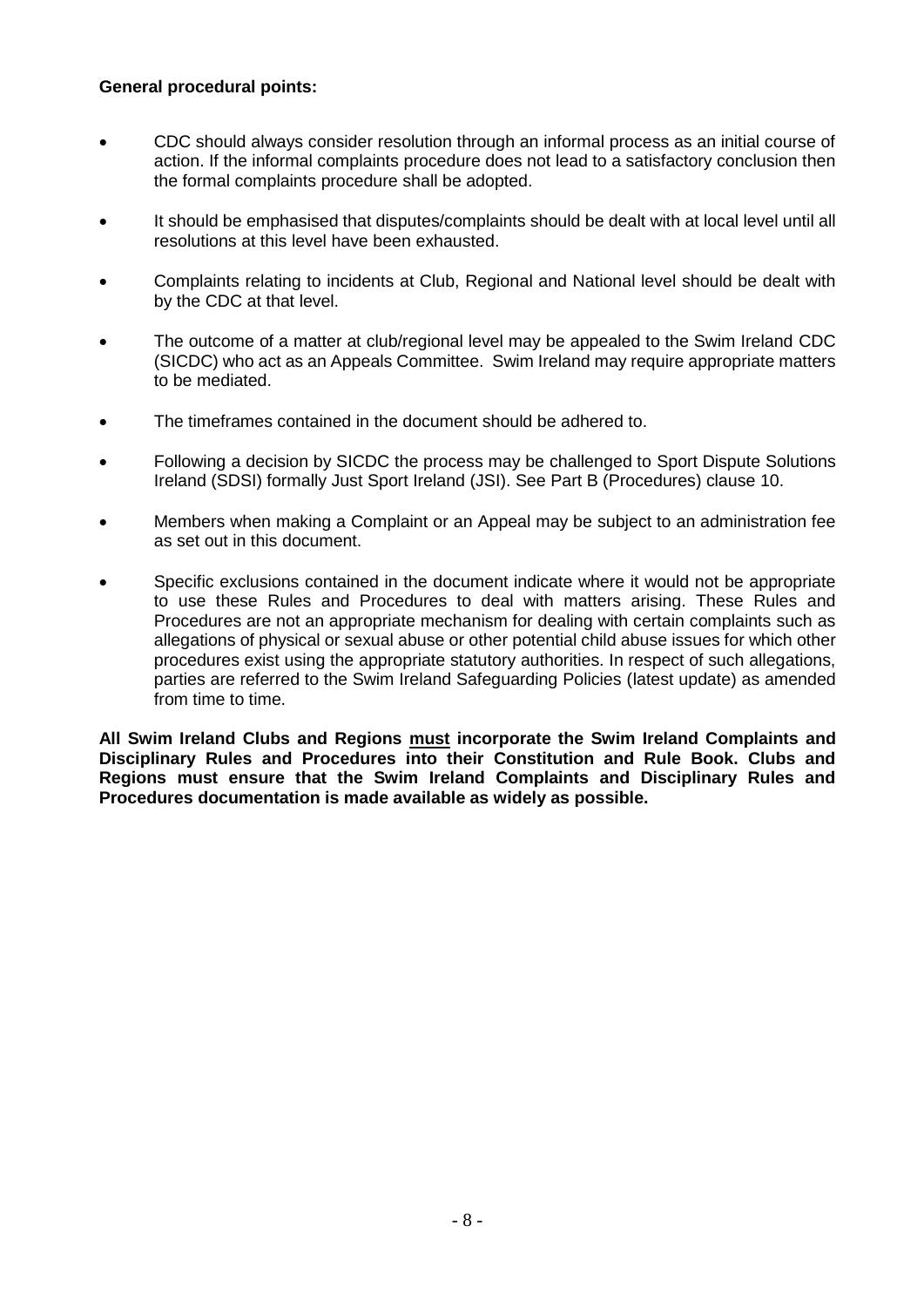**General procedural points:**

- CDC should always consider resolution through an informal process as an initial course of action. If the informal complaints procedure does not lead to a satisfactory conclusion then the formal complaints procedure shall be adopted.
- It should be emphasised that disputes/complaints should be dealt with at local level until all resolutions at this level have been exhausted.
- Complaints relating to incidents at Club, Regional and National level should be dealt with by the CDC at that level.
- The outcome of a matter at club/regional level may be appealed to the Swim Ireland CDC (SICDC) who act as an Appeals Committee. Swim Ireland may require appropriate matters to be mediated.
- The timeframes contained in the document should be adhered to.
- Following a decision by SICDC the process may be challenged to Sport Dispute Solutions Ireland (SDSI) formally Just Sport Ireland (JSI). See Part B (Procedures) clause 10.
- Members when making a Complaint or an Appeal may be subject to an administration fee as set out in this document.
- Specific exclusions contained in the document indicate where it would not be appropriate to use these Rules and Procedures to deal with matters arising. These Rules and Procedures are not an appropriate mechanism for dealing with certain complaints such as allegations of physical or sexual abuse or other potential child abuse issues for which other procedures exist using the appropriate statutory authorities. In respect of such allegations, parties are referred to the Swim Ireland Safeguarding Policies (latest update) as amended from time to time.

**All Swim Ireland Clubs and Regions <u>must</u> incorporate the Swim Ireland Complaints and Disciplinary Rules and Procedures into their Constitution and Rule Book. Clubs and Regions must ensure that the Swim Ireland Complaints and Disciplinary Rules and Procedures documentation is made available as widely as possible.**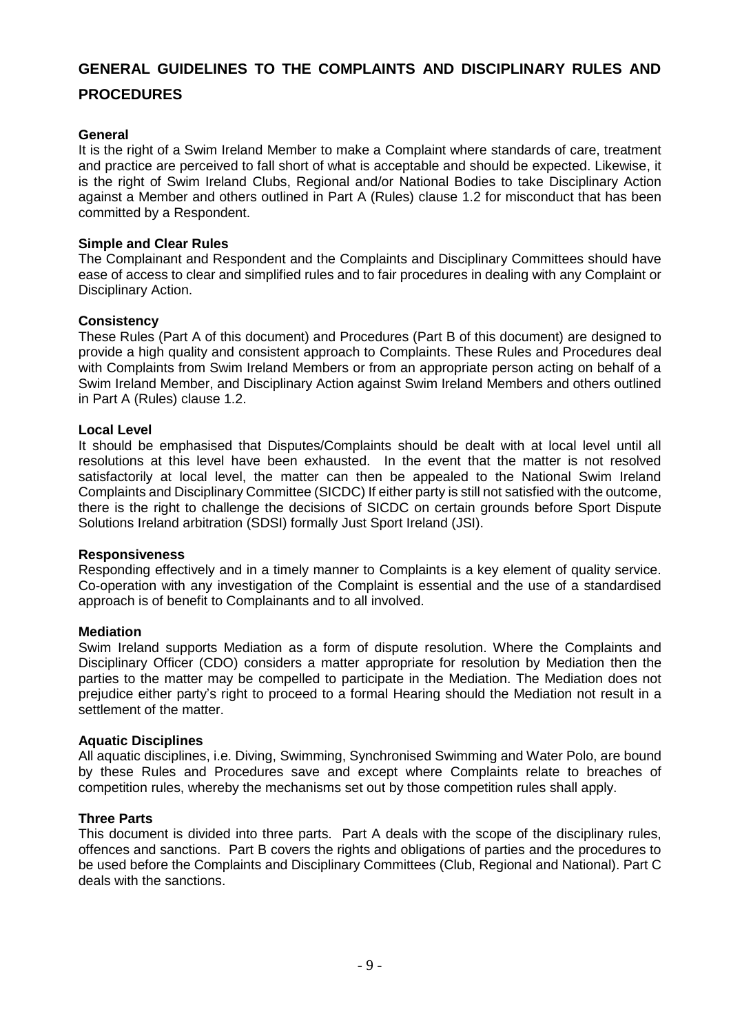# GENERAL GUIDELINES TO THE COMPLAINTS AND DISCIPLINARY RULES AND PROCEDURES

**General**

It is the right of a Swim Ireland Member to make a Complaint where standards of care, treatment and practice are perceived to fall short of what is acceptable and should be expected. Likewise, it is the right of Swim Ireland Clubs, Regional and/or National Bodies to take Disciplinary Action against a Member and others outlined in Part A (Rules) clause 1.2 for misconduct that has been committed by a Respondent.

**Simple and Clear Rules**

The Complainant and Respondent and the Complaints and Disciplinary Committees should have ease of access to clear and simplified rules and to fair procedures in dealing with any Complaint or Disciplinary Action.

**Consistency**

These Rules (Part A of this document) and Procedures (Part B of this document) are designed to provide a high quality and consistent approach to Complaints. These Rules and Procedures deal with Complaints from Swim Ireland Members or from an appropriate person acting on behalf of a Swim Ireland Member, and Disciplinary Action against Swim Ireland Members and others outlined in Part A (Rules) clause 1.2.

**Local Level**

It should be emphasised that Disputes/Complaints should be dealt with at local level until all resolutions at this level have been exhausted. In the event that the matter is not resolved satisfactorily at local level, the matter can then be appealed to the National Swim Ireland Complaints and Disciplinary Committee (SICDC) If either party is still not satisfied with the outcome, there is the right to challenge the decisions of SICDC on certain grounds before Sport Dispute Solutions Ireland arbitration (SDSI) formally Just Sport Ireland (JSI).

**Responsiveness**

Responding effectively and in a timely manner to Complaints is a key element of quality service. Co-operation with any investigation of the Complaint is essential and the use of a standardised approach is of benefit to Complainants and to all involved.

**Mediation**

Swim Ireland supports Mediation as a form of dispute resolution. Where the Complaints and Disciplinary Officer (CDO) considers a matter appropriate for resolution by Mediation then the parties to the matter may be compelled to participate in the Mediation. The Mediation does not prejudice either party's right to proceed to a formal Hearing should the Mediation not in a settlement of the matter.

**Aquatic Disciplines**

All aquatic disciplines, i.e. Diving, Swimming, Synchronised Swimming and Water Polo, are bound by these Rules and Procedures save and except where Complaints relate to breaches of competition rules, whereby the mechanisms set out by those competition rules shall apply.

**Three Parts**

This document is divided into three parts. Part A deals with the scope of the disciplinary rules, offences and sanctions. Part B covers the rights and obligations of parties and the procedures to be used before the Complaints and Disciplinary Committees (Club, Regional and National). Part C deals with the sanctions.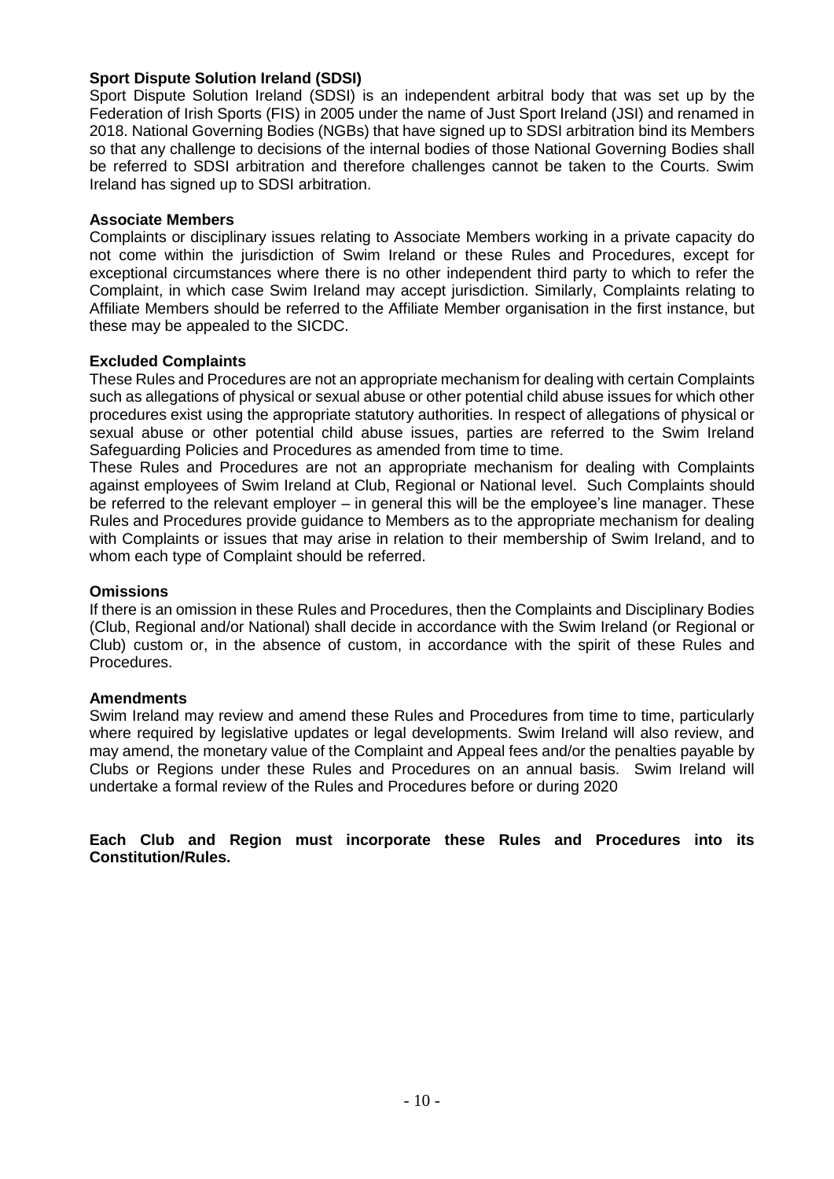**Sport Dispute Solution Ireland (SDSI)**

Sport Dispute Solution Ireland (SDSI) is an independent arbitral body that was set up by the Federation of Irish Sports (FIS) in 2005 under the name of Just Sport Ireland (JSI) and renamed in 2018. National Governing Bodies (NGBs) that have signed up to SDSI arbitration bind its Members so that any challenge to decisions of the internal bodies of those National Governing Bodies shall be referred to SDSI arbitration and therefore challenges cannot be taken to the Courts. Swim Ireland has signed up to SDSI arbitration.

**Associate Members**

Complaints or disciplinary issues relating to Associate Members working in a private capacity do not come within the jurisdiction of Swim Ireland or these Rules and Procedures, except for exceptional circumstances where there is no other independent third party to which to refer the Complaint, in which case Swim Ireland may accept jurisdiction. Similarly, Complaints relating to Affiliate Members should be referred to the Affiliate Member organisation in the first instance, but these may be appealed to the SICDC.

**Excluded Complaints**

These Rules and Procedures are not an appropriate mechanism for dealing with certain Complaints such as allegations of physical or sexual abuse or other potential child abuse issues for which other procedures exist using the appropriate statutory authorities. In respect of allegations of physical or sexual abuse or other potential child abuse issues, parties are referred to the Swim Ireland Safeguarding Policies and Procedures as amended from time to time.

These Rules and Procedures are not an appropriate mechanism for dealing with Complaints against employees of Swim Ireland at Club, Regional or National level. Such Complaints should be referred to the relevant employer – in general this will be the employee's line manager. These Rules and Procedures provide guidance to Members as to the appropriate mechanism for dealing with Complaints or issues that may arise in relation to their membership of Swim Ireland, and to whom each type of Complaint should be referred.

**Omissions**

If there is an omission in these Rules and Procedures, then the Complaints and Disciplinary Bodies (Club, Regional and/or National) shall decide in accordance with the Swim Ireland (or Regional or Club) custom or, in the absence of custom, in accordance with the spirit of these Rules and Procedures.

**Amendments**

Swim Ireland may review and amend these Rules and Procedures from time to time, particularly where required by legislative updates or legal developments. Swim Ireland will also review, and may amend, the monetary value of the Complaint and Appeal fees and/or the penalties payable by Clubs or Regions under these Rules and Procedures on an annual basis. Swim Ireland will undertake a formal review of the Rules and Procedures before or during 2020

**Each Club and Region must incorporate these Rules and Procedures into its Constitution/Rules.**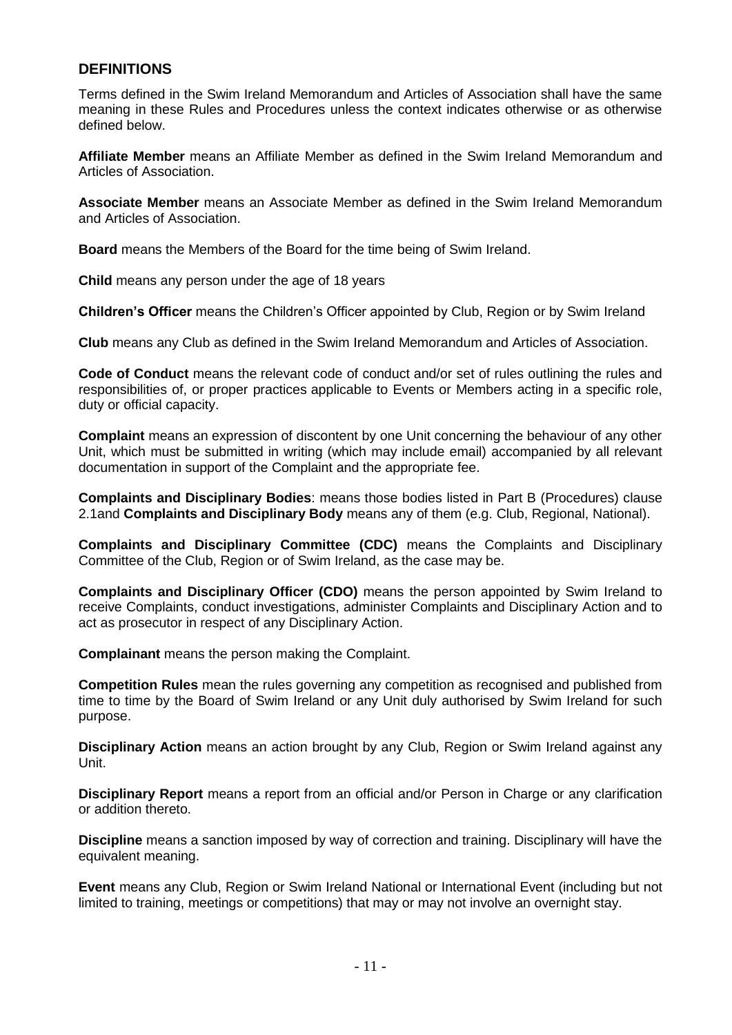## DEFINITIONS

Terms defined in the Swim Ireland Memorandum and Articles of Association shall have the same meaning in these Rules and Procedures unless the context indicates otherwise or as otherwise defined below.

**Affiliate Member** means an Affiliate Member as defined in the Swim Ireland Memorandum and Articles of Association.

**Associate Member** means an Associate Member as defined in the Swim Ireland Memorandum and Articles of Association.

**Board** means the Members of the Board for the time being of Swim Ireland.

**Child** means any person under the age of 18 years

**Children's Officer** means the Children's Officer appointed by Club, Region or by Swim Ireland

**Club** means any Club as defined in the Swim Ireland Memorandum and Articles of Association.

**Code of Conduct** means the relevant code of conduct and/or set of rules outlining the rules and responsibilities of, or proper practices applicable to Events or Members acting in a specific role, duty or official capacity.

**Complaint** means an expression of discontent by one Unit concerning the behaviour of any other Unit, which must be submitted in writing (which may include email) accompanied by all relevant documentation in support of the Complaint and the appropriate fee.

**Complaints and Disciplinary Bodies**: means those bodies listed in Part B (Procedures) clause 2.1and **Complaints and Disciplinary Body** means any of them (e.g. Club, Regional, National).

**Complaints and Disciplinary Committee (CDC)** means the Complaints and Disciplinary Committee of the Club, Region or of Swim Ireland, as the case may be.

**Complaints and Disciplinary Officer (CDO)** means the person appointed by Swim Ireland to receive Complaints, conduct investigations, administer Complaints and Disciplinary Action and to act as prosecutor in respect of any Disciplinary Action.

**Complainant** means the person making the Complaint.

**Competition Rules** mean the rules governing any competition as recognised and published from time to time by the Board of Swim Ireland or any Unit duly authorised by Swim Ireland for such purpose.

**Disciplinary Action** means an action brought by any Club, Region or Swim Ireland against any Unit.

**Disciplinary Report** means a report from an official and/or Person in Charge or any clarification or addition thereto.

**Discipline** means a sanction imposed by way of correction and training. Disciplinary will have the equivalent meaning.

**Event** means any Club, Region or Swim Ireland National or International Event (including but not limited to training, meetings or competitions) that may or may not involve an overnight stay.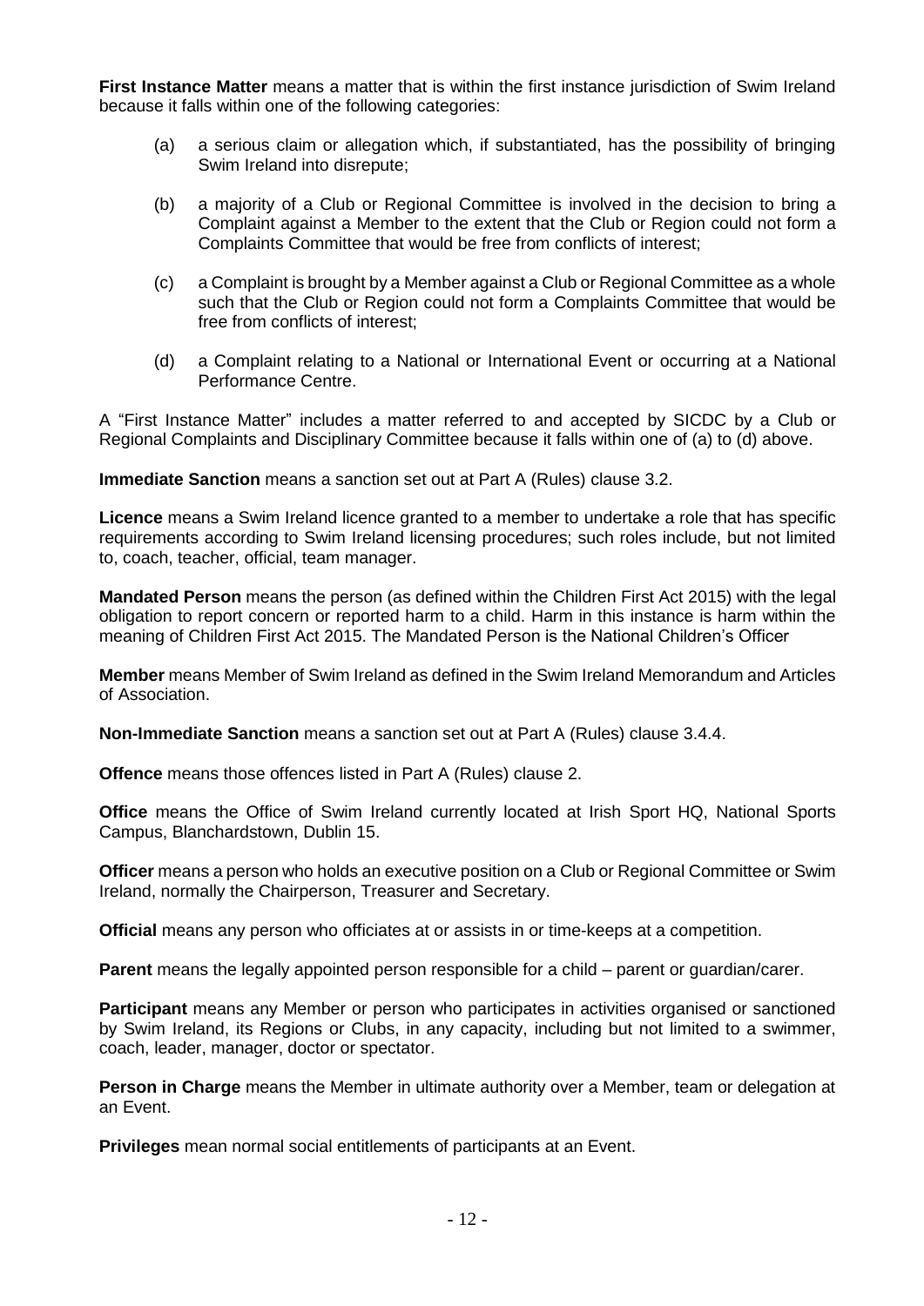**First Instance Matter** means a matter that is within the first instance jurisdiction of Swim Ireland because it falls within one of the following categories:

(a) a serious claim or allegation which, if substantiated, has the possibility of bringing Swim Ireland into disrepute;

(b) a majority of a Club or Regional Committee is involved in the decision to bring a Complaint against a Member to the extent that the Club or Region could not form a Complaints Committee that would be free from conflicts of interest;

(c) a Complaint is brought by a Member against a Club or Regional Committee as a whole such that the Club or Region could not form a Complaints Committee that would be free from conflicts of interest;

(d) a Complaint relating to a National or International Event or occurring at a National Performance Centre.

A "First Instance Matter" includes a matter referred to and accepted by SICDC by a Club or Regional Complaints and Disciplinary Committee because it falls within one of (a) to (d) above.

**Immediate Sanction** means a sanction set out at Part A (Rules) clause 3.2.

**Licence** means a Swim Ireland licence granted to a member to undertake a role that has specific requirements according to Swim Ireland licensing procedures; such roles include, but not limited to, coach, teacher, official, team manager.

**Mandated Person** means the person (as defined within the Children First Act 2015) with the legal obligation to report concern or reported harm to a child. Harm in this instance is harm within the meaning of Children First Act 2015. The Mandated Person is the National Children's Officer

**Member** means Member of Swim Ireland as defined in the Swim Ireland Memorandum and Articles of Association.

**Non-Immediate Sanction** means a sanction set out at Part A (Rules) clause 3.4.4.

**Offence** means those offences listed in Part A (Rules) clause 2.

**Office** means the Office of Swim Ireland currently located at Irish Sport HQ, National Sports Campus, Blanchardstown, Dublin 15.

**Officer** means a person who holds an executive position on a Club or Regional Committee or Swim Ireland, normally the Chairperson, Treasurer and Secretary.

**Official** means any person who officiates at or assists in or time-keeps at a competition.

**Parent** means the legally appointed person responsible for a child – parent or guardian/carer.

**Participant** means any Member or person who participates in activities organised or sanctioned by Swim Ireland, its Regions or Clubs, in any capacity, including but not limited to a swimmer, coach, leader, manager, doctor or spectator.

**Person in Charge** means the Member in ultimate authority over a Member, team or delegation at an Event.

**Privileges** mean normal social entitlements of participants at an Event.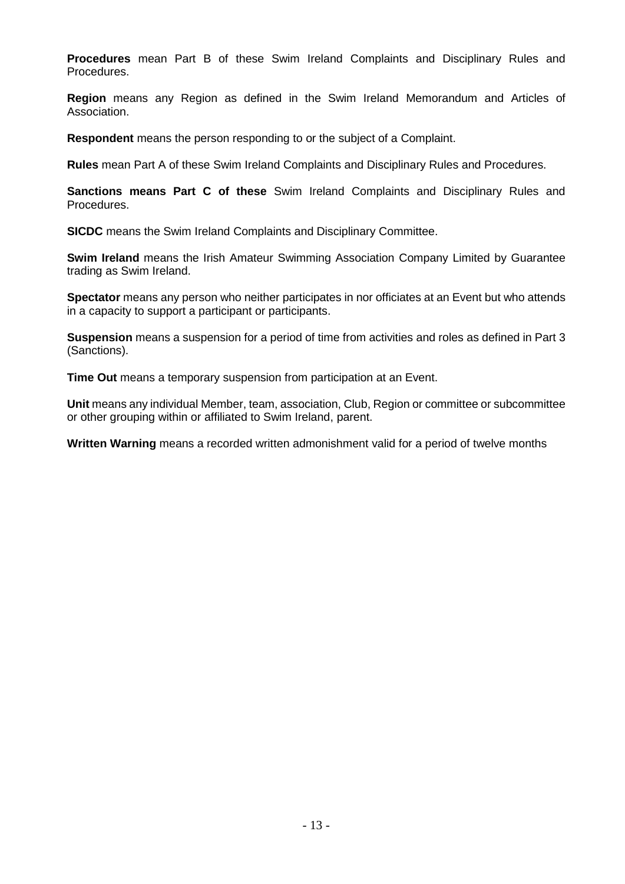**Procedures** mean Part B of these Swim Ireland Complaints and Disciplinary Rules and Procedures.

**Region** means any Region as defined in the Swim Ireland Memorandum and Articles of Association.

**Respondent** means the person responding to or the subject of a Complaint.

**Rules** mean Part A of these Swim Ireland Complaints and Disciplinary Rules and Procedures.

**Sanctions means Part C of these** Swim Ireland Complaints and Disciplinary Rules and Procedures.

**SICDC** means the Swim Ireland Complaints and Disciplinary Committee.

**Swim Ireland** means the Irish Amateur Swimming Association Company Limited by Guarantee trading as Swim Ireland.

**Spectator** means any person who neither participates in nor officiates at an Event but who attends in a capacity to support a participant or participants.

**Suspension** means a suspension for a period of time from activities and roles as defined in Part 3 (Sanctions).

**Time Out** means a temporary suspension from participation at an Event.

**Unit** means any individual Member, team, association, Club, Region or committee or subcommittee or other grouping within or affiliated to Swim Ireland, parent.

**Written Warning** means a recorded written admonishment valid for a period of twelve months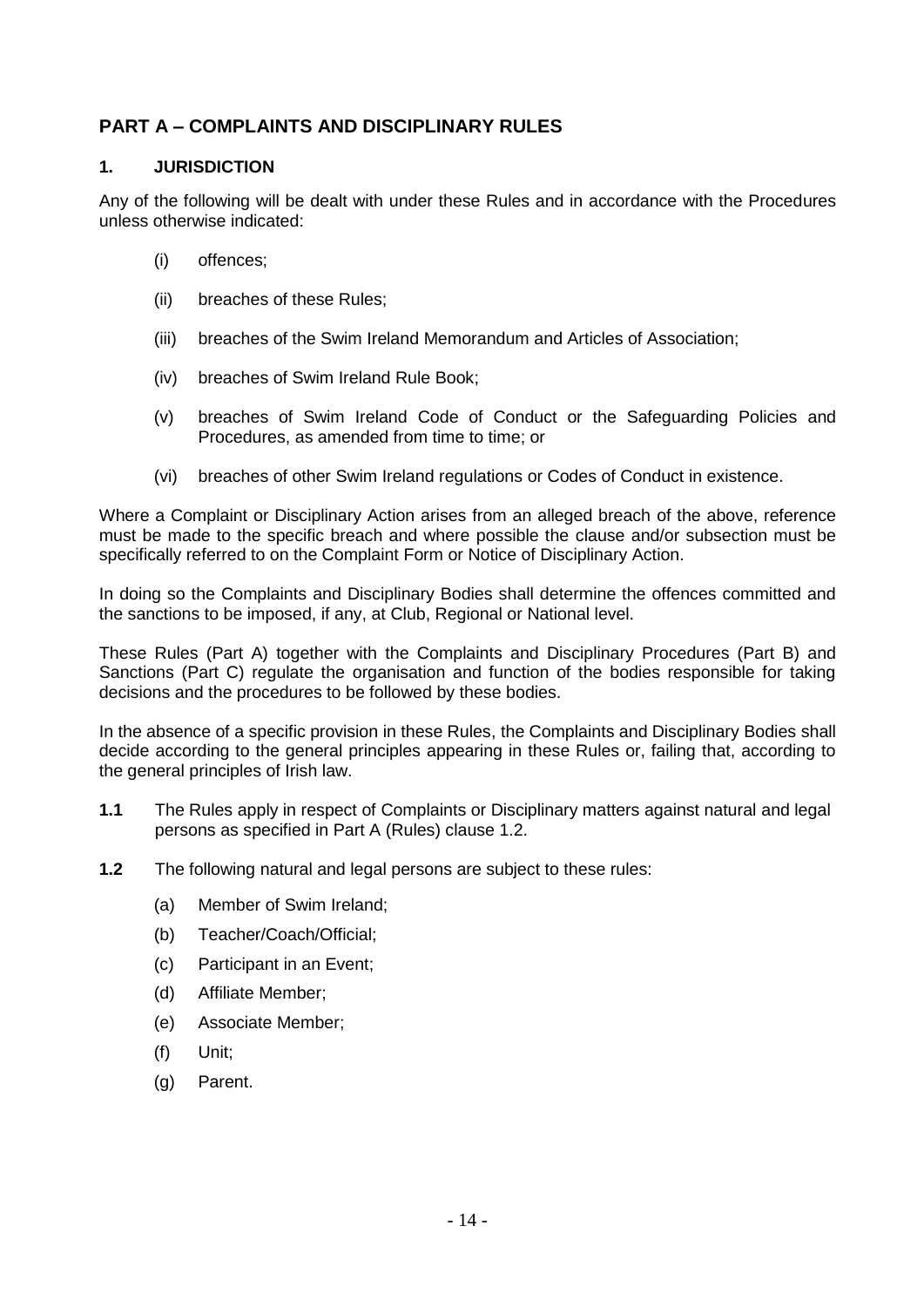## PART A – COMPLAINTS AND DISCIPLINARY RULES

### 1. JURISDICTION

Any of the following will be dealt with under these Rules and in accordance with the Procedures unless otherwise indicated:

- (i) offences;
- (ii) breaches of these Rules;
- (iii) breaches of the Swim Ireland Memorandum and Articles of Association;
- (iv) breaches of Swim Ireland Rule Book;
- (v) breaches of Swim Ireland Code of Conduct or the Safeguarding Policies and Procedures, as amended from time to time; or
- (vi) breaches of other Swim Ireland regulations or Codes of Conduct in existence.

Where a Complaint or Disciplinary Action arises from an alleged breach of the above, reference must be made to the specific breach and where possible the clause and/or subsection must be specifically referred to on the Complaint Form or Notice of Disciplinary Action.

In doing so the Complaints and Disciplinary Bodies shall determine the offences committed and the sanctions to be imposed, if any, at Club, Regional or National level.

These Rules (Part A) together with the Complaints and Disciplinary Procedures (Part B) and Sanctions (Part C) regulate the organisation and function of the bodies responsible for taking decisions and the procedures to be followed by these bodies.

In the absence of a specific provision in these Rules, the Complaints and Disciplinary Bodies shall decide according to the general principles appearing in these Rules or, failing that, according to the general principles of Irish law.

**1.1** The Rules apply in respect of Complaints or Disciplinary matters against natural and legal persons as specified in Part A (Rules) clause 1.2.

**1.2** The following natural and legal persons are subject to these rules:

- (a) Member of Swim Ireland;
- (b) Teacher/Coach/Official;
- (c) Participant in an Event;
- (d) Affiliate Member;
- (e) Associate Member;
- (f) Unit;
- (g) Parent.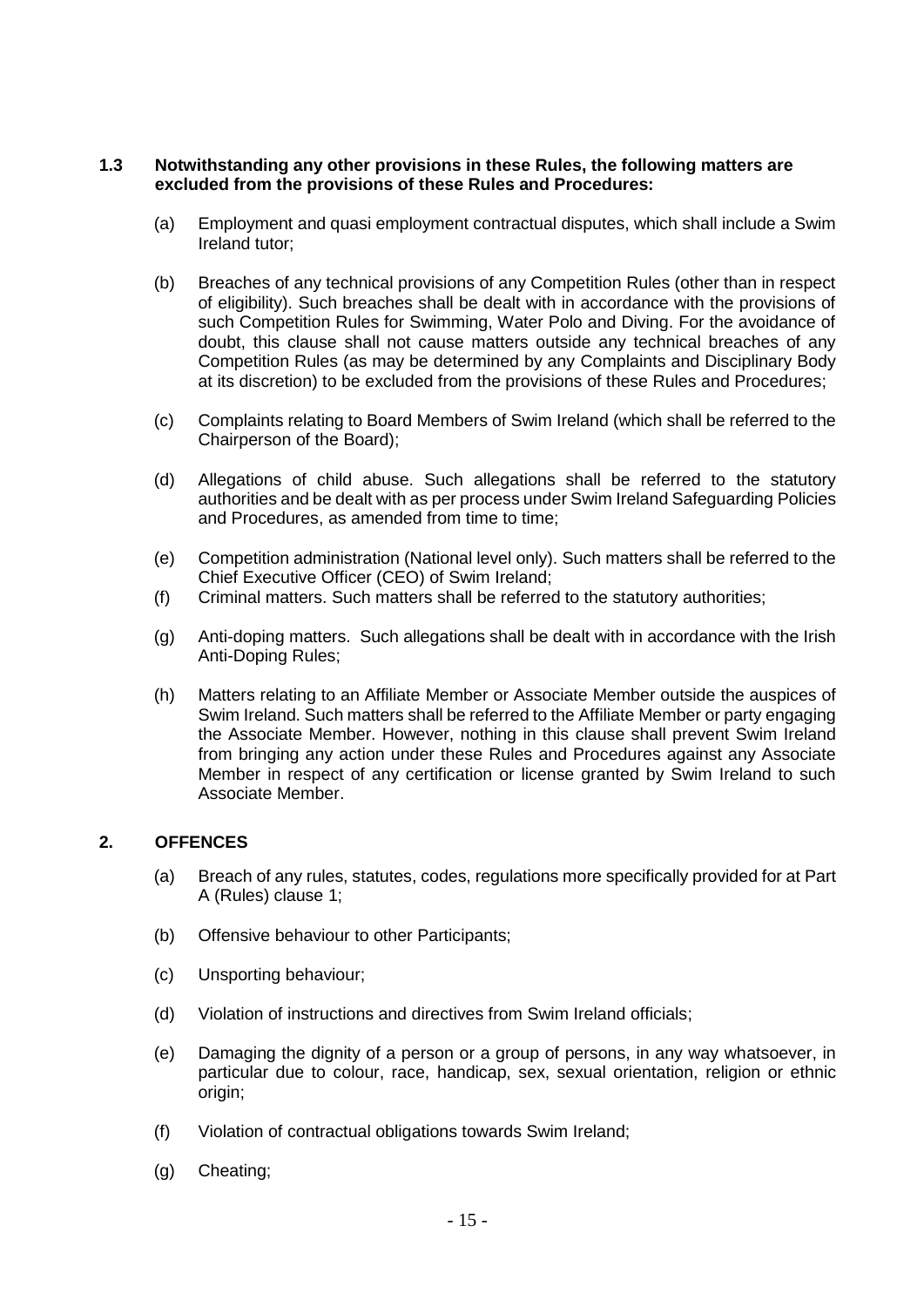**1.3 Notwithstanding any other provisions in these Rules, the following matters are excluded from the provisions of these Rules and Procedures:**

(a) Employment and quasi employment contractual disputes, which shall include a Swim Ireland tutor;

(b) Breaches of any technical provisions of any Competition Rules (other than in respect of eligibility). Such breaches shall be dealt with in accordance with the provisions of such Competition Rules for Swimming, Water Polo and Diving. For the avoidance of doubt, this clause shall not cause matters outside any technical breaches of any Competition Rules (as may be determined by any Complaints and Disciplinary Body at its discretion) to be excluded from the provisions of these Rules and Procedures;

(c) Complaints relating to Board Members of Swim Ireland (which shall be referred to the Chairperson of the Board);

(d) Allegations of child abuse. Such allegations shall be referred to the statutory authorities and be dealt with as per process under Swim Ireland Safeguarding Policies and Procedures, as amended from time to time;

(e) Competition administration (National level only). Such matters shall be referred to the Chief Executive Officer (CEO) of Swim Ireland;

(f) Criminal matters. Such matters shall be referred to the statutory authorities;

(g) Anti-doping matters. Such allegations shall be dealt with in accordance with the Irish Anti-Doping Rules;

(h) Matters relating to an Affiliate Member or Associate Member outside the auspices of Swim Ireland. Such matters shall be referred to the Affiliate Member or party engaging the Associate Member. However, nothing in this clause shall prevent Swim Ireland from bringing any action under these Rules and Procedures against any Associate Member in respect of any certification or license granted by Swim Ireland to such Associate Member.

## 2. OFFENCES

(a) Breach of any rules, statutes, codes, regulations more specifically provided for at Part A (Rules) clause 1;

(b) Offensive behaviour to other Participants;

(c) Unsporting behaviour;

(d) Violation of instructions and directives from Swim Ireland officials;

(e) Damaging the dignity of a person or a group of persons, in any way whatsoever, in particular due to colour, race, handicap, sex, sexual orientation, religion or ethnic origin;

(f) Violation of contractual obligations towards Swim Ireland;

(g) Cheating;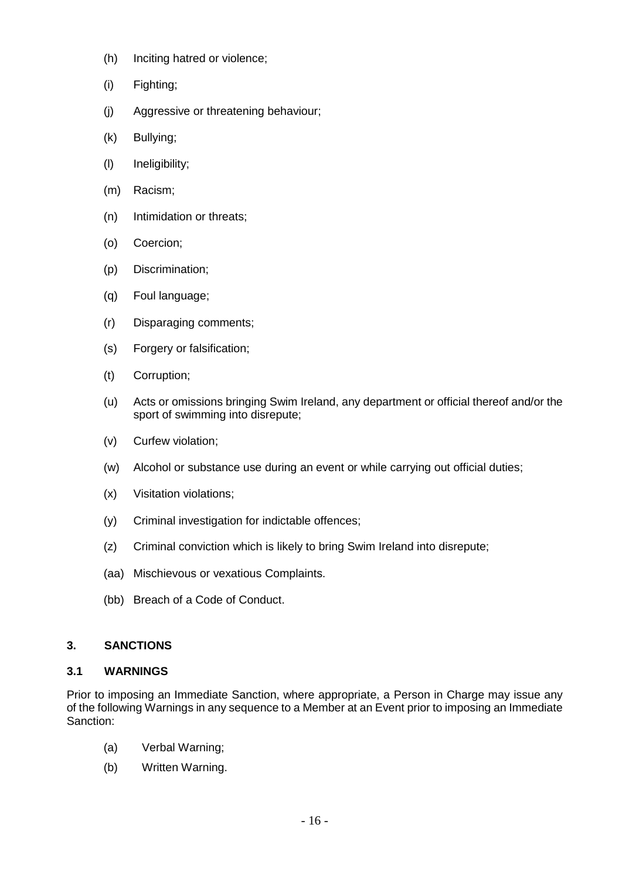(h) Inciting hatred or violence;

(i) Fighting;

(j) Aggressive or threatening behaviour;

(k) Bullying;

(l) Ineligibility;

(m) Racism;

(n) Intimidation or threats;

(o) Coercion;

(p) Discrimination;

(q) Foul language;

(r) Disparaging comments;

(s) Forgery or falsification;

(t) Corruption;

(u) Acts or omissions bringing Swim Ireland, any department or official thereof and/or the sport of swimming into disrepute;

(v) Curfew violation;

(w) Alcohol or substance use during an event or while carrying out official duties;

(x) Visitation violations;

(y) Criminal investigation for indictable offences;

(z) Criminal conviction which is likely to bring Swim Ireland into disrepute;

(aa) Mischievous or vexatious Complaints.

(bb) Breach of a Code of Conduct.

## 3. SANCTIONS

### 3.1 WARNINGS

Prior to imposing an Immediate Sanction, where appropriate, a Person in Charge may issue any of the following Warnings in any sequence to a Member at an Event prior to imposing an Immediate Sanction:

(a) Verbal Warning;

(b) Written Warning.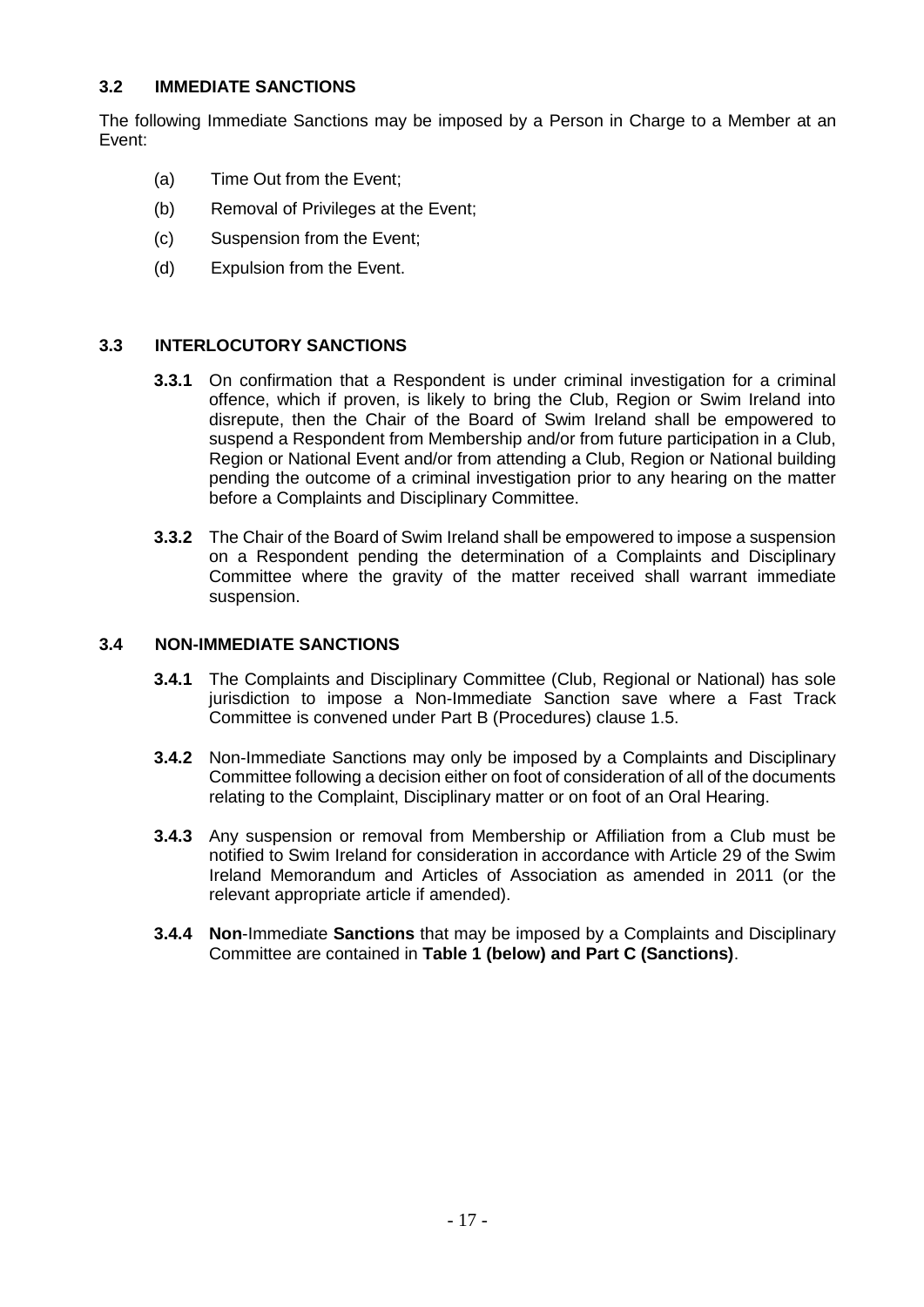### 3.2 IMMEDIATE SANCTIONS

The following Immediate Sanctions may be imposed by a Person in Charge to a Member at an Event:

(a) Time Out from the Event;

(b) Removal of Privileges at the Event;

(c) Suspension from the Event;

(d) Expulsion from the Event.

### 3.3 INTERLOCUTORY SANCTIONS

**3.3.1** On confirmation that a Respondent is under criminal investigation for a criminal offence, which if proven, is likely to bring the Club, Region or Swim Ireland into disrepute, then the Chair of the Board of Swim Ireland shall be empowered to suspend a Respondent from Membership and/or from future participation in a Club, Region or National Event and/or from attending a Club, Region or National building pending the outcome of a criminal investigation prior to any hearing on the matter before a Complaints and Disciplinary Committee.

**3.3.2** The Chair of the Board of Swim Ireland shall be empowered to impose a suspension on a Respondent pending the determination of a Complaints and Disciplinary Committee where the gravity of the matter received shall warrant immediate suspension.

### 3.4 NON-IMMEDIATE SANCTIONS

**3.4.1** The Complaints and Disciplinary Committee (Club, Regional or National) has sole jurisdiction to impose a Non-Immediate Sanction save where a Fast Track Committee is convened under Part B (Procedures) clause 1.5.

**3.4.2** Non-Immediate Sanctions may only be imposed by a Complaints and Disciplinary Committee following a decision either on foot of consideration of all of the documents relating to the Complaint, Disciplinary matter or on foot of an Oral Hearing.

**3.4.3** Any suspension or removal from Membership or Affiliation from a Club must be notified to Swim Ireland for consideration in accordance with Article 29 of the Swim Ireland Memorandum and Articles of Association as amended in 2011 (or the relevant appropriate article if amended).

**3.4.4** **Non**-Immediate **Sanctions** that may be imposed by a Complaints and Disciplinary Committee are contained in **Table 1 (below) and Part C (Sanctions)**.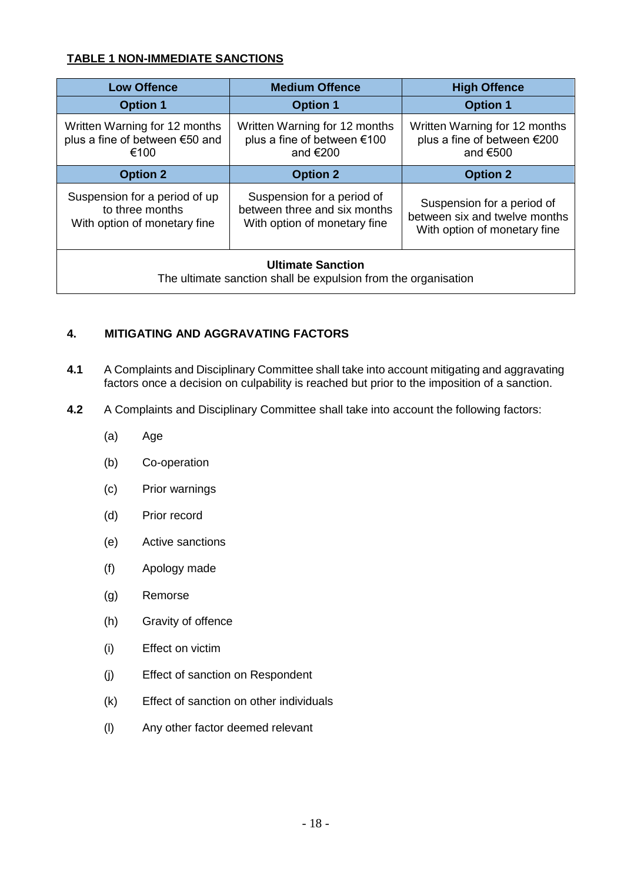**TABLE 1 NON-IMMEDIATE SANCTIONS**

| Low Offence | Medium Offence | High Offence |
|---|---|---|
| **Option 1** | **Option 1** | **Option 1** |
| Written Warning for 12 months plus a fine of between €50 and €100 | Written Warning for 12 months plus a fine of between €100 and €200 | Written Warning for 12 months plus a fine of between €200 and €500 |
| **Option 2** | **Option 2** | **Option 2** |
| Suspension for a period of up to three months With option of monetary fine | Suspension for a period of between three and six months With option of monetary fine | Suspension for a period of between six and twelve months With option of monetary fine |
| **Ultimate Sanction** The ultimate sanction shall be expulsion from the organisation | | |

## 4. MITIGATING AND AGGRAVATING FACTORS

**4.1** A Complaints and Disciplinary Committee shall take into account mitigating and aggravating factors once a decision on culpability is reached but prior to the imposition of a sanction.

**4.2** A Complaints and Disciplinary Committee shall take into account the following factors:

(a) Age

(b) Co-operation

(c) Prior warnings

(d) Prior record

(e) Active sanctions

(f) Apology made

(g) Remorse

(h) Gravity of offence

(i) Effect on victim

(j) Effect of sanction on Respondent

(k) Effect of sanction on other individuals

(l) Any other factor deemed relevant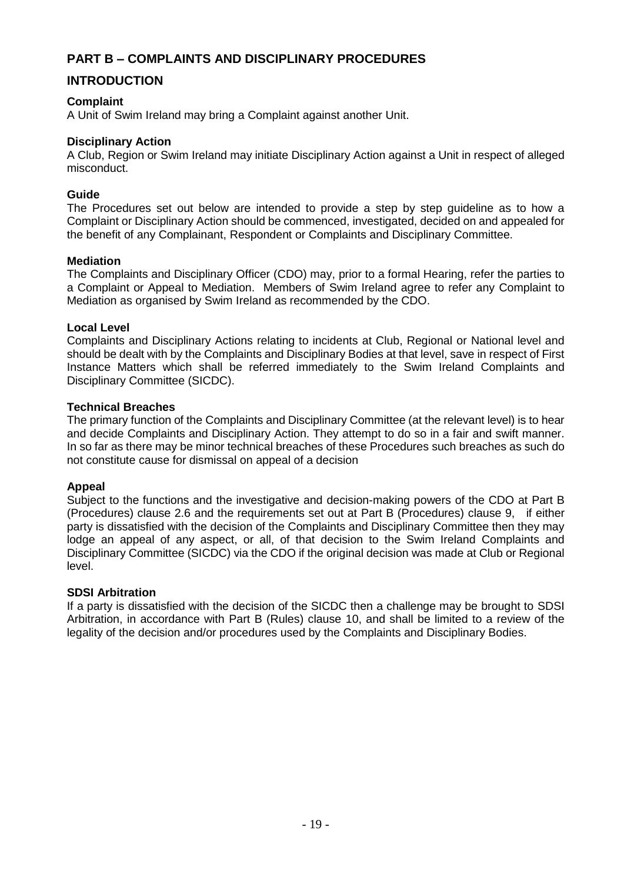## PART B – COMPLAINTS AND DISCIPLINARY PROCEDURES

## INTRODUCTION

**Complaint**
A Unit of Swim Ireland may bring a Complaint against another Unit.

**Disciplinary Action**
A Club, Region or Swim Ireland may initiate Disciplinary Action against a Unit in respect of alleged misconduct.

**Guide**
The Procedures set out below are intended to provide a step by step guideline as to how a Complaint or Disciplinary Action should be commenced, investigated, decided on and appealed for the benefit of any Complainant, Respondent or Complaints and Disciplinary Committee.

**Mediation**
The Complaints and Disciplinary Officer (CDO) may, prior to a formal Hearing, refer the parties to a Complaint or Appeal to Mediation. Members of Swim Ireland agree to refer any Complaint to Mediation as organised by Swim Ireland as recommended by the CDO.

**Local Level**
Complaints and Disciplinary Actions relating to incidents at Club, Regional or National level and should be dealt with by the Complaints and Disciplinary Bodies at that level, save in respect of First Instance Matters which shall be referred immediately to the Swim Ireland Complaints and Disciplinary Committee (SICDC).

**Technical Breaches**
The primary function of the Complaints and Disciplinary Committee (at the relevant level) is to hear and decide Complaints and Disciplinary Action. They attempt to do so in a fair and swift manner. In so far as there may be minor technical breaches of these Procedures such breaches as such do not constitute cause for dismissal on appeal of a decision

**Appeal**
Subject to the functions and the investigative and decision-making powers of the CDO at Part B (Procedures) clause 2.6 and the requirements set out at Part B (Procedures) clause 9, if either party is dissatisfied with the decision of the Complaints and Disciplinary Committee then they may lodge an appeal of any aspect, or all, of that decision to the Swim Ireland Complaints and Disciplinary Committee (SICDC) via the CDO if the original decision was made at Club or Regional level.

**SDSI Arbitration**
If a party is dissatisfied with the decision of the SICDC then a challenge may be brought to SDSI Arbitration, in accordance with Part B (Rules) clause 10, and shall be limited to a review of the legality of the decision and/or procedures used by the Complaints and Disciplinary Bodies.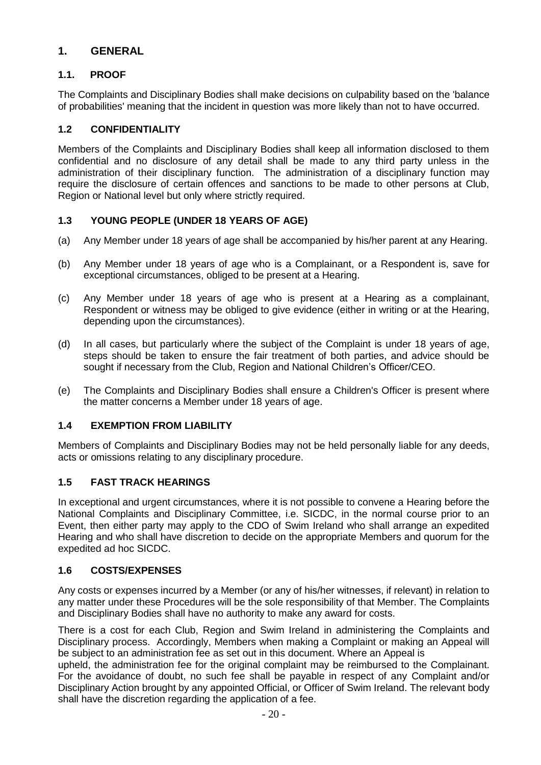# 1. GENERAL

## 1.1. PROOF

The Complaints and Disciplinary Bodies shall make decisions on culpability based on the 'balance of probabilities' meaning that the incident in question was more likely than not to have occurred.

## 1.2 CONFIDENTIALITY

Members of the Complaints and Disciplinary Bodies shall keep all information disclosed to them confidential and no disclosure of any detail shall be made to any third party unless in the administration of their disciplinary function. The administration of a disciplinary function may require the disclosure of certain offences and sanctions to be made to other persons at Club, Region or National level but only where strictly required.

## 1.3 YOUNG PEOPLE (UNDER 18 YEARS OF AGE)

(a) Any Member under 18 years of age shall be accompanied by his/her parent at any Hearing.

(b) Any Member under 18 years of age who is a Complainant, or a Respondent is, save for exceptional circumstances, obliged to be present at a Hearing.

(c) Any Member under 18 years of age who is present at a Hearing as a complainant, Respondent or witness may be obliged to give evidence (either in writing or at the Hearing, depending upon the circumstances).

(d) In all cases, but particularly where the subject of the Complaint is under 18 years of age, steps should be taken to ensure the fair treatment of both parties, and advice should be sought if necessary from the Club, Region and National Children's Officer/CEO.

(e) The Complaints and Disciplinary Bodies shall ensure a Children's Officer is present where the matter concerns a Member under 18 years of age.

## 1.4 EXEMPTION FROM LIABILITY

Members of Complaints and Disciplinary Bodies may not be held personally liable for any deeds, acts or omissions relating to any disciplinary procedure.

## 1.5 FAST TRACK HEARINGS

In exceptional and urgent circumstances, where it is not possible to convene a Hearing before the National Complaints and Disciplinary Committee, i.e. SICDC, in the normal course prior to an Event, then either party may apply to the CDO of Swim Ireland who shall arrange an expedited Hearing and who shall have discretion to decide on the appropriate Members and quorum for the expedited ad hoc SICDC.

## 1.6 COSTS/EXPENSES

Any costs or expenses incurred by a Member (or any of his/her witnesses, if relevant) in relation to any matter under these Procedures will be the sole responsibility of that Member. The Complaints and Disciplinary Bodies shall have no authority to make any award for costs.

There is a cost for each Club, Region and Swim Ireland in administering the Complaints and Disciplinary process. Accordingly, Members when making a Complaint or making an Appeal will be subject to an administration fee as set out in this document. Where an Appeal is upheld, the administration fee for the original complaint may be reimbursed to the Complainant. For the avoidance of doubt, no such fee shall be payable in respect of any Complaint and/or Disciplinary Action brought by any appointed Official, or Officer of Swim Ireland. The relevant body shall have the discretion regarding the application of a fee.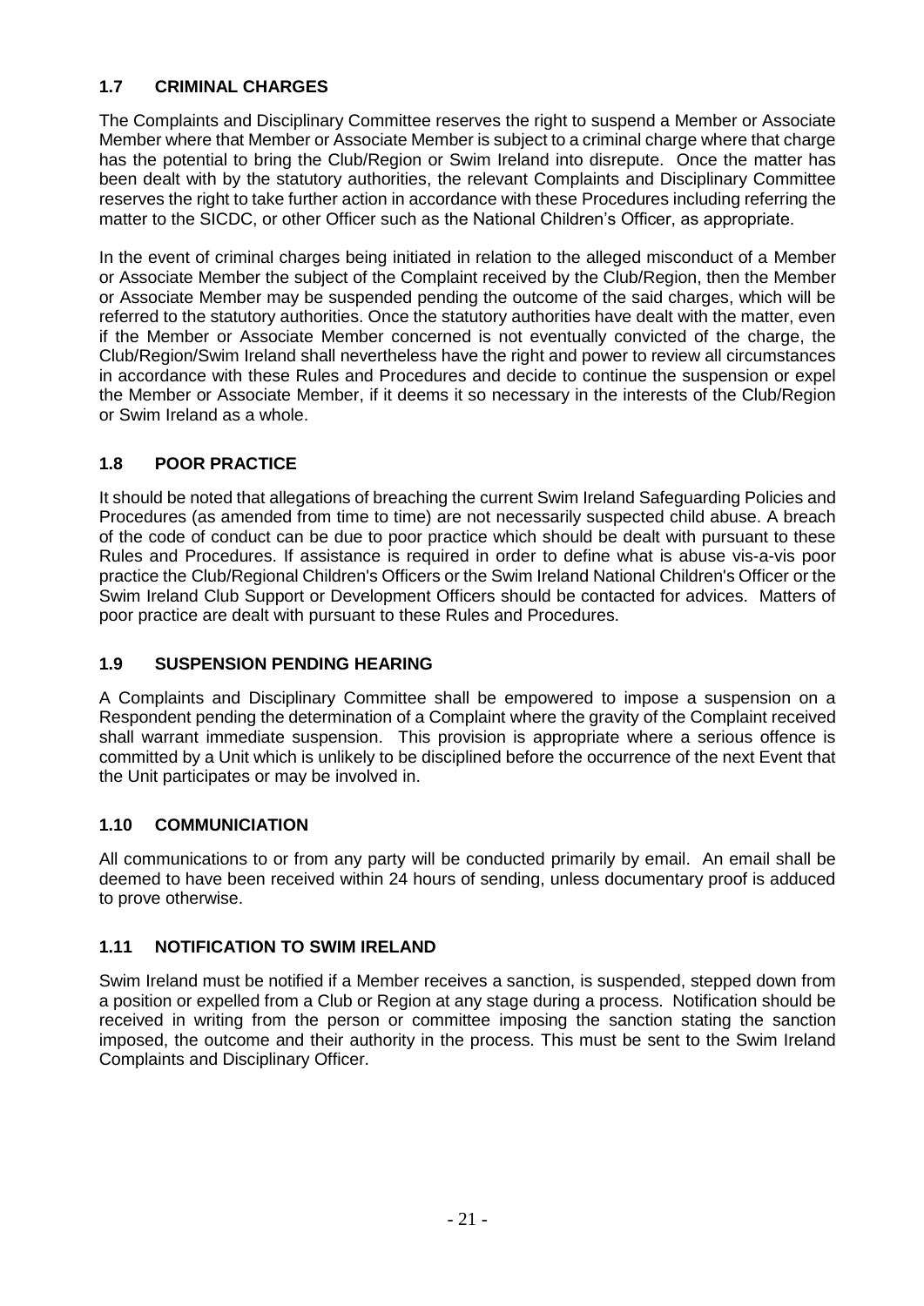### 1.7 CRIMINAL CHARGES

The Complaints and Disciplinary Committee reserves the right to suspend a Member or Associate Member where that Member or Associate Member is subject to a criminal charge where that charge has the potential to bring the Club/Region or Swim Ireland into disrepute. Once the matter has been dealt with by the statutory authorities, the relevant Complaints and Disciplinary Committee reserves the right to take further action in accordance with these Procedures including referring the matter to the SICDC, or other Officer such as the National Children's Officer, as appropriate.

In the event of criminal charges being initiated in relation to the alleged misconduct of a Member or Associate Member the subject of the Complaint received by the Club/Region, then the Member or Associate Member may be suspended pending the outcome of the said charges, which will be referred to the statutory authorities. Once the statutory authorities have dealt with the matter, even if the Member or Associate Member concerned is not eventually convicted of the charge, the Club/Region/Swim Ireland shall nevertheless have the right and power to review all circumstances in accordance with these Rules and Procedures and decide to continue the suspension or expel the Member or Associate Member, if it deems it so necessary in the interests of the Club/Region or Swim Ireland as a whole.

### 1.8 POOR PRACTICE

It should be noted that allegations of breaching the current Swim Ireland Safeguarding Policies and Procedures (as amended from time to time) are not necessarily suspected child abuse. A breach of the code of conduct can be due to poor practice which should be dealt with pursuant to these Rules and Procedures. If assistance is required in order to define what is abuse vis-a-vis poor practice the Club/Regional Children's Officers or the Swim Ireland National Children's Officer or the Swim Ireland Club Support or Development Officers should be contacted for advices. Matters of poor practice are dealt with pursuant to these Rules and Procedures.

### 1.9 SUSPENSION PENDING HEARING

A Complaints and Disciplinary Committee shall be empowered to impose a suspension on a Respondent pending the determination of a Complaint where the gravity of the Complaint received shall warrant immediate suspension. This provision is appropriate where a serious offence is committed by a Unit which is unlikely to be disciplined before the occurrence of the next Event that the Unit participates or may be involved in.

### 1.10 COMMUNICIATION

All communications to or from any party will be conducted primarily by email. An email shall be deemed to have been received within 24 hours of sending, unless documentary proof is adduced to prove otherwise.

### 1.11 NOTIFICATION TO SWIM IRELAND

Swim Ireland must be notified if a Member receives a sanction, is suspended, stepped down from a position or expelled from a Club or Region at any stage during a process. Notification should be received in writing from the person or committee imposing the sanction stating the sanction imposed, the outcome and their authority in the process. This must be sent to the Swim Ireland Complaints and Disciplinary Officer.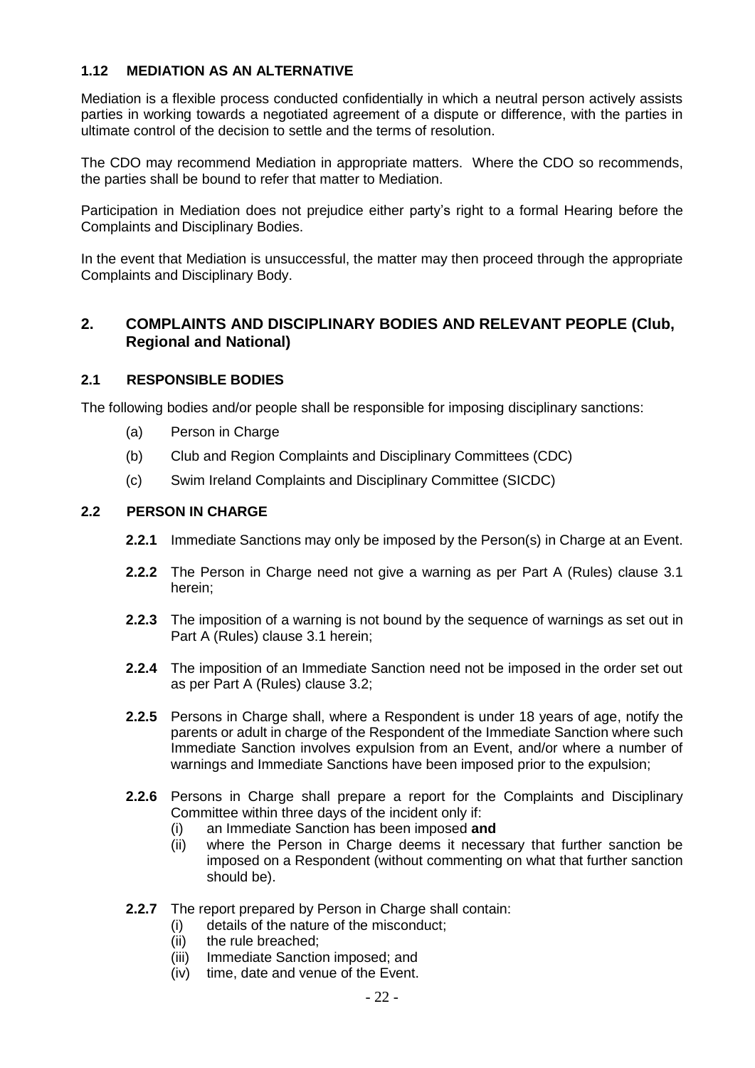### 1.12 MEDIATION AS AN ALTERNATIVE

Mediation is a flexible process conducted confidentially in which a neutral person actively assists parties in working towards a negotiated agreement of a dispute or difference, with the parties in ultimate control of the decision to settle and the terms of resolution.

The CDO may recommend Mediation in appropriate matters. Where the CDO so recommends, the parties shall be bound to refer that matter to Mediation.

Participation in Mediation does not prejudice either party's right to a formal Hearing before the Complaints and Disciplinary Bodies.

In the event that Mediation is unsuccessful, the matter may then proceed through the appropriate Complaints and Disciplinary Body.

## 2. COMPLAINTS AND DISCIPLINARY BODIES AND RELEVANT PEOPLE (Club, Regional and National)

### 2.1 RESPONSIBLE BODIES

The following bodies and/or people shall be responsible for imposing disciplinary sanctions:

(a) Person in Charge

(b) Club and Region Complaints and Disciplinary Committees (CDC)

(c) Swim Ireland Complaints and Disciplinary Committee (SICDC)

### 2.2 PERSON IN CHARGE

**2.2.1** Immediate Sanctions may only be imposed by the Person(s) in Charge at an Event.

**2.2.2** The Person in Charge need not give a warning as per Part A (Rules) clause 3.1 herein;

**2.2.3** The imposition of a warning is not bound by the sequence of warnings as set out in Part A (Rules) clause 3.1 herein;

**2.2.4** The imposition of an Immediate Sanction need not be imposed in the order set out as per Part A (Rules) clause 3.2;

**2.2.5** Persons in Charge shall, where a Respondent is under 18 years of age, notify the parents or adult in charge of the Respondent of the Immediate Sanction where such Immediate Sanction involves expulsion from an Event, and/or where a number of warnings and Immediate Sanctions have been imposed prior to the expulsion;

**2.2.6** Persons in Charge shall prepare a report for the Complaints and Disciplinary Committee within three days of the incident only if:

(i) an Immediate Sanction has been imposed **and**

(ii) where the Person in Charge deems it necessary that further sanction be imposed on a Respondent (without commenting on what that further sanction should be).

**2.2.7** The report prepared by Person in Charge shall contain:

(i) details of the nature of the misconduct;

(ii) the rule breached;

(iii) Immediate Sanction imposed; and

(iv) time, date and venue of the Event.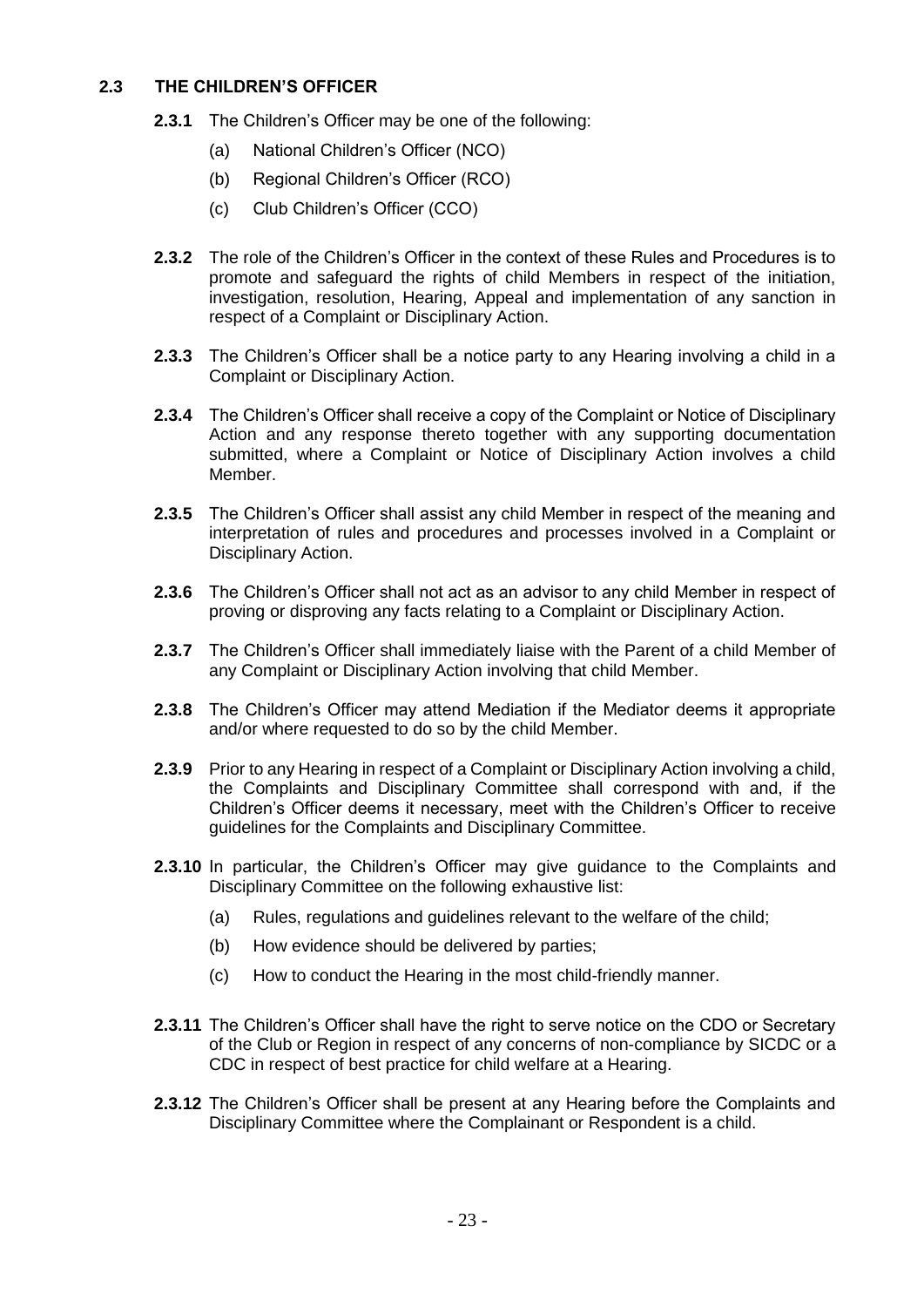## 2.3 THE CHILDREN'S OFFICER

**2.3.1** The Children's Officer may be one of the following:

- (a) National Children's Officer (NCO)
- (b) Regional Children's Officer (RCO)
- (c) Club Children's Officer (CCO)

**2.3.2** The role of the Children's Officer in the context of these Rules and Procedures is to promote and safeguard the rights of child Members in respect of the initiation, investigation, resolution, Hearing, Appeal and implementation of any sanction in respect of a Complaint or Disciplinary Action.

**2.3.3** The Children's Officer shall be a notice party to any Hearing involving a child in a Complaint or Disciplinary Action.

**2.3.4** The Children's Officer shall receive a copy of the Complaint or Notice of Disciplinary Action and any response thereto together with any supporting documentation submitted, where a Complaint or Notice of Disciplinary Action involves a child Member.

**2.3.5** The Children's Officer shall assist any child Member in respect of the meaning and interpretation of rules and procedures and processes involved in a Complaint or Disciplinary Action.

**2.3.6** The Children's Officer shall not act as an advisor to any child Member in respect of proving or disproving any facts relating to a Complaint or Disciplinary Action.

**2.3.7** The Children's Officer shall immediately liaise with the Parent of a child Member of any Complaint or Disciplinary Action involving that child Member.

**2.3.8** The Children's Officer may attend Mediation if the Mediator deems it appropriate and/or where requested to do so by the child Member.

**2.3.9** Prior to any Hearing in respect of a Complaint or Disciplinary Action involving a child, the Complaints and Disciplinary Committee shall correspond with and, if the Children's Officer deems it necessary, meet with the Children's Officer to receive guidelines for the Complaints and Disciplinary Committee.

**2.3.10** In particular, the Children's Officer may give guidance to the Complaints and Disciplinary Committee on the following exhaustive list:

- (a) Rules, regulations and guidelines relevant to the welfare of the child;
- (b) How evidence should be delivered by parties;
- (c) How to conduct the Hearing in the most child-friendly manner.

**2.3.11** The Children's Officer shall have the right to serve notice on the CDO or Secretary of the Club or Region in respect of any concerns of non-compliance by SICDC or a CDC in respect of best practice for child welfare at a Hearing.

**2.3.12** The Children's Officer shall be present at any Hearing before the Complaints and Disciplinary Committee where the Complainant or Respondent is a child.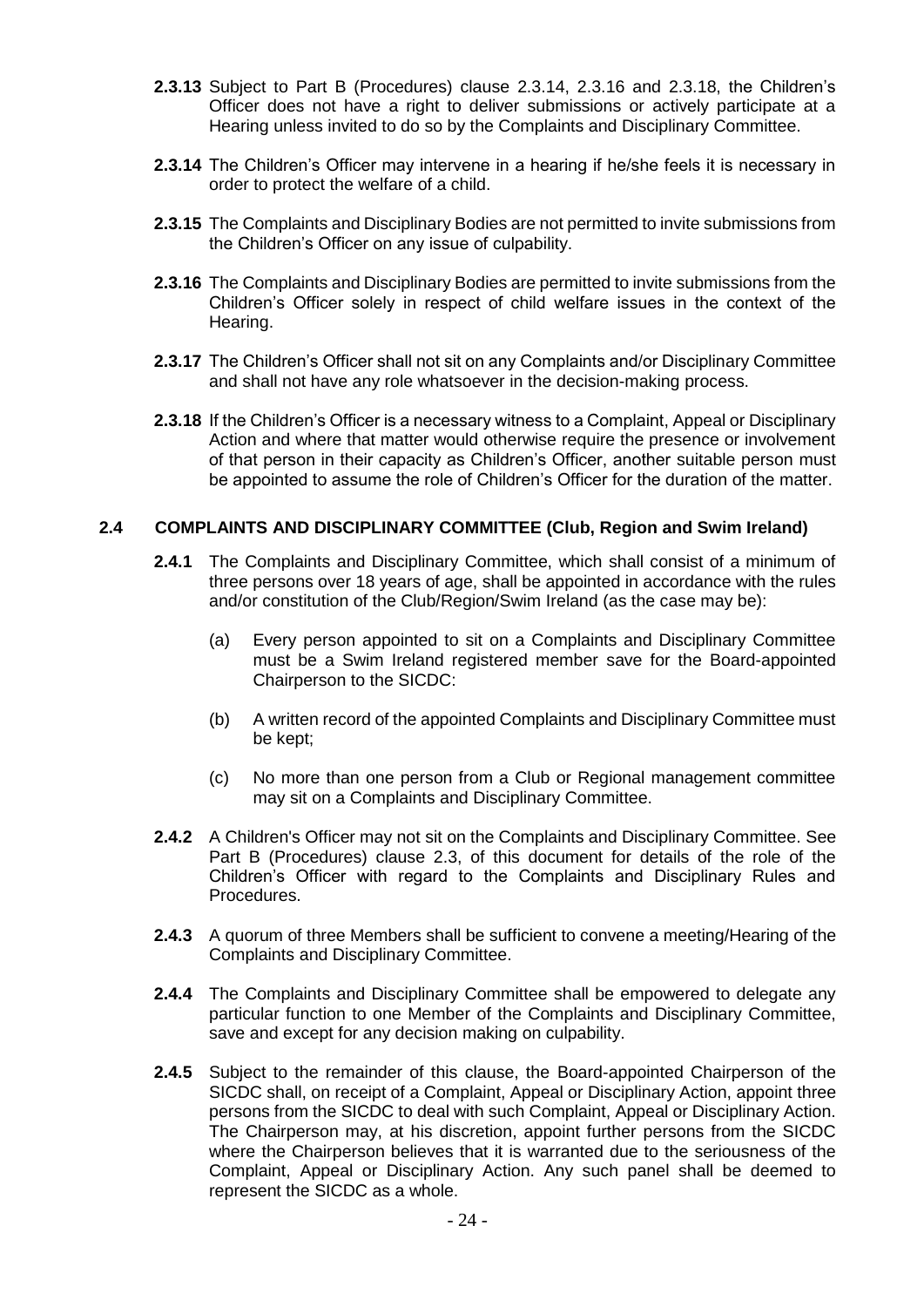**2.3.13** Subject to Part B (Procedures) clause 2.3.14, 2.3.16 and 2.3.18, the Children's Officer does not have a right to deliver submissions or actively participate at a Hearing unless invited to do so by the Complaints and Disciplinary Committee.

**2.3.14** The Children's Officer may intervene in a hearing if he/she feels it is necessary in order to protect the welfare of a child.

**2.3.15** The Complaints and Disciplinary Bodies are not permitted to invite submissions from the Children's Officer on any issue of culpability.

**2.3.16** The Complaints and Disciplinary Bodies are permitted to invite submissions from the Children's Officer solely in respect of child welfare issues in the context of the Hearing.

**2.3.17** The Children's Officer shall not sit on any Complaints and/or Disciplinary Committee and shall not have any role whatsoever in the decision-making process.

**2.3.18** If the Children's Officer is a necessary witness to a Complaint, Appeal or Disciplinary Action and where that matter would otherwise require the presence or involvement of that person in their capacity as Children's Officer, another suitable person must be appointed to assume the role of Children's Officer for the duration of the matter.

## 2.4 COMPLAINTS AND DISCIPLINARY COMMITTEE (Club, Region and Swim Ireland)

**2.4.1** The Complaints and Disciplinary Committee, which shall consist of a minimum of three persons over 18 years of age, shall be appointed in accordance with the rules and/or constitution of the Club/Region/Swim Ireland (as the case may be):

(a) Every person appointed to sit on a Complaints and Disciplinary Committee must be a Swim Ireland registered member save for the Board-appointed Chairperson to the SICDC:

(b) A written record of the appointed Complaints and Disciplinary Committee must be kept;

(c) No more than one person from a Club or Regional management committee may sit on a Complaints and Disciplinary Committee.

**2.4.2** A Children's Officer may not sit on the Complaints and Disciplinary Committee. See Part B (Procedures) clause 2.3, of this document for details of the role of the Children's Officer with regard to the Complaints and Disciplinary Rules and Procedures.

**2.4.3** A quorum of three Members shall be sufficient to convene a meeting/Hearing of the Complaints and Disciplinary Committee.

**2.4.4** The Complaints and Disciplinary Committee shall be empowered to delegate any particular function to one Member of the Complaints and Disciplinary Committee, save and except for any decision making on culpability.

**2.4.5** Subject to the remainder of this clause, the Board-appointed Chairperson of the SICDC shall, on receipt of a Complaint, Appeal or Disciplinary Action, appoint three persons from the SICDC to deal with such Complaint, Appeal or Disciplinary Action. The Chairperson may, at his discretion, appoint further persons from the SICDC where the Chairperson believes that it is warranted due to the seriousness of the Complaint, Appeal or Disciplinary Action. Any such panel shall be deemed to represent the SICDC as a whole.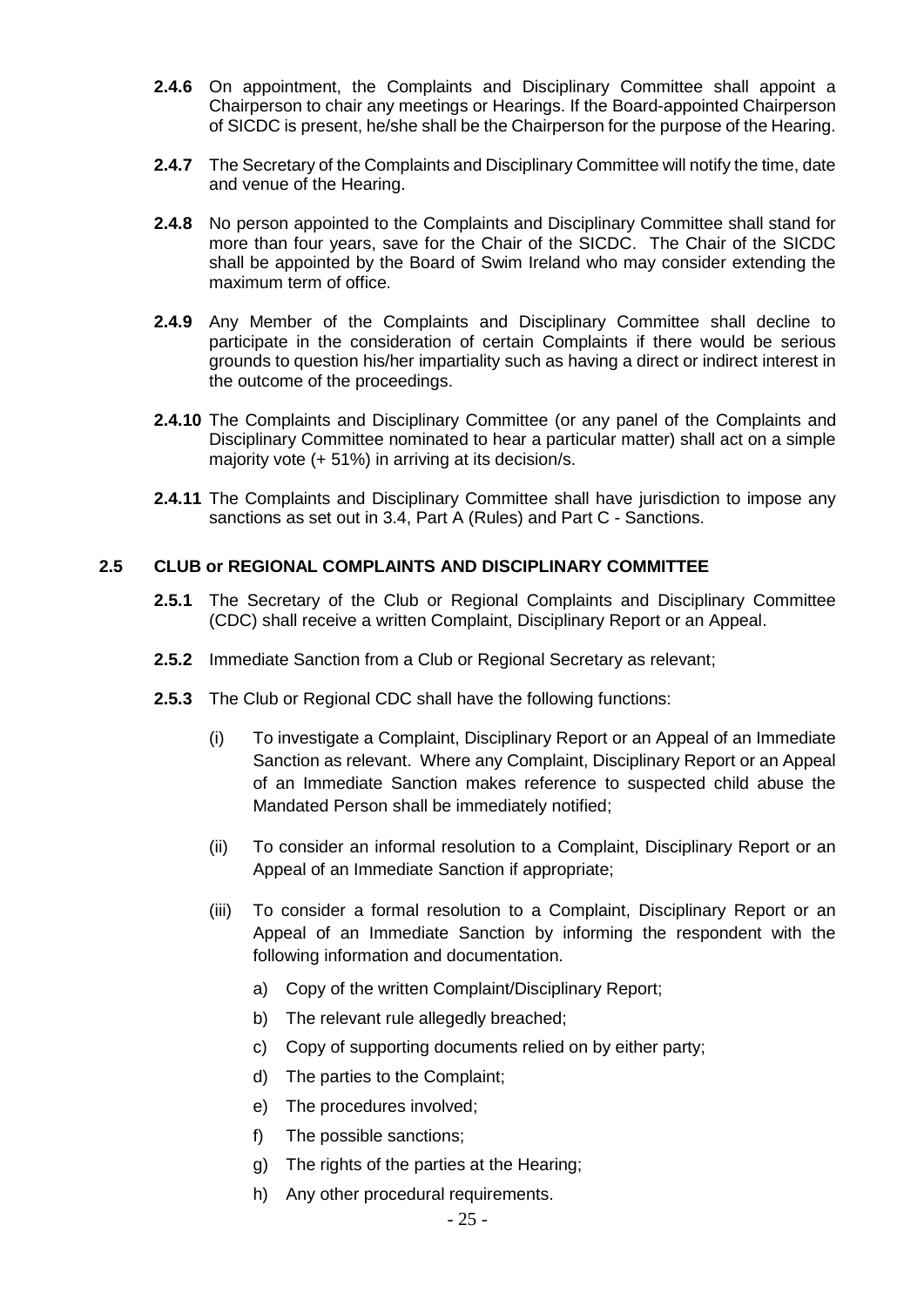**2.4.6** On appointment, the Complaints and Disciplinary Committee shall appoint a Chairperson to chair any meetings or Hearings. If the Board-appointed Chairperson of SICDC is present, he/she shall be the Chairperson for the purpose of the Hearing.

**2.4.7** The Secretary of the Complaints and Disciplinary Committee will notify the time, date and venue of the Hearing.

**2.4.8** No person appointed to the Complaints and Disciplinary Committee shall stand for more than four years, save for the Chair of the SICDC. The Chair of the SICDC shall be appointed by the Board of Swim Ireland who may consider extending the maximum term of office.

**2.4.9** Any Member of the Complaints and Disciplinary Committee shall decline to participate in the consideration of certain Complaints if there would be serious grounds to question his/her impartiality such as having a direct or indirect interest in the outcome of the proceedings.

**2.4.10** The Complaints and Disciplinary Committee (or any panel of the Complaints and Disciplinary Committee nominated to hear a particular matter) shall act on a simple majority vote (+ 51%) in arriving at its decision/s.

**2.4.11** The Complaints and Disciplinary Committee shall have jurisdiction to impose any sanctions as set out in 3.4, Part A (Rules) and Part C - Sanctions.

### 2.5 CLUB or REGIONAL COMPLAINTS AND DISCIPLINARY COMMITTEE

**2.5.1** The Secretary of the Club or Regional Complaints and Disciplinary Committee (CDC) shall receive a written Complaint, Disciplinary Report or an Appeal.

**2.5.2** Immediate Sanction from a Club or Regional Secretary as relevant;

**2.5.3** The Club or Regional CDC shall have the following functions:

(i) To investigate a Complaint, Disciplinary Report or an Appeal of an Immediate Sanction as relevant. Where any Complaint, Disciplinary Report or an Appeal of an Immediate Sanction makes reference to suspected child abuse the Mandated Person shall be immediately notified;

(ii) To consider an informal resolution to a Complaint, Disciplinary Report or an Appeal of an Immediate Sanction if appropriate;

(iii) To consider a formal resolution to a Complaint, Disciplinary Report or an Appeal of an Immediate Sanction by informing the respondent with the following information and documentation.

a) Copy of the written Complaint/Disciplinary Report;

b) The relevant rule allegedly breached;

c) Copy of supporting documents relied on by either party;

d) The parties to the Complaint;

e) The procedures involved;

f) The possible sanctions;

g) The rights of the parties at the Hearing;

h) Any other procedural requirements.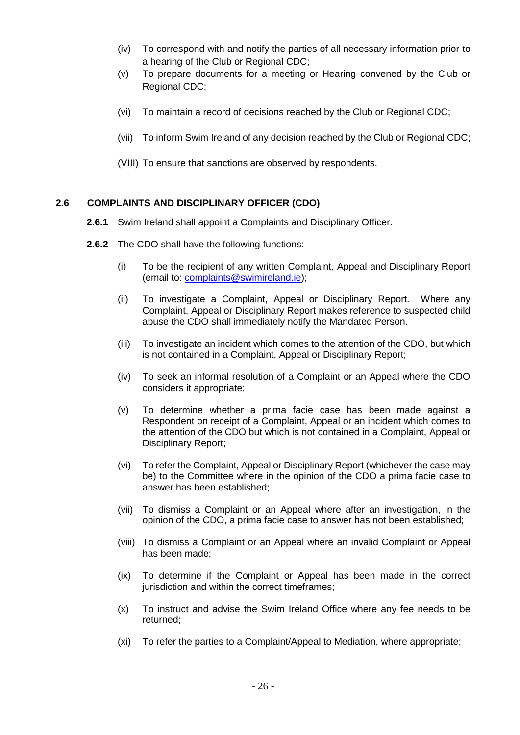(iv) To correspond with and notify the parties of all necessary information prior to a hearing of the Club or Regional CDC;

(v) To prepare documents for a meeting or Hearing convened by the Club or Regional CDC;

(vi) To maintain a record of decisions reached by the Club or Regional CDC;

(vii) To inform Swim Ireland of any decision reached by the Club or Regional CDC;

(VIII) To ensure that sanctions are observed by respondents.

### 2.6 COMPLAINTS AND DISCIPLINARY OFFICER (CDO)

**2.6.1** Swim Ireland shall appoint a Complaints and Disciplinary Officer.

**2.6.2** The CDO shall have the following functions:

(i) To be the recipient of any written Complaint, Appeal and Disciplinary Report (email to: complaints@swimireland.ie);

(ii) To investigate a Complaint, Appeal or Disciplinary Report. Where any Complaint, Appeal or Disciplinary Report makes reference to suspected child abuse the CDO shall immediately notify the Mandated Person.

(iii) To investigate an incident which comes to the attention of the CDO, but which is not contained in a Complaint, Appeal or Disciplinary Report;

(iv) To seek an informal resolution of a Complaint or an Appeal where the CDO considers it appropriate;

(v) To determine whether a prima facie case has been made against a Respondent on receipt of a Complaint, Appeal or an incident which comes to the attention of the CDO but which is not contained in a Complaint, Appeal or Disciplinary Report;

(vi) To refer the Complaint, Appeal or Disciplinary Report (whichever the case may be) to the Committee where in the opinion of the CDO a prima facie case to answer has been established;

(vii) To dismiss a Complaint or an Appeal where after an investigation, in the opinion of the CDO, a prima facie case to answer has not been established;

(viii) To dismiss a Complaint or an Appeal where an invalid Complaint or Appeal has been made;

(ix) To determine if the Complaint or Appeal has been made in the correct jurisdiction and within the correct timeframes;

(x) To instruct and advise the Swim Ireland Office where any fee needs to be returned;

(xi) To refer the parties to a Complaint/Appeal to Mediation, where appropriate;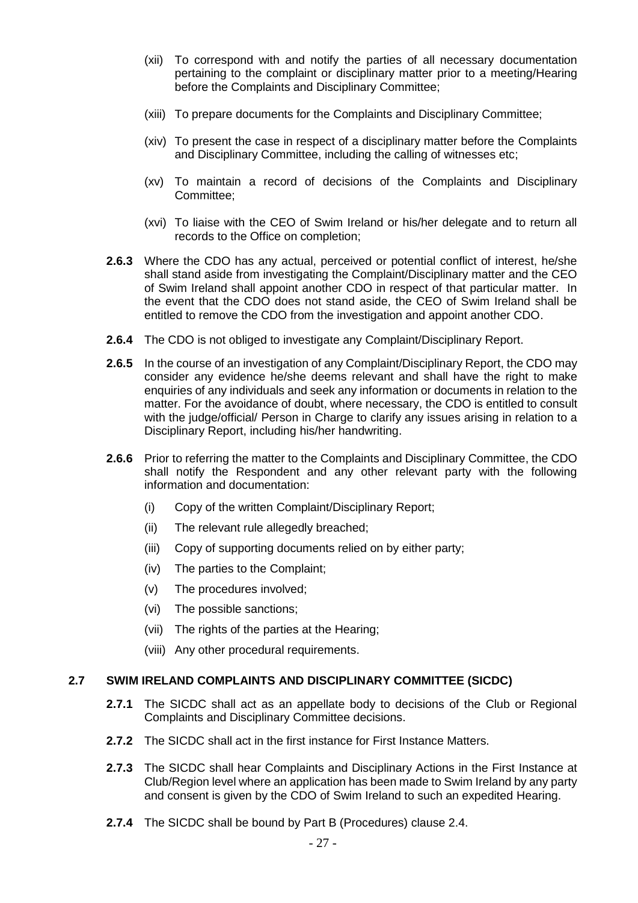(xii) To correspond with and notify the parties of all necessary documentation pertaining to the complaint or disciplinary matter prior to a meeting/Hearing before the Complaints and Disciplinary Committee;

(xiii) To prepare documents for the Complaints and Disciplinary Committee;

(xiv) To present the case in respect of a disciplinary matter before the Complaints and Disciplinary Committee, including the calling of witnesses etc;

(xv) To maintain a record of decisions of the Complaints and Disciplinary Committee;

(xvi) To liaise with the CEO of Swim Ireland or his/her delegate and to return all records to the Office on completion;

**2.6.3** Where the CDO has any actual, perceived or potential conflict of interest, he/she shall stand aside from investigating the Complaint/Disciplinary matter and the CEO of Swim Ireland shall appoint another CDO in respect of that particular matter. In the event that the CDO does not stand aside, the CEO of Swim Ireland shall be entitled to remove the CDO from the investigation and appoint another CDO.

**2.6.4** The CDO is not obliged to investigate any Complaint/Disciplinary Report.

**2.6.5** In the course of an investigation of any Complaint/Disciplinary Report, the CDO may consider any evidence he/she deems relevant and shall have the right to make enquiries of any individuals and seek any information or documents in relation to the matter. For the avoidance of doubt, where necessary, the CDO is entitled to consult with the judge/official/ Person in Charge to clarify any issues arising in relation to a Disciplinary Report, including his/her handwriting.

**2.6.6** Prior to referring the matter to the Complaints and Disciplinary Committee, the CDO shall notify the Respondent and any other relevant party with the following information and documentation:

(i) Copy of the written Complaint/Disciplinary Report;

(ii) The relevant rule allegedly breached;

(iii) Copy of supporting documents relied on by either party;

(iv) The parties to the Complaint;

(v) The procedures involved;

(vi) The possible sanctions;

(vii) The rights of the parties at the Hearing;

(viii) Any other procedural requirements.

## 2.7 SWIM IRELAND COMPLAINTS AND DISCIPLINARY COMMITTEE (SICDC)

**2.7.1** The SICDC shall act as an appellate body to decisions of the Club or Regional Complaints and Disciplinary Committee decisions.

**2.7.2** The SICDC shall act in the first instance for First Instance Matters.

**2.7.3** The SICDC shall hear Complaints and Disciplinary Actions in the First Instance at Club/Region level where an application has been made to Swim Ireland by any party and consent is given by the CDO of Swim Ireland to such an expedited Hearing.

**2.7.4** The SICDC shall be bound by Part B (Procedures) clause 2.4.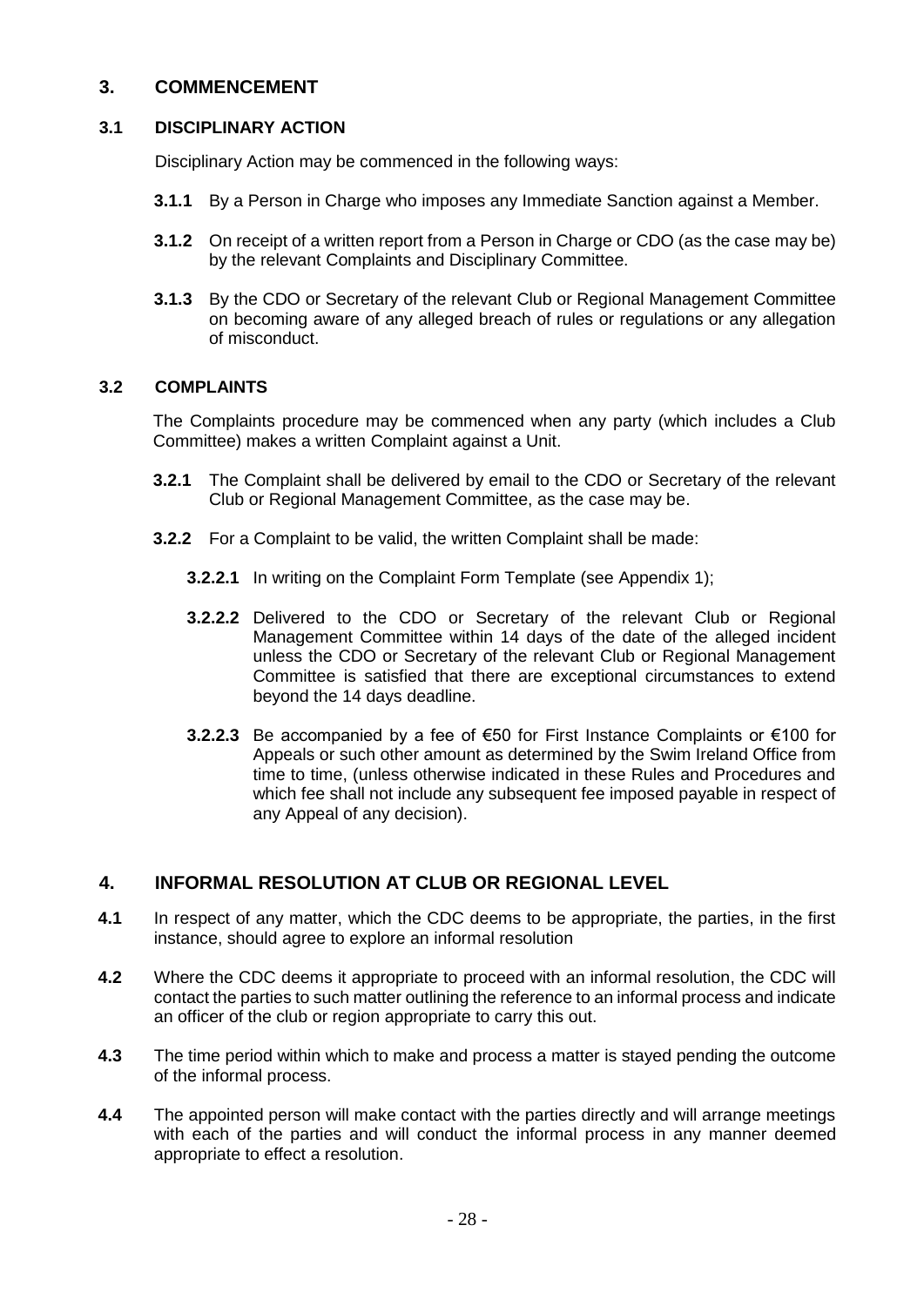## 3. COMMENCEMENT

### 3.1 DISCIPLINARY ACTION

Disciplinary Action may be commenced in the following ways:

**3.1.1** By a Person in Charge who imposes any Immediate Sanction against a Member.

**3.1.2** On receipt of a written report from a Person in Charge or CDO (as the case may be) by the relevant Complaints and Disciplinary Committee.

**3.1.3** By the CDO or Secretary of the relevant Club or Regional Management Committee on becoming aware of any alleged breach of rules or regulations or any allegation of misconduct.

### 3.2 COMPLAINTS

The Complaints procedure may be commenced when any party (which includes a Club Committee) makes a written Complaint against a Unit.

**3.2.1** The Complaint shall be delivered by email to the CDO or Secretary of the relevant Club or Regional Management Committee, as the case may be.

**3.2.2** For a Complaint to be valid, the written Complaint shall be made:

**3.2.2.1** In writing on the Complaint Form Template (see Appendix 1);

**3.2.2.2** Delivered to the CDO or Secretary of the relevant Club or Regional Management Committee within 14 days of the date of the alleged incident unless the CDO or Secretary of the relevant Club or Regional Management Committee is satisfied that there are exceptional circumstances to extend beyond the 14 days deadline.

**3.2.2.3** Be accompanied by a fee of €50 for First Instance Complaints or €100 for Appeals or such other amount as determined by the Swim Ireland Office from time to time, (unless otherwise indicated in these Rules and Procedures and which fee shall not include any subsequent fee imposed payable in respect of any Appeal of any decision).

## 4. INFORMAL RESOLUTION AT CLUB OR REGIONAL LEVEL

**4.1** In respect of any matter, which the CDC deems to be appropriate, the parties, in the first instance, should agree to explore an informal resolution

**4.2** Where the CDC deems it appropriate to proceed with an informal resolution, the CDC will contact the parties to such matter outlining the reference to an informal process and indicate an officer of the club or region appropriate to carry this out.

**4.3** The time period within which to make and process a matter is stayed pending the outcome of the informal process.

**4.4** The appointed person will make contact with the parties directly and will arrange meetings with each of the parties and will conduct the informal process in any manner deemed appropriate to effect a resolution.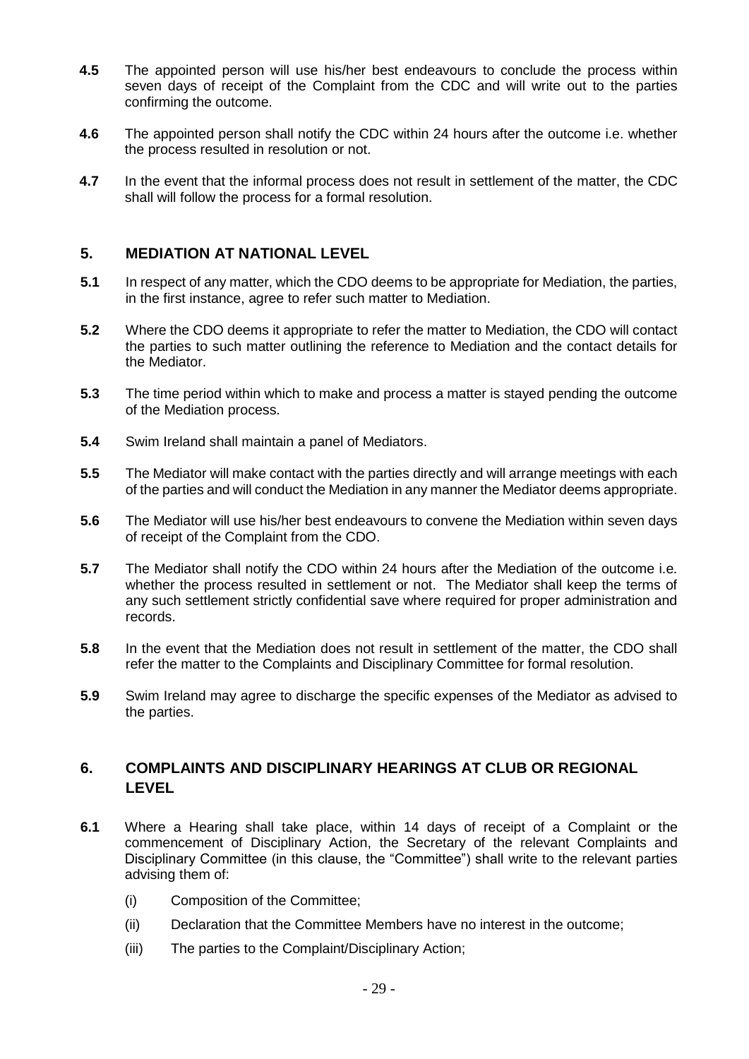**4.5** The appointed person will use his/her best endeavours to conclude the process within seven days of receipt of the Complaint from the CDC and will write out to the parties confirming the outcome.

**4.6** The appointed person shall notify the CDC within 24 hours after the outcome i.e. whether the process resulted in resolution or not.

**4.7** In the event that the informal process does not result in settlement of the matter, the CDC shall will follow the process for a formal resolution.

## 5. MEDIATION AT NATIONAL LEVEL

**5.1** In respect of any matter, which the CDO deems to be appropriate for Mediation, the parties, in the first instance, agree to refer such matter to Mediation.

**5.2** Where the CDO deems it appropriate to refer the matter to Mediation, the CDO will contact the parties to such matter outlining the reference to Mediation and the contact details for the Mediator.

**5.3** The time period within which to make and process a matter is stayed pending the outcome of the Mediation process.

**5.4** Swim Ireland shall maintain a panel of Mediators.

**5.5** The Mediator will make contact with the parties directly and will arrange meetings with each of the parties and will conduct the Mediation in any manner the Mediator deems appropriate.

**5.6** The Mediator will use his/her best endeavours to convene the Mediation within seven days of receipt of the Complaint from the CDO.

**5.7** The Mediator shall notify the CDO within 24 hours after the Mediation of the outcome i.e. whether the process resulted in settlement or not. The Mediator shall keep the terms of any such settlement strictly confidential save where required for proper administration and records.

**5.8** In the event that the Mediation does not result in settlement of the matter, the CDO shall refer the matter to the Complaints and Disciplinary Committee for formal resolution.

**5.9** Swim Ireland may agree to discharge the specific expenses of the Mediator as advised to the parties.

## 6. COMPLAINTS AND DISCIPLINARY HEARINGS AT CLUB OR REGIONAL LEVEL

**6.1** Where a Hearing shall take place, within 14 days of receipt of a Complaint or the commencement of Disciplinary Action, the Secretary of the relevant Complaints and Disciplinary Committee (in this clause, the "Committee") shall write to the relevant parties advising them of:

- (i) Composition of the Committee;
- (ii) Declaration that the Committee Members have no interest in the outcome;
- (iii) The parties to the Complaint/Disciplinary Action;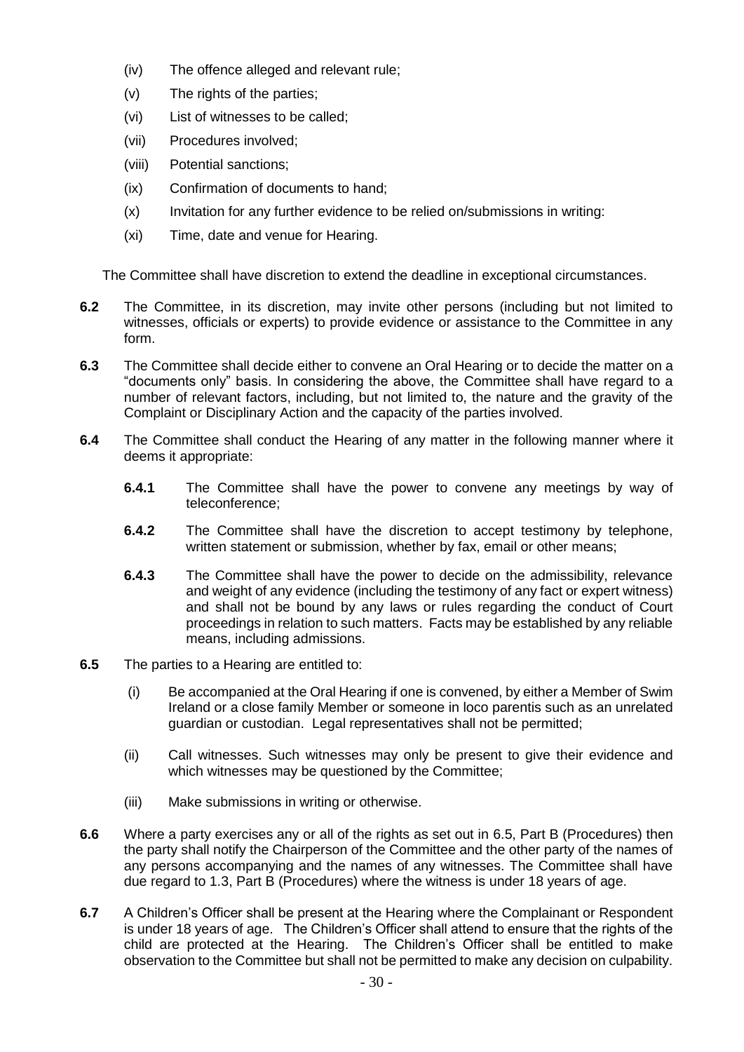- (iv) The offence alleged and relevant rule;
- (v) The rights of the parties;
- (vi) List of witnesses to be called;
- (vii) Procedures involved;
- (viii) Potential sanctions;
- (ix) Confirmation of documents to hand;
- (x) Invitation for any further evidence to be relied on/submissions in writing:
- (xi) Time, date and venue for Hearing.

The Committee shall have discretion to extend the deadline in exceptional circumstances.

**6.2** The Committee, in its discretion, may invite other persons (including but not limited to witnesses, officials or experts) to provide evidence or assistance to the Committee in any form.

**6.3** The Committee shall decide either to convene an Oral Hearing or to decide the matter on a "documents only" basis. In considering the above, the Committee shall have regard to a number of relevant factors, including, but not limited to, the nature and the gravity of the Complaint or Disciplinary Action and the capacity of the parties involved.

**6.4** The Committee shall conduct the Hearing of any matter in the following manner where it deems it appropriate:

**6.4.1** The Committee shall have the power to convene any meetings by way of teleconference;

**6.4.2** The Committee shall have the discretion to accept testimony by telephone, written statement or submission, whether by fax, email or other means;

**6.4.3** The Committee shall have the power to decide on the admissibility, relevance and weight of any evidence (including the testimony of any fact or expert witness) and shall not be bound by any laws or rules regarding the conduct of Court proceedings in relation to such matters. Facts may be established by any reliable means, including admissions.

**6.5** The parties to a Hearing are entitled to:

- (i) Be accompanied at the Oral Hearing if one is convened, by either a Member of Swim Ireland or a close family Member or someone in loco parentis such as an unrelated guardian or custodian. Legal representatives shall not be permitted;
- (ii) Call witnesses. Such witnesses may only be present to give their evidence and which witnesses may be questioned by the Committee;
- (iii) Make submissions in writing or otherwise.

**6.6** Where a party exercises any or all of the rights as set out in 6.5, Part B (Procedures) then the party shall notify the Chairperson of the Committee and the other party of the names of any persons accompanying and the names of any witnesses. The Committee shall have due regard to 1.3, Part B (Procedures) where the witness is under 18 years of age.

**6.7** A Children's Officer shall be present at the Hearing where the Complainant or Respondent is under 18 years of age. The Children's Officer shall attend to ensure that the rights of the child are protected at the Hearing. The Children's Officer shall be entitled to make observation to the Committee but shall not be permitted to make any decision on culpability.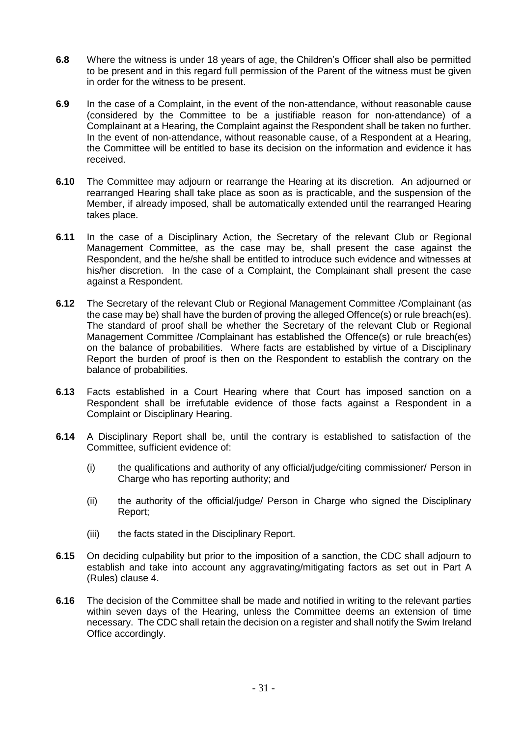**6.8** Where the witness is under 18 years of age, the Children's Officer shall also be permitted to be present and in this regard full permission of the Parent of the witness must be given in order for the witness to be present.

**6.9** In the case of a Complaint, in the event of the non-attendance, without reasonable cause (considered by the Committee to be a justifiable reason for non-attendance) of a Complainant at a Hearing, the Complaint against the Respondent shall be taken no further. In the event of non-attendance, without reasonable cause, of a Respondent at a Hearing, the Committee will be entitled to base its decision on the information and evidence it has received.

**6.10** The Committee may adjourn or rearrange the Hearing at its discretion. An adjourned or rearranged Hearing shall take place as soon as is practicable, and the suspension of the Member, if already imposed, shall be automatically extended until the rearranged Hearing takes place.

**6.11** In the case of a Disciplinary Action, the Secretary of the relevant Club or Regional Management Committee, as the case may be, shall present the case against the Respondent, and the he/she shall be entitled to introduce such evidence and witnesses at his/her discretion. In the case of a Complaint, the Complainant shall present the case against a Respondent.

**6.12** The Secretary of the relevant Club or Regional Management Committee /Complainant (as the case may be) shall have the burden of proving the alleged Offence(s) or rule breach(es). The standard of proof shall be whether the Secretary of the relevant Club or Regional Management Committee /Complainant has established the Offence(s) or rule breach(es) on the balance of probabilities. Where facts are established by virtue of a Disciplinary Report the burden of proof is then on the Respondent to establish the contrary on the balance of probabilities.

**6.13** Facts established in a Court Hearing where that Court has imposed sanction on a Respondent shall be irrefutable evidence of those facts against a Respondent in a Complaint or Disciplinary Hearing.

**6.14** A Disciplinary Report shall be, until the contrary is established to satisfaction of the Committee, sufficient evidence of:

(i) the qualifications and authority of any official/judge/citing commissioner/ Person in Charge who has reporting authority; and

(ii) the authority of the official/judge/ Person in Charge who signed the Disciplinary Report;

(iii) the facts stated in the Disciplinary Report.

**6.15** On deciding culpability but prior to the imposition of a sanction, the CDC shall adjourn to establish and take into account any aggravating/mitigating factors as set out in Part A (Rules) clause 4.

**6.16** The decision of the Committee shall be made and notified in writing to the relevant parties within seven days of the Hearing, unless the Committee deems an extension of time necessary. The CDC shall retain the decision on a register and shall notify the Swim Ireland Office accordingly.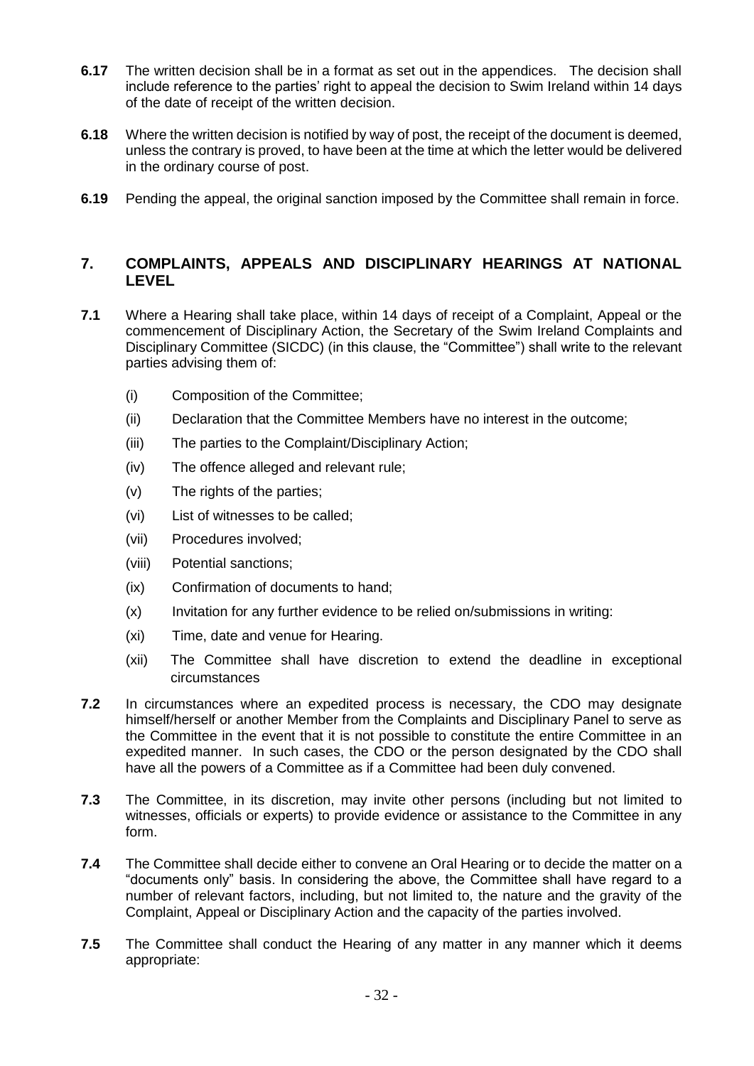**6.17** The written decision shall be in a format as set out in the appendices. The decision shall include reference to the parties' right to appeal the decision to Swim Ireland within 14 days of the date of receipt of the written decision.

**6.18** Where the written decision is notified by way of post, the receipt of the document is deemed, unless the contrary is proved, to have been at the time at which the letter would be delivered in the ordinary course of post.

**6.19** Pending the appeal, the original sanction imposed by the Committee shall remain in force.

## 7. COMPLAINTS, APPEALS AND DISCIPLINARY HEARINGS AT NATIONAL LEVEL

**7.1** Where a Hearing shall take place, within 14 days of receipt of a Complaint, Appeal or the commencement of Disciplinary Action, the Secretary of the Swim Ireland Complaints and Disciplinary Committee (SICDC) (in this clause, the "Committee") shall write to the relevant parties advising them of:

- (i) Composition of the Committee;
- (ii) Declaration that the Committee Members have no interest in the outcome;
- (iii) The parties to the Complaint/Disciplinary Action;
- (iv) The offence alleged and relevant rule;
- (v) The rights of the parties;
- (vi) List of witnesses to be called;
- (vii) Procedures involved;
- (viii) Potential sanctions;
- (ix) Confirmation of documents to hand;
- (x) Invitation for any further evidence to be relied on/submissions in writing:
- (xi) Time, date and venue for Hearing.
- (xii) The Committee shall have discretion to extend the deadline in exceptional circumstances

**7.2** In circumstances where an expedited process is necessary, the CDO may designate himself/herself or another Member from the Complaints and Disciplinary Panel to serve as the Committee in the event that it is not possible to constitute the entire Committee in an expedited manner. In such cases, the CDO or the person designated by the CDO shall have all the powers of a Committee as if a Committee had been duly convened.

**7.3** The Committee, in its discretion, may invite other persons (including but not limited to witnesses, officials or experts) to provide evidence or assistance to the Committee in any form.

**7.4** The Committee shall decide either to convene an Oral Hearing or to decide the matter on a "documents only" basis. In considering the above, the Committee shall have regard to a number of relevant factors, including, but not limited to, the nature and the gravity of the Complaint, Appeal or Disciplinary Action and the capacity of the parties involved.

**7.5** The Committee shall conduct the Hearing of any matter in any manner which it deems appropriate: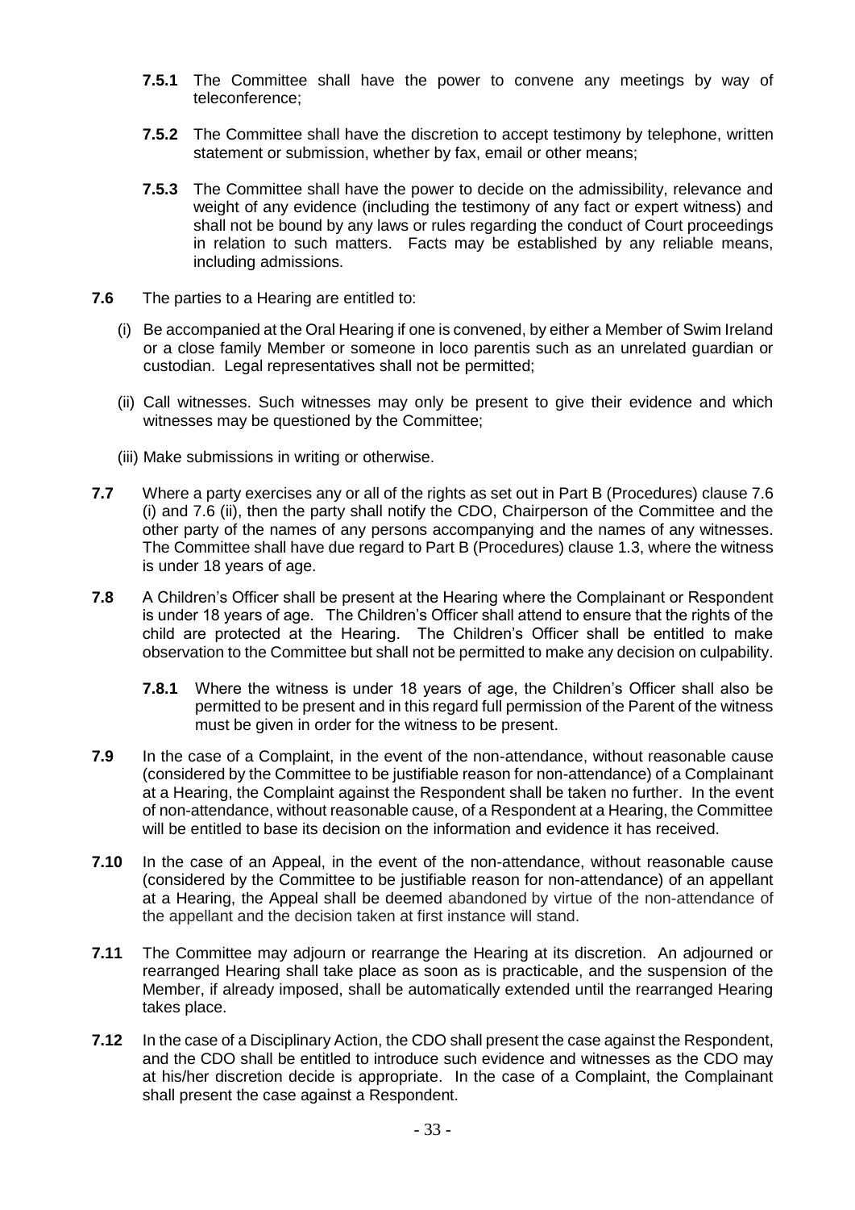**7.5.1** The Committee shall have the power to convene any meetings by way of teleconference;

**7.5.2** The Committee shall have the discretion to accept testimony by telephone, written statement or submission, whether by fax, email or other means;

**7.5.3** The Committee shall have the power to decide on the admissibility, relevance and weight of any evidence (including the testimony of any fact or expert witness) and shall not be bound by any laws or rules regarding the conduct of Court proceedings in relation to such matters. Facts may be established by any reliable means, including admissions.

**7.6** The parties to a Hearing are entitled to:

(i) Be accompanied at the Oral Hearing if one is convened, by either a Member of Swim Ireland or a close family Member or someone in loco parentis such as an unrelated guardian or custodian. Legal representatives shall not be permitted;

(ii) Call witnesses. Such witnesses may only be present to give their evidence and which witnesses may be questioned by the Committee;

(iii) Make submissions in writing or otherwise.

**7.7** Where a party exercises any or all of the rights as set out in Part B (Procedures) clause 7.6 (i) and 7.6 (ii), then the party shall notify the CDO, Chairperson of the Committee and the other party of the names of any persons accompanying and the names of any witnesses. The Committee shall have due regard to Part B (Procedures) clause 1.3, where the witness is under 18 years of age.

**7.8** A Children's Officer shall be present at the Hearing where the Complainant or Respondent is under 18 years of age. The Children's Officer shall attend to ensure that the rights of the child are protected at the Hearing. The Children's Officer shall be entitled to make observation to the Committee but shall not be permitted to make any decision on culpability.

**7.8.1** Where the witness is under 18 years of age, the Children's Officer shall also be permitted to be present and in this regard full permission of the Parent of the witness must be given in order for the witness to be present.

**7.9** In the case of a Complaint, in the event of the non-attendance, without reasonable cause (considered by the Committee to be justifiable reason for non-attendance) of a Complainant at a Hearing, the Complaint against the Respondent shall be taken no further. In the event of non-attendance, without reasonable cause, of a Respondent at a Hearing, the Committee will be entitled to base its decision on the information and evidence it has received.

**7.10** In the case of an Appeal, in the event of the non-attendance, without reasonable cause (considered by the Committee to be justifiable reason for non-attendance) of an appellant at a Hearing, the Appeal shall be deemed abandoned by virtue of the non-attendance of the appellant and the decision taken at first instance will stand.

**7.11** The Committee may adjourn or rearrange the Hearing at its discretion. An adjourned or rearranged Hearing shall take place as soon as is practicable, and the suspension of the Member, if already imposed, shall be automatically extended until the rearranged Hearing takes place.

**7.12** In the case of a Disciplinary Action, the CDO shall present the case against the Respondent, and the CDO shall be entitled to introduce such evidence and witnesses as the CDO may at his/her discretion decide is appropriate. In the case of a Complaint, the Complainant shall present the case against a Respondent.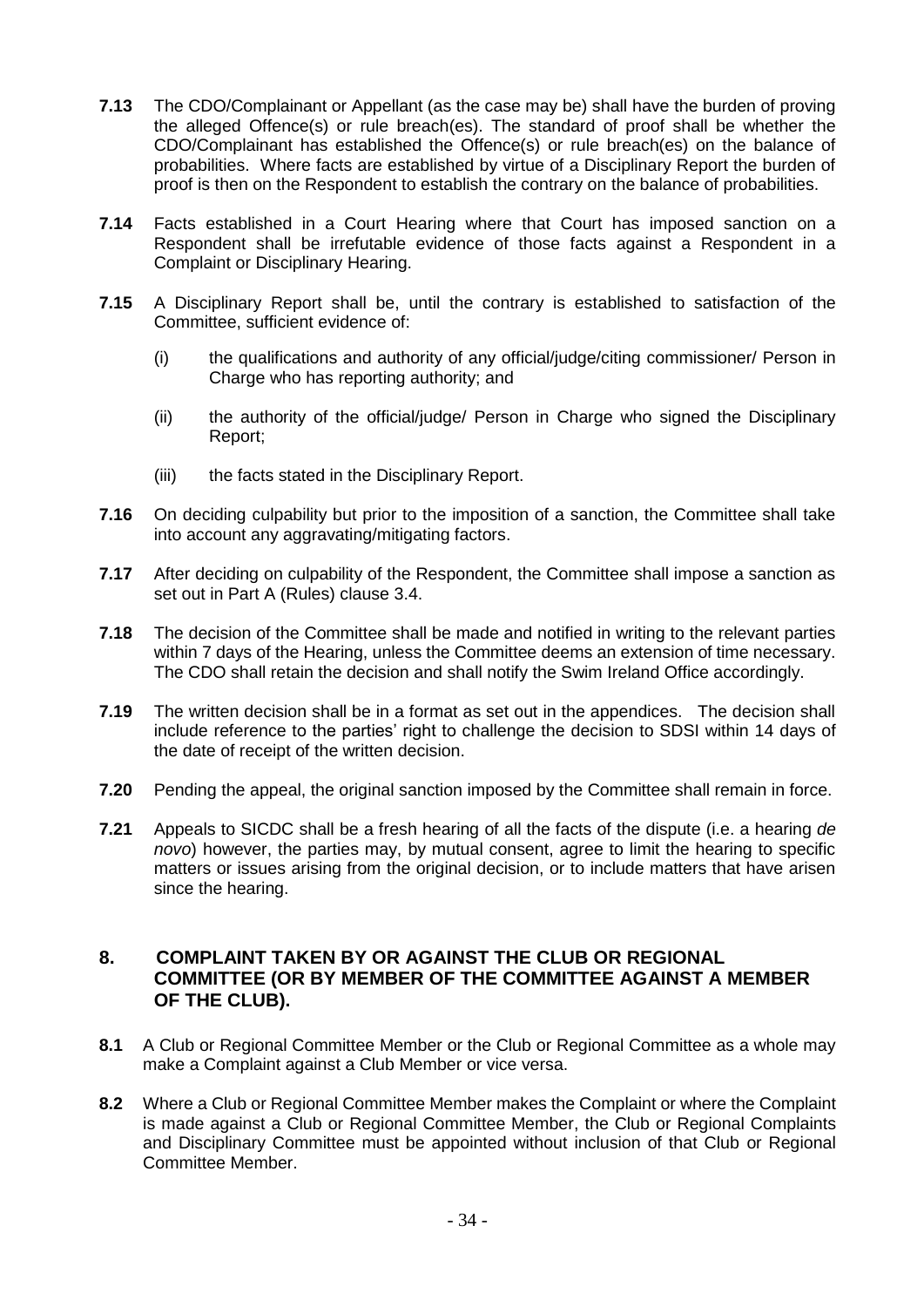**7.13** The CDO/Complainant or Appellant (as the case may be) shall have the burden of proving the alleged Offence(s) or rule breach(es). The standard of proof shall be whether the CDO/Complainant has established the Offence(s) or rule breach(es) on the balance of probabilities. Where facts are established by virtue of a Disciplinary Report the burden of proof is then on the Respondent to establish the contrary on the balance of probabilities.

**7.14** Facts established in a Court Hearing where that Court has imposed sanction on a Respondent shall be irrefutable evidence of those facts against a Respondent in a Complaint or Disciplinary Hearing.

**7.15** A Disciplinary Report shall be, until the contrary is established to satisfaction of the Committee, sufficient evidence of:

(i) the qualifications and authority of any official/judge/citing commissioner/ Person in Charge who has reporting authority; and

(ii) the authority of the official/judge/ Person in Charge who signed the Disciplinary Report;

(iii) the facts stated in the Disciplinary Report.

**7.16** On deciding culpability but prior to the imposition of a sanction, the Committee shall take into account any aggravating/mitigating factors.

**7.17** After deciding on culpability of the Respondent, the Committee shall impose a sanction as set out in Part A (Rules) clause 3.4.

**7.18** The decision of the Committee shall be made and notified in writing to the relevant parties within 7 days of the Hearing, unless the Committee deems an extension of time necessary. The CDO shall retain the decision and shall notify the Swim Ireland Office accordingly.

**7.19** The written decision shall be in a format as set out in the appendices. The decision shall include reference to the parties' right to challenge the decision to SDSI within 14 days of the date of receipt of the written decision.

**7.20** Pending the appeal, the original sanction imposed by the Committee shall remain in force.

**7.21** Appeals to SICDC shall be a fresh hearing of all the facts of the dispute (i.e. a hearing *de novo*) however, the parties may, by mutual consent, agree to limit the hearing to specific matters or issues arising from the original decision, or to include matters that have arisen since the hearing.

## 8. COMPLAINT TAKEN BY OR AGAINST THE CLUB OR REGIONAL COMMITTEE (OR BY MEMBER OF THE COMMITTEE AGAINST A MEMBER OF THE CLUB).

**8.1** A Club or Regional Committee Member or the Club or Regional Committee as a whole may make a Complaint against a Club Member or vice versa.

**8.2** Where a Club or Regional Committee Member makes the Complaint or where the Complaint is made against a Club or Regional Committee Member, the Club or Regional Complaints and Disciplinary Committee must be appointed without inclusion of that Club or Regional Committee Member.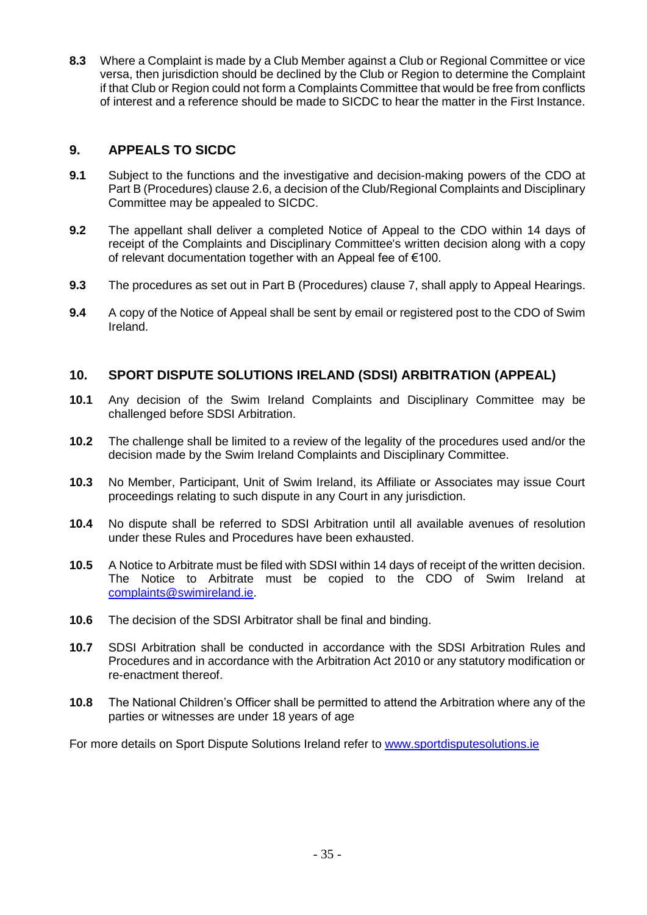**8.3** Where a Complaint is made by a Club Member against a Club or Regional Committee or vice versa, then jurisdiction should be declined by the Club or Region to determine the Complaint if that Club or Region could not form a Complaints Committee that would be free from conflicts of interest and a reference should be made to SICDC to hear the matter in the First Instance.

## 9. APPEALS TO SICDC

**9.1** Subject to the functions and the investigative and decision-making powers of the CDO at Part B (Procedures) clause 2.6, a decision of the Club/Regional Complaints and Disciplinary Committee may be appealed to SICDC.

**9.2** The appellant shall deliver a completed Notice of Appeal to the CDO within 14 days of receipt of the Complaints and Disciplinary Committee's written decision along with a copy of relevant documentation together with an Appeal fee of €100.

**9.3** The procedures as set out in Part B (Procedures) clause 7, shall apply to Appeal Hearings.

**9.4** A copy of the Notice of Appeal shall be sent by email or registered post to the CDO of Swim Ireland.

## 10. SPORT DISPUTE SOLUTIONS IRELAND (SDSI) ARBITRATION (APPEAL)

**10.1** Any decision of the Swim Ireland Complaints and Disciplinary Committee may be challenged before SDSI Arbitration.

**10.2** The challenge shall be limited to a review of the legality of the procedures used and/or the decision made by the Swim Ireland Complaints and Disciplinary Committee.

**10.3** No Member, Participant, Unit of Swim Ireland, its Affiliate or Associates may issue Court proceedings relating to such dispute in any Court in any jurisdiction.

**10.4** No dispute shall be referred to SDSI Arbitration until all available avenues of resolution under these Rules and Procedures have been exhausted.

**10.5** A Notice to Arbitrate must be filed with SDSI within 14 days of receipt of the written decision. The Notice to Arbitrate must be copied to the CDO of Swim Ireland at complaints@swimireland.ie.

**10.6** The decision of the SDSI Arbitrator shall be final and binding.

**10.7** SDSI Arbitration shall be conducted in accordance with the SDSI Arbitration Rules and Procedures and in accordance with the Arbitration Act 2010 or any statutory modification or re-enactment thereof.

**10.8** The National Children's Officer shall be permitted to attend the Arbitration where any of the parties or witnesses are under 18 years of age

For more details on Sport Dispute Solutions Ireland refer to www.sportdisputesolutions.ie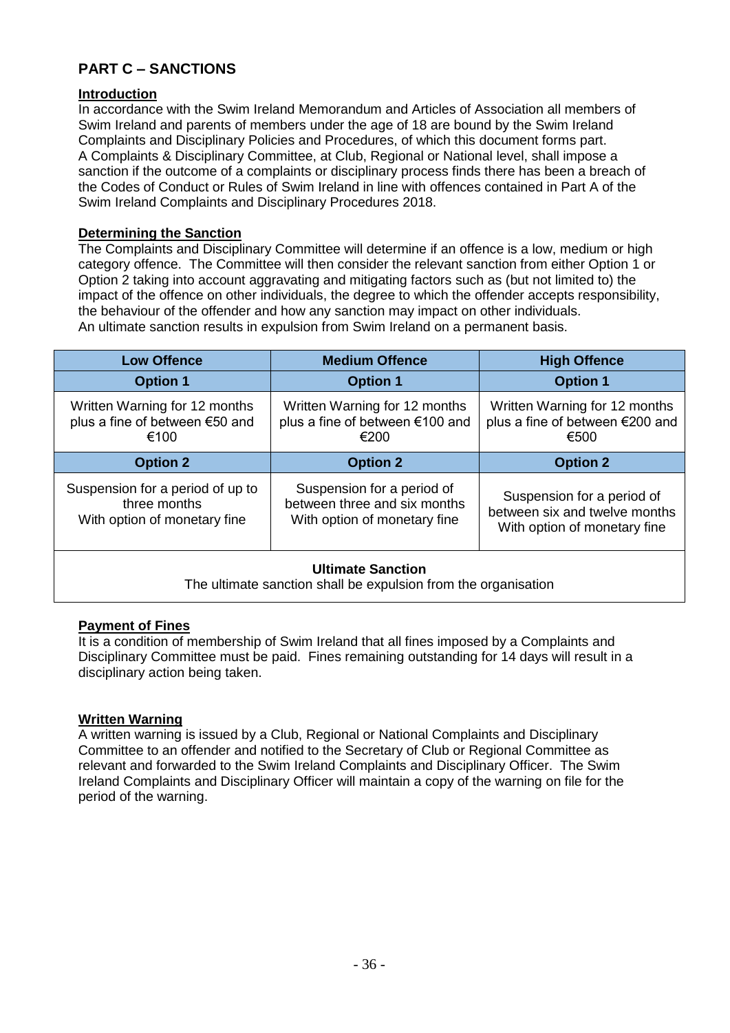## PART C – SANCTIONS

**Introduction**

In accordance with the Swim Ireland Memorandum and Articles of Association all members of Swim Ireland and parents of members under the age of 18 are bound by the Swim Ireland Complaints and Disciplinary Policies and Procedures, of which this document forms part. A Complaints & Disciplinary Committee, at Club, Regional or National level, shall impose a sanction if the outcome of a complaints or disciplinary process finds there has been a breach of the Codes of Conduct or Rules of Swim Ireland in line with offences contained in Part A of the Swim Ireland Complaints and Disciplinary Procedures 2018.

**Determining the Sanction**

The Complaints and Disciplinary Committee will determine if an offence is a low, medium or high category offence. The Committee will then consider the relevant sanction from either Option 1 or Option 2 taking into account aggravating and mitigating factors such as (but not limited to) the impact of the offence on other individuals, the degree to which the offender accepts responsibility, the behaviour of the offender and how any sanction may impact on other individuals.
An ultimate sanction results in expulsion from Swim Ireland on a permanent basis.

| Low Offence | Medium Offence | High Offence |
|---|---|---|
| **Option 1** | **Option 1** | **Option 1** |
| Written Warning for 12 months plus a fine of between €50 and €100 | Written Warning for 12 months plus a fine of between €100 and €200 | Written Warning for 12 months plus a fine of between €200 and €500 |
| **Option 2** | **Option 2** | **Option 2** |
| Suspension for a period of up to three months With option of monetary fine | Suspension for a period of between three and six months With option of monetary fine | Suspension for a period of between six and twelve months With option of monetary fine |
| **Ultimate Sanction** The ultimate sanction shall be expulsion from the organisation | | |

**Payment of Fines**

It is a condition of membership of Swim Ireland that all fines imposed by a Complaints and Disciplinary Committee must be paid. Fines remaining outstanding for 14 days will result in a disciplinary action being taken.

**Written Warning**

A written warning is issued by a Club, Regional or National Complaints and Disciplinary Committee to an offender and notified to the Secretary of Club or Regional Committee as relevant and forwarded to the Swim Ireland Complaints and Disciplinary Officer. The Swim Ireland Complaints and Disciplinary Officer will maintain a copy of the warning on file for the period of the warning.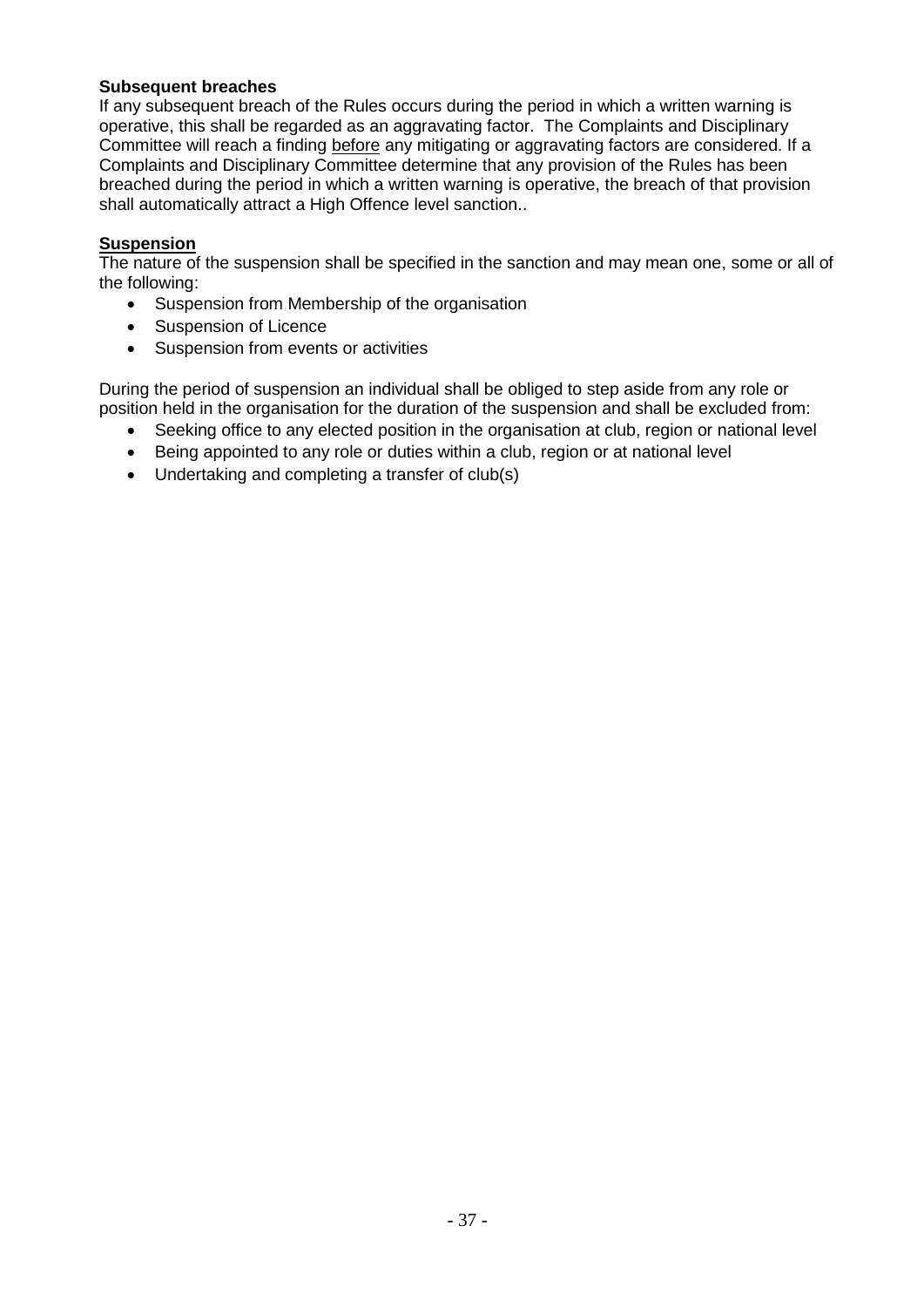**Subsequent breaches**

If any subsequent breach of the Rules occurs during the period in which a written warning is operative, this shall be regarded as an aggravating factor. The Complaints and Disciplinary Committee will reach a finding before any mitigating or aggravating factors are considered. If a Complaints and Disciplinary Committee determine that any provision of the Rules has been breached during the period in which a written warning is operative, the breach of that provision shall automatically attract a High Offence level sanction..

**Suspension**

The nature of the suspension shall be specified in the sanction and may mean one, some or all of the following:

- Suspension from Membership of the organisation
- Suspension of Licence
- Suspension from events or activities

During the period of suspension an individual shall be obliged to step aside from any role or position held in the organisation for the duration of the suspension and shall be excluded from:

- Seeking office to any elected position in the organisation at club, region or national level
- Being appointed to any role or duties within a club, region or at national level
- Undertaking and completing a transfer of club(s)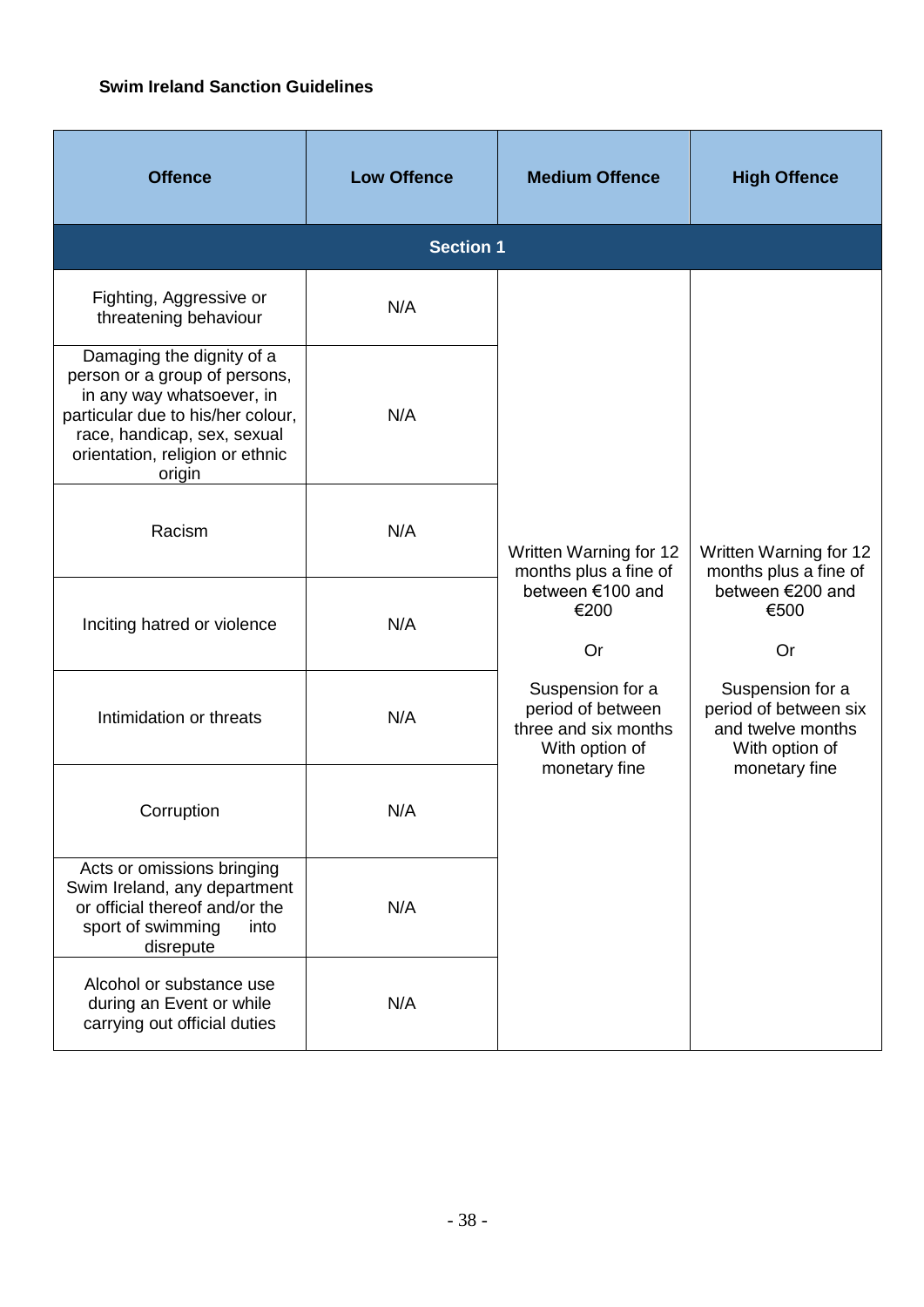**Swim Ireland Sanction Guidelines**

| Offence | Low Offence | Medium Offence | High Offence |
|---|---|---|---|
| **Section 1** | | | |
| Fighting, Aggressive or threatening behaviour | N/A | Written Warning for 12 months plus a fine of between €100 and €200<br><br>Or<br><br>Suspension for a period of between three and six months With option of monetary fine | Written Warning for 12 months plus a fine of between €200 and €500<br><br>Or<br><br>Suspension for a period of between six and twelve months With option of monetary fine |
| Damaging the dignity of a person or a group of persons, in any way whatsoever, in particular due to his/her colour, race, handicap, sex, sexual orientation, religion or ethnic origin | N/A | | |
| Racism | N/A | | |
| Inciting hatred or violence | N/A | | |
| Intimidation or threats | N/A | | |
| Corruption | N/A | | |
| Acts or omissions bringing Swim Ireland, any department or official thereof and/or the sport of swimming into disrepute | N/A | | |
| Alcohol or substance use during an Event or while carrying out official duties | N/A | | |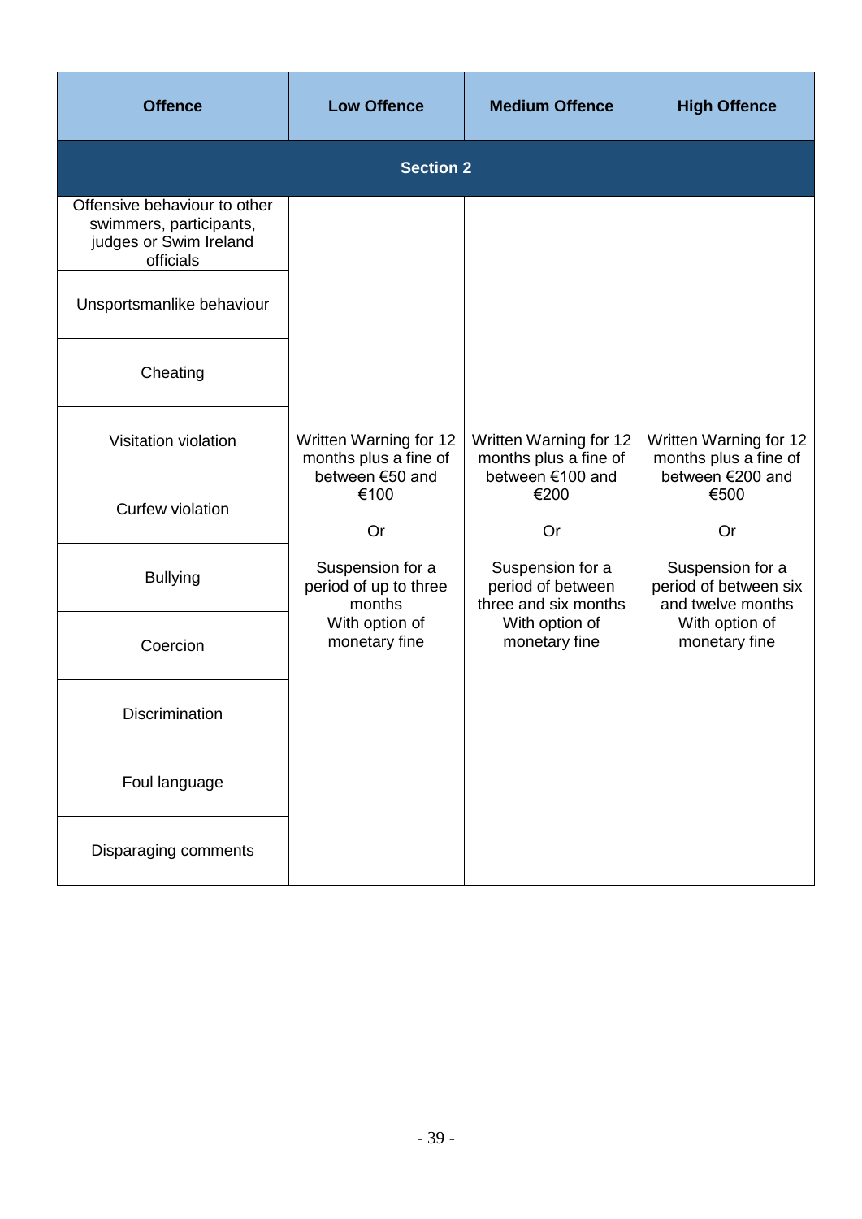| Offence | Low Offence | Medium Offence | High Offence |
| --- | --- | --- | --- |
| **Section 2** | | | |
| Offensive behaviour to other swimmers, participants, judges or Swim Ireland officials | Written Warning for 12 months plus a fine of between €50 and €100<br><br>Or<br><br>Suspension for a period of up to three months With option of monetary fine | Written Warning for 12 months plus a fine of between €100 and €200<br><br>Or<br><br>Suspension for a period of between three and six months With option of monetary fine | Written Warning for 12 months plus a fine of between €200 and €500<br><br>Or<br><br>Suspension for a period of between six and twelve months With option of monetary fine |
| Unsportsmanlike behaviour | | | |
| Cheating | | | |
| Visitation violation | | | |
| Curfew violation | | | |
| Bullying | | | |
| Coercion | | | |
| Discrimination | | | |
| Foul language | | | |
| Disparaging comments | | | |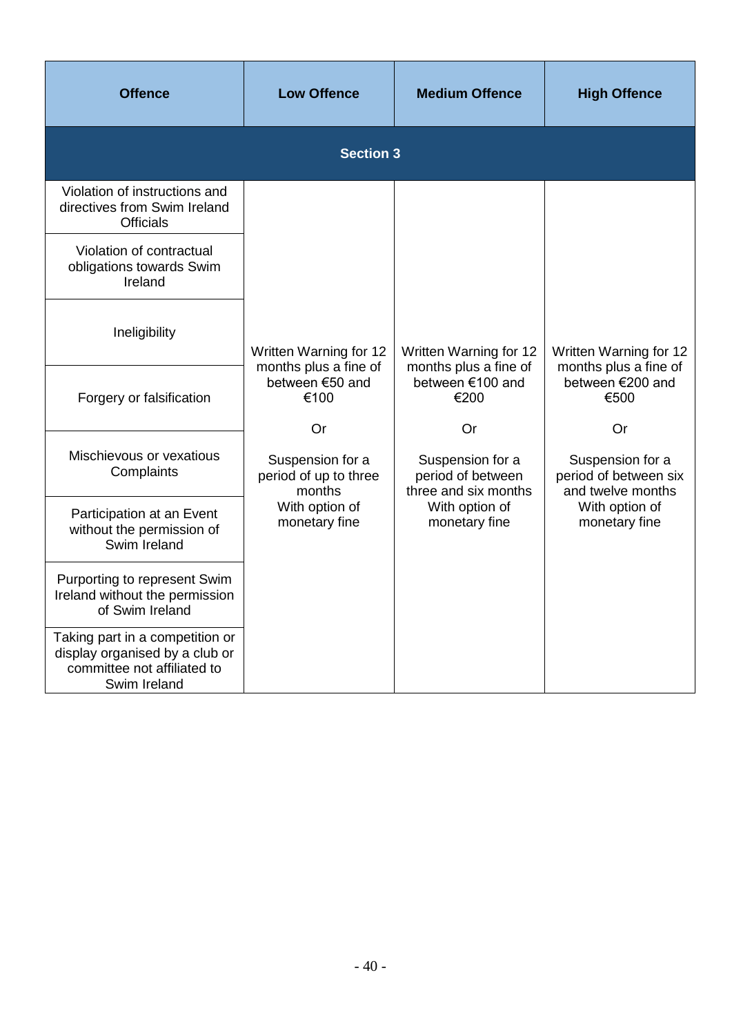| Offence | Low Offence | Medium Offence | High Offence |
| --- | --- | --- | --- |
| **Section 3** | | | |
| Violation of instructions and directives from Swim Ireland Officials | Written Warning for 12 months plus a fine of between €50 and €100<br><br>Or<br><br>Suspension for a period of up to three months<br>With option of monetary fine | Written Warning for 12 months plus a fine of between €100 and €200<br><br>Or<br><br>Suspension for a period of between three and six months<br>With option of monetary fine | Written Warning for 12 months plus a fine of between €200 and €500<br><br>Or<br><br>Suspension for a period of between six and twelve months<br>With option of monetary fine |
| Violation of contractual obligations towards Swim Ireland | | | |
| Ineligibility | | | |
| Forgery or falsification | | | |
| Mischievous or vexatious Complaints | | | |
| Participation at an Event without the permission of Swim Ireland | | | |
| Purporting to represent Swim Ireland without the permission of Swim Ireland | | | |
| Taking part in a competition or display organised by a club or committee not affiliated to Swim Ireland | | | |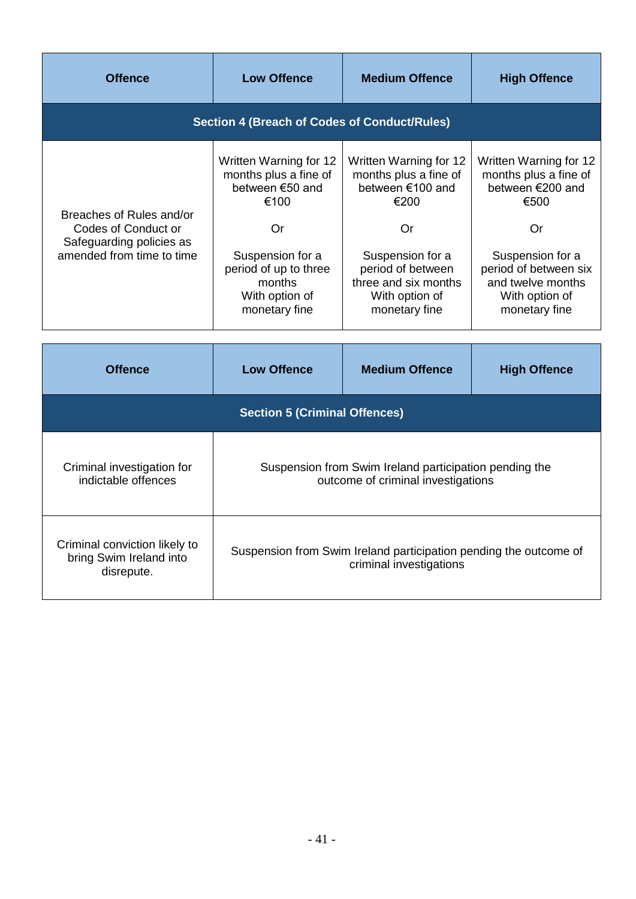| Offence | Low Offence | Medium Offence | High Offence |
|---|---|---|---|
| **Section 4 (Breach of Codes of Conduct/Rules)** | | | |
| Breaches of Rules and/or Codes of Conduct or Safeguarding policies as amended from time to time | Written Warning for 12 months plus a fine of between €50 and €100<br><br>Or<br><br>Suspension for a period of up to three months With option of monetary fine | Written Warning for 12 months plus a fine of between €100 and €200<br><br>Or<br><br>Suspension for a period of between three and six months With option of monetary fine | Written Warning for 12 months plus a fine of between €200 and €500<br><br>Or<br><br>Suspension for a period of between six and twelve months With option of monetary fine |

| Offence | Low Offence | Medium Offence | High Offence |
|---|---|---|---|
| **Section 5 (Criminal Offences)** | | | |
| Criminal investigation for indictable offences | Suspension from Swim Ireland participation pending the outcome of criminal investigations | | |
| Criminal conviction likely to bring Swim Ireland into disrepute. | Suspension from Swim Ireland participation pending the outcome of criminal investigations | | |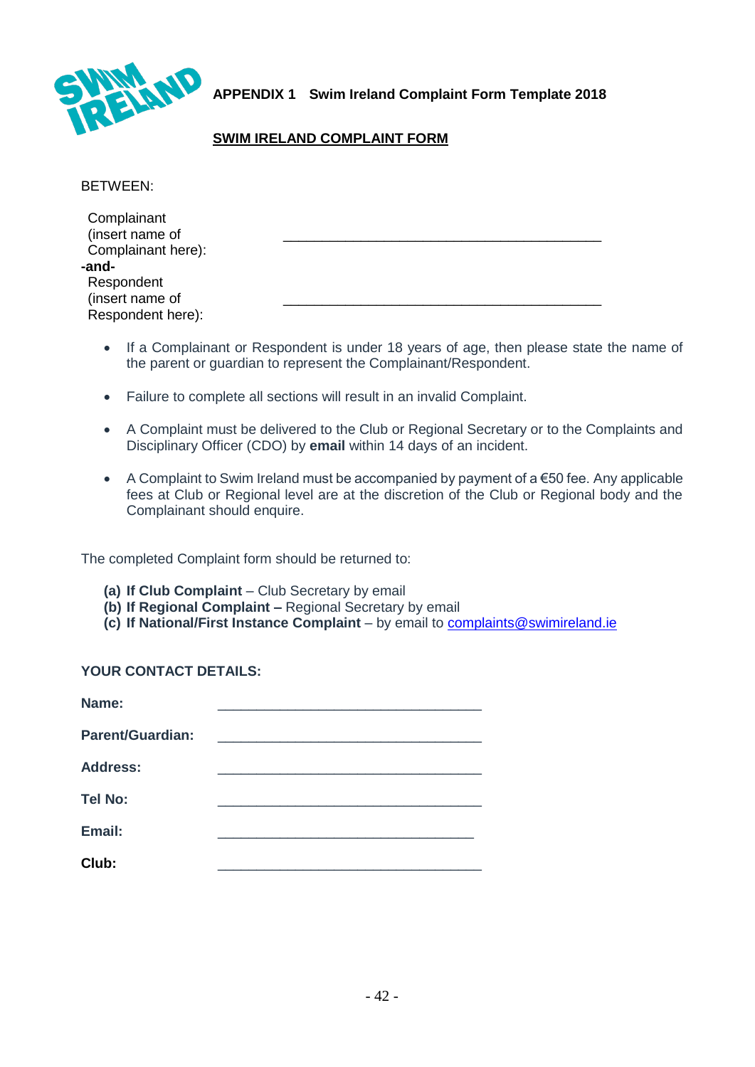**APPENDIX 1 Swim Ireland Complaint Form Template 2018**

## SWIM IRELAND COMPLAINT FORM

BETWEEN:

Complainant (insert name of Complainant here): ________________________________________

**-and-**

Respondent (insert name of Respondent here): ________________________________________

- If a Complainant or Respondent is under 18 years of age, then please state the name of the parent or guardian to represent the Complainant/Respondent.
- Failure to complete all sections will result in an invalid Complaint.
- A Complaint must be delivered to the Club or Regional Secretary or to the Complaints and Disciplinary Officer (CDO) by **email** within 14 days of an incident.
- A Complaint to Swim Ireland must be accompanied by payment of a €50 fee. Any applicable fees at Club or Regional level are at the discretion of the Club or Regional body and the Complainant should enquire.

The completed Complaint form should be returned to:

**(a) If Club Complaint** – Club Secretary by email
**(b) If Regional Complaint –** Regional Secretary by email
**(c) If National/First Instance Complaint** – by email to complaints@swimireland.ie

**YOUR CONTACT DETAILS:**

**Name:** ________________________________

**Parent/Guardian:** ________________________________

**Address:** ________________________________

**Tel No:** ________________________________

**Email:** ________________________________

**Club:** ________________________________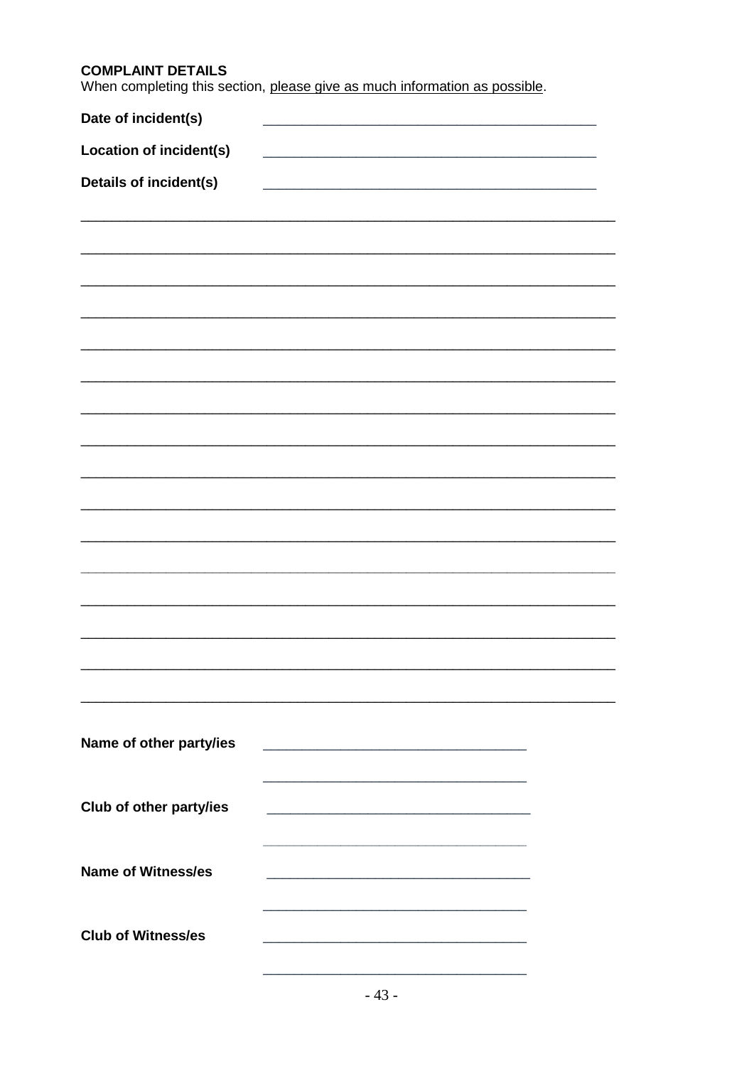**COMPLAINT DETAILS**

When completing this section, please give as much information as possible.

**Date of incident(s)** ____________________________________________

**Location of incident(s)** ____________________________________________

**Details of incident(s)** ____________________________________________

______________________________________________________________________

______________________________________________________________________

______________________________________________________________________

______________________________________________________________________

______________________________________________________________________

______________________________________________________________________

______________________________________________________________________

______________________________________________________________________

______________________________________________________________________

______________________________________________________________________

______________________________________________________________________

______________________________________________________________________

______________________________________________________________________

______________________________________________________________________

______________________________________________________________________

______________________________________________________________________

**Name of other party/ies** __________________________________

__________________________________

**Club of other party/ies** __________________________________

__________________________________

**Name of Witness/es** __________________________________

__________________________________

**Club of Witness/es** __________________________________

__________________________________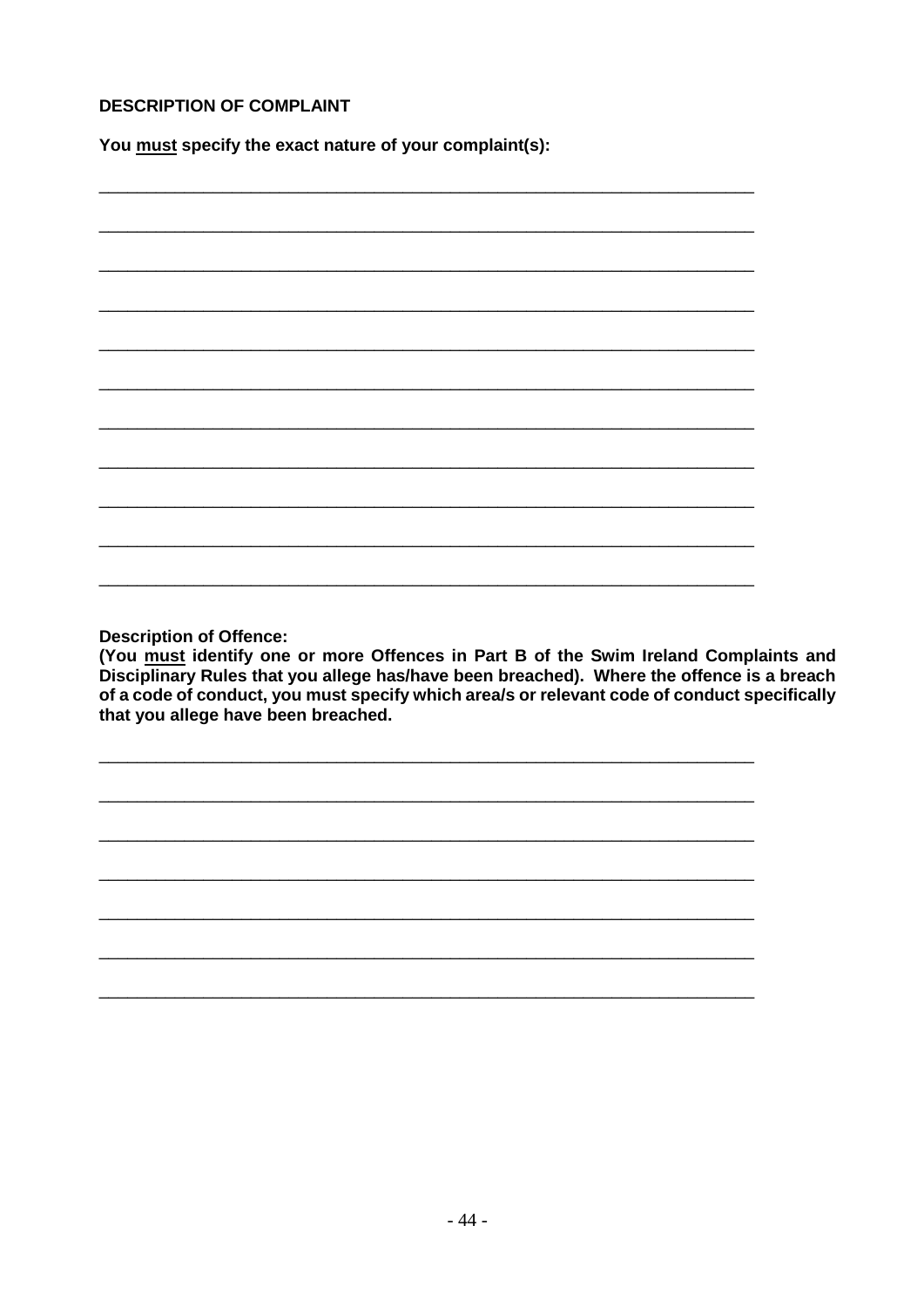**DESCRIPTION OF COMPLAINT**

**You <u>must</u> specify the exact nature of your complaint(s):**

___________________________________________________________________________

___________________________________________________________________________

___________________________________________________________________________

___________________________________________________________________________

___________________________________________________________________________

___________________________________________________________________________

___________________________________________________________________________

___________________________________________________________________________

___________________________________________________________________________

___________________________________________________________________________

___________________________________________________________________________

**Description of Offence:**
**(You <u>must</u> identify one or more Offences in Part B of the Swim Ireland Complaints and Disciplinary Rules that you allege has/have been breached). Where the offence is a breach of a code of conduct, you must specify which area/s or relevant code of conduct specifically that you allege have been breached.**

___________________________________________________________________________

___________________________________________________________________________

___________________________________________________________________________

___________________________________________________________________________

___________________________________________________________________________

___________________________________________________________________________

___________________________________________________________________________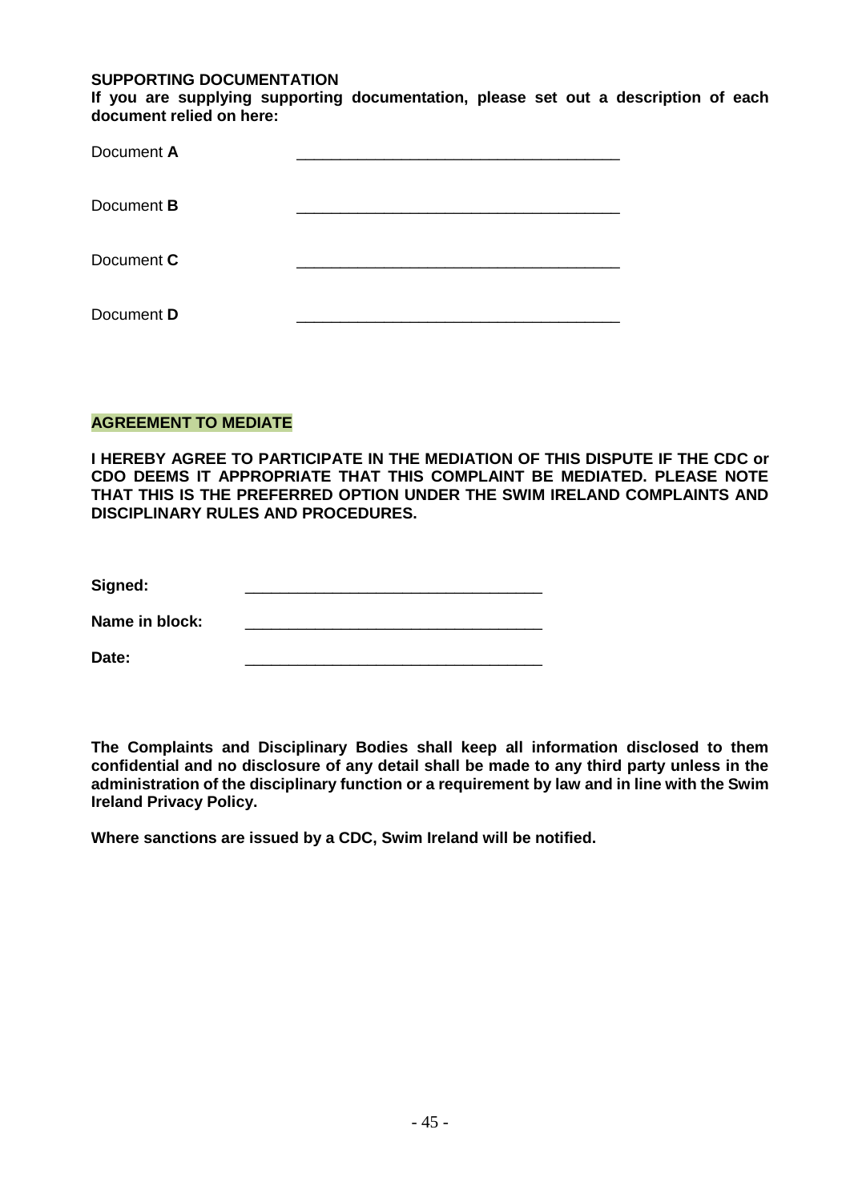**SUPPORTING DOCUMENTATION**

**If you are supplying supporting documentation, please set out a description of each document relied on here:**

Document **A** \_\_\_\_\_\_\_\_\_\_\_\_\_\_\_\_\_\_\_\_\_\_\_\_\_\_\_\_\_\_\_\_\_\_\_\_\_\_\_\_

Document **B** \_\_\_\_\_\_\_\_\_\_\_\_\_\_\_\_\_\_\_\_\_\_\_\_\_\_\_\_\_\_\_\_\_\_\_\_\_\_\_\_

Document **C** \_\_\_\_\_\_\_\_\_\_\_\_\_\_\_\_\_\_\_\_\_\_\_\_\_\_\_\_\_\_\_\_\_\_\_\_\_\_\_\_

Document **D** \_\_\_\_\_\_\_\_\_\_\_\_\_\_\_\_\_\_\_\_\_\_\_\_\_\_\_\_\_\_\_\_\_\_\_\_\_\_\_\_

**AGREEMENT TO MEDIATE**

**I HEREBY AGREE TO PARTICIPATE IN THE MEDIATION OF THIS DISPUTE IF THE CDC or CDO DEEMS IT APPROPRIATE THAT THIS COMPLAINT BE MEDIATED. PLEASE NOTE THAT THIS IS THE PREFERRED OPTION UNDER THE SWIM IRELAND COMPLAINTS AND DISCIPLINARY RULES AND PROCEDURES.**

**Signed:** \_\_\_\_\_\_\_\_\_\_\_\_\_\_\_\_\_\_\_\_\_\_\_\_\_\_\_\_\_\_\_\_\_\_\_

**Name in block:** \_\_\_\_\_\_\_\_\_\_\_\_\_\_\_\_\_\_\_\_\_\_\_\_\_\_\_\_\_\_\_\_\_\_\_

**Date:** \_\_\_\_\_\_\_\_\_\_\_\_\_\_\_\_\_\_\_\_\_\_\_\_\_\_\_\_\_\_\_\_\_\_\_

**The Complaints and Disciplinary Bodies shall keep all information disclosed to them confidential and no disclosure of any detail shall be made to any third party unless in the administration of the disciplinary function or a requirement by law and in line with the Swim Ireland Privacy Policy.**

**Where sanctions are issued by a CDC, Swim Ireland will be notified.**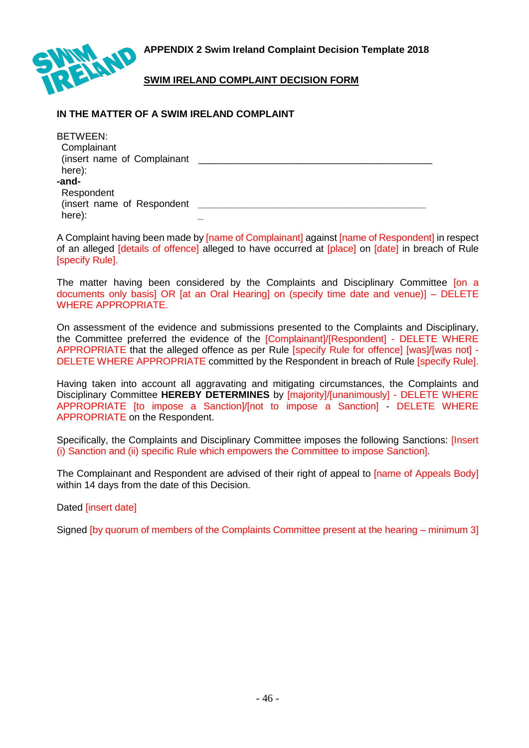**APPENDIX 2 Swim Ireland Complaint Decision Template 2018**

## SWIM IRELAND COMPLAINT DECISION FORM

**IN THE MATTER OF A SWIM IRELAND COMPLAINT**

BETWEEN:

Complainant
(insert name of Complainant here): ___________________________________________

**-and-**

Respondent
(insert name of Respondent here): ___________________________________________

A Complaint having been made by [name of Complainant] against [name of Respondent] in respect of an alleged [details of offence] alleged to have occurred at [place] on [date] in breach of Rule [specify Rule].

The matter having been considered by the Complaints and Disciplinary Committee [on a documents only basis] OR [at an Oral Hearing] on (specify time date and venue)] – DELETE WHERE APPROPRIATE.

On assessment of the evidence and submissions presented to the Complaints and Disciplinary, the Committee preferred the evidence of the [Complainant]/[Respondent] - DELETE WHERE APPROPRIATE that the alleged offence as per Rule [specify Rule for offence] [was]/[was not] - DELETE WHERE APPROPRIATE committed by the Respondent in breach of Rule [specify Rule].

Having taken into account all aggravating and mitigating circumstances, the Complaints and Disciplinary Committee **HEREBY DETERMINES** by [majority]/[unanimously] - DELETE WHERE APPROPRIATE [to impose a Sanction]/[not to impose a Sanction] - DELETE WHERE APPROPRIATE on the Respondent.

Specifically, the Complaints and Disciplinary Committee imposes the following Sanctions: [Insert (i) Sanction and (ii) specific Rule which empowers the Committee to impose Sanction].

The Complainant and Respondent are advised of their right of appeal to [name of Appeals Body] within 14 days from the date of this Decision.

Dated [insert date]

Signed [by quorum of members of the Complaints Committee present at the hearing – minimum 3]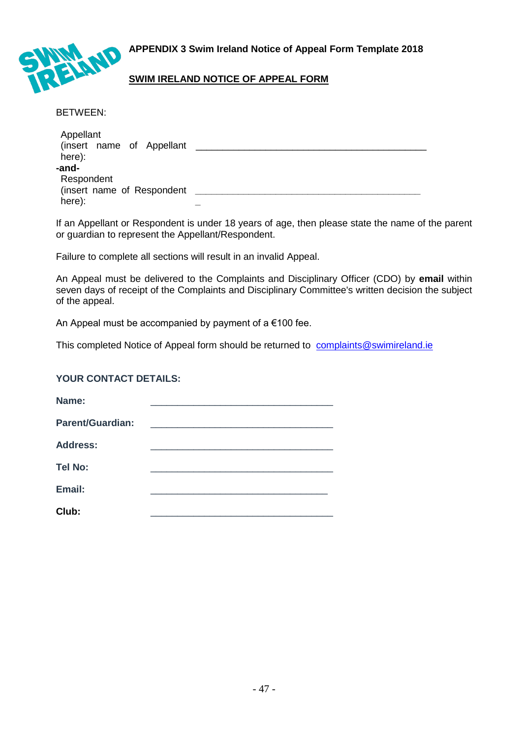**APPENDIX 3 Swim Ireland Notice of Appeal Form Template 2018**

**SWIM IRELAND NOTICE OF APPEAL FORM**

BETWEEN:

Appellant (insert name of Appellant here): ___________________________________________

**-and-**

Respondent (insert name of Respondent here): ___________________________________________

If an Appellant or Respondent is under 18 years of age, then please state the name of the parent or guardian to represent the Appellant/Respondent.

Failure to complete all sections will result in an invalid Appeal.

An Appeal must be delivered to the Complaints and Disciplinary Officer (CDO) by **email** within seven days of receipt of the Complaints and Disciplinary Committee's written decision the subject of the appeal.

An Appeal must be accompanied by payment of a €100 fee.

This completed Notice of Appeal form should be returned to complaints@swimireland.ie

**YOUR CONTACT DETAILS:**

**Name:** ________________________________

**Parent/Guardian:** ________________________________

**Address:** ________________________________

**Tel No:** ________________________________

**Email:** ________________________________

**Club:** ________________________________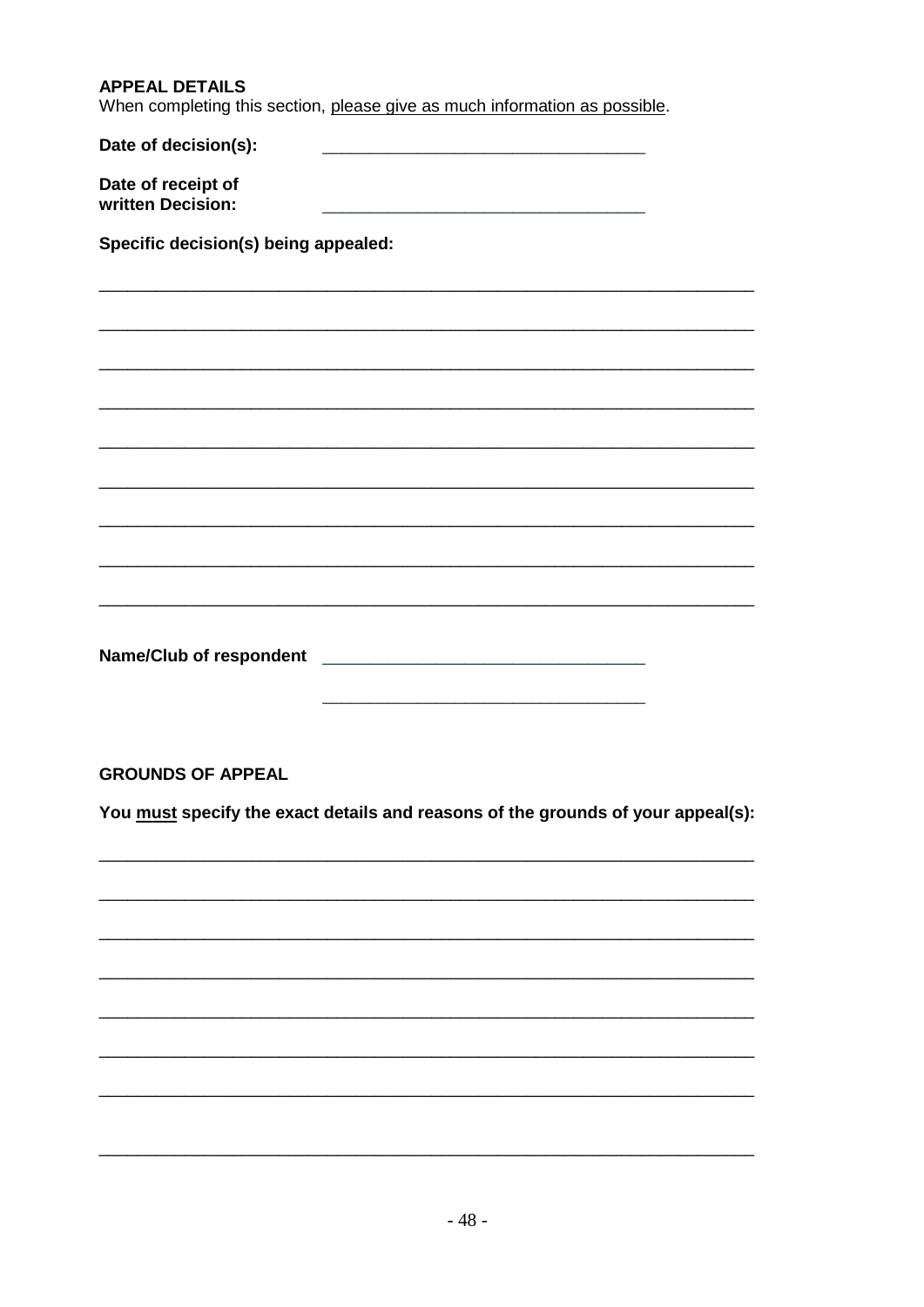**APPEAL DETAILS**

When completing this section, <u>please give as much information as possible</u>.

**Date of decision(s):** ________________________________

**Date of receipt of written Decision:** ________________________________

**Specific decision(s) being appealed:**

_______________________________________________________________________

_______________________________________________________________________

_______________________________________________________________________

_______________________________________________________________________

_______________________________________________________________________

_______________________________________________________________________

_______________________________________________________________________

_______________________________________________________________________

_______________________________________________________________________

**Name/Club of respondent** ________________________________

________________________________

**GROUNDS OF APPEAL**

**You <u>must</u> specify the exact details and reasons of the grounds of your appeal(s):**

_______________________________________________________________________

_______________________________________________________________________

_______________________________________________________________________

_______________________________________________________________________

_______________________________________________________________________

_______________________________________________________________________

_______________________________________________________________________

_______________________________________________________________________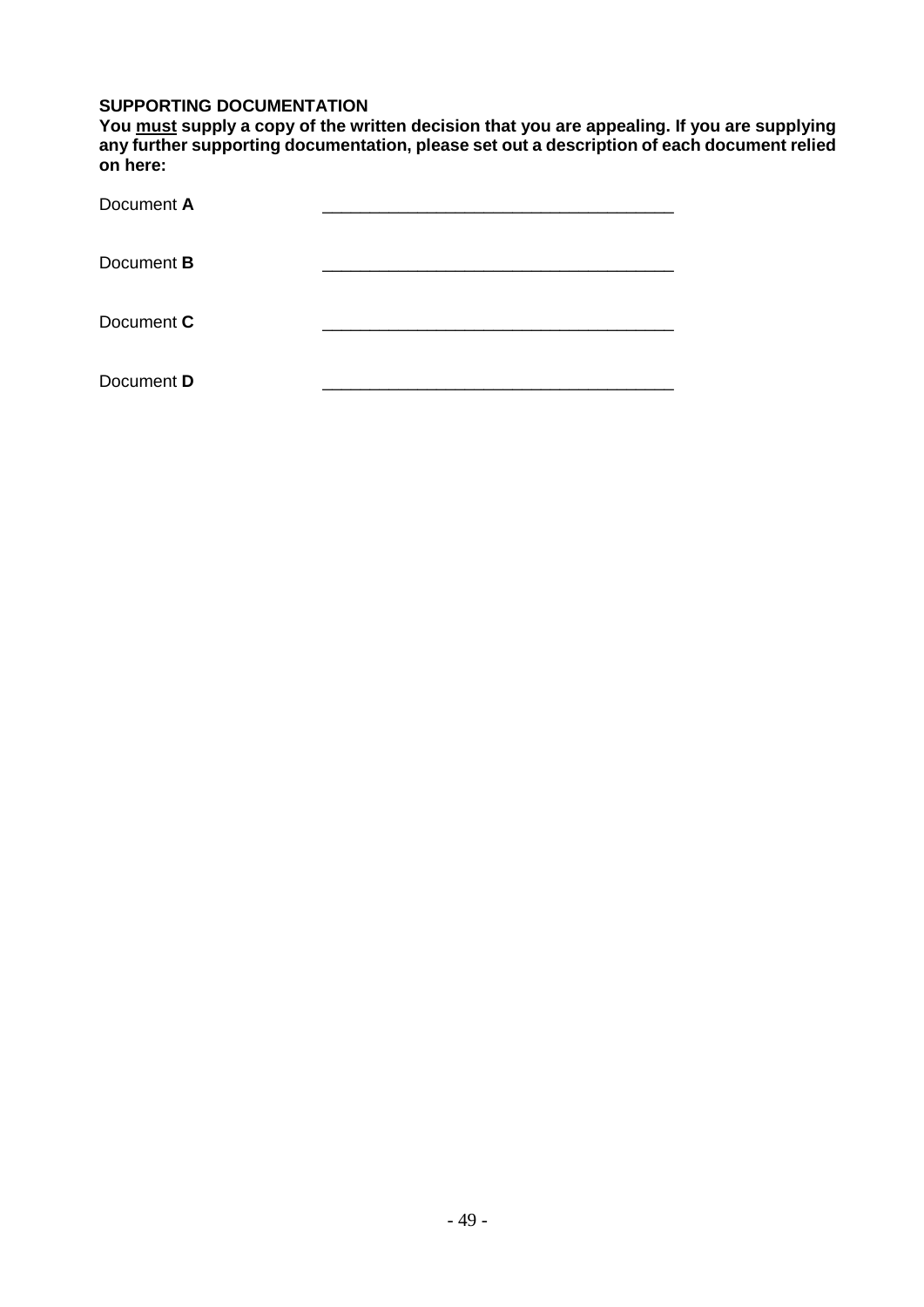**SUPPORTING DOCUMENTATION**

**You <u>must</u> supply a copy of the written decision that you are appealing. If you are supplying any further supporting documentation, please set out a description of each document relied on here:**

Document **A** ______________________________________

Document **B** ______________________________________

Document **C** ______________________________________

Document **D** ______________________________________